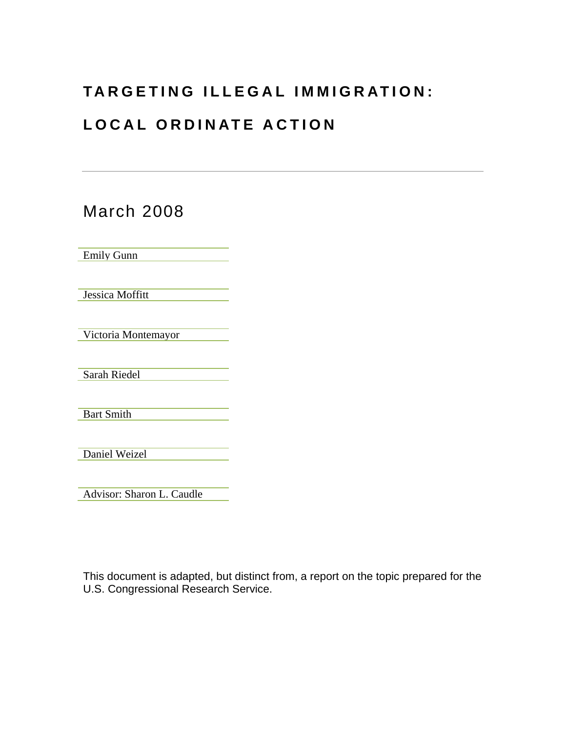# TARGETING ILLEGAL IMMIGRATION:

# LOCAL ORDINATE ACTION

---

## March 2008

Emily Gunn

Jessica Moffitt

Victoria Montemayor

Sarah Riedel

Bart Smith

Daniel Weizel

Advisor: Sharon L. Caudle

This document is adapted, but distinct from, a report on the topic prepared for the U.S. Congressional Research Service.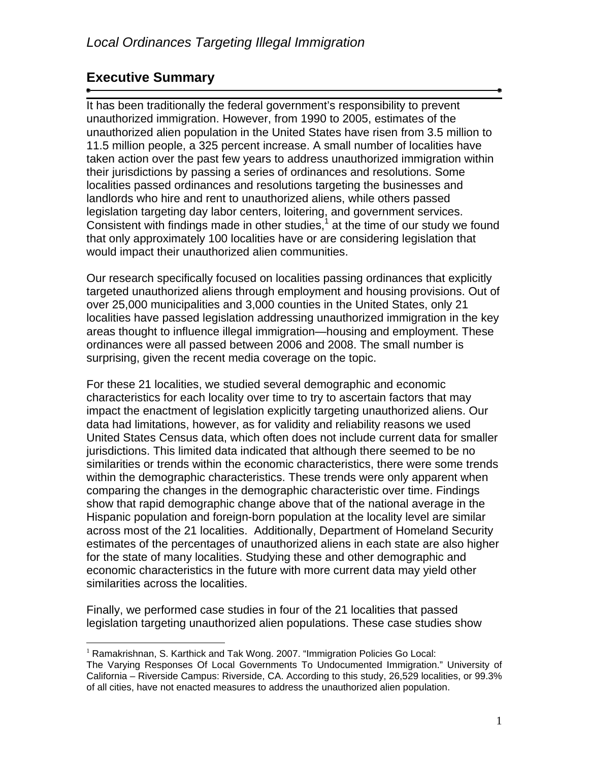## Executive Summary

It has been traditionally the federal government's responsibility to prevent unauthorized immigration. However, from 1990 to 2005, estimates of the unauthorized alien population in the United States have risen from 3.5 million to 11.5 million people, a 325 percent increase. A small number of localities have taken action over the past few years to address unauthorized immigration within their jurisdictions by passing a series of ordinances and resolutions. Some localities passed ordinances and resolutions targeting the businesses and landlords who hire and rent to unauthorized aliens, while others passed legislation targeting day labor centers, loitering, and government services. Consistent with findings made in other studies,[1] at the time of our study we found that only approximately 100 localities have or are considering legislation that would impact their unauthorized alien communities.

Our research specifically focused on localities passing ordinances that explicitly targeted unauthorized aliens through employment and housing provisions. Out of over 25,000 municipalities and 3,000 counties in the United States, only 21 localities have passed legislation addressing unauthorized immigration in the key areas thought to influence illegal immigration—housing and employment. These ordinances were all passed between 2006 and 2008. The small number is surprising, given the recent media coverage on the topic.

For these 21 localities, we studied several demographic and economic characteristics for each locality over time to try to ascertain factors that may impact the enactment of legislation explicitly targeting unauthorized aliens. Our data had limitations, however, as for validity and reliability reasons we used United States Census data, which often does not include current data for smaller jurisdictions. This limited data indicated that although there seemed to be no similarities or trends within the economic characteristics, there were some trends within the demographic characteristics. These trends were only apparent when comparing the changes in the demographic characteristic over time. Findings show that rapid demographic change above that of the national average in the Hispanic population and foreign-born population at the locality level are similar across most of the 21 localities. Additionally, Department of Homeland Security estimates of the percentages of unauthorized aliens in each state are also higher for the state of many localities. Studying these and other demographic and economic characteristics in the future with more current data may yield other similarities across the localities.

Finally, we performed case studies in four of the 21 localities that passed legislation targeting unauthorized alien populations. These case studies show

[1] Ramakrishnan, S. Karthick and Tak Wong. 2007. "Immigration Policies Go Local: The Varying Responses Of Local Governments To Undocumented Immigration." University of California – Riverside Campus: Riverside, CA. According to this study, 26,529 localities, or 99.3% of all cities, have not enacted measures to address the unauthorized alien population.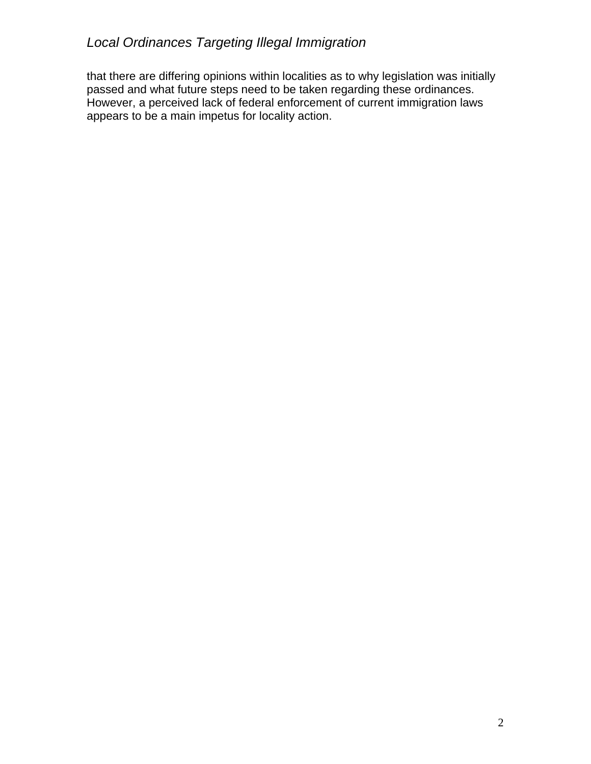that there are differing opinions within localities as to why legislation was initially passed and what future steps need to be taken regarding these ordinances. However, a perceived lack of federal enforcement of current immigration laws appears to be a main impetus for locality action.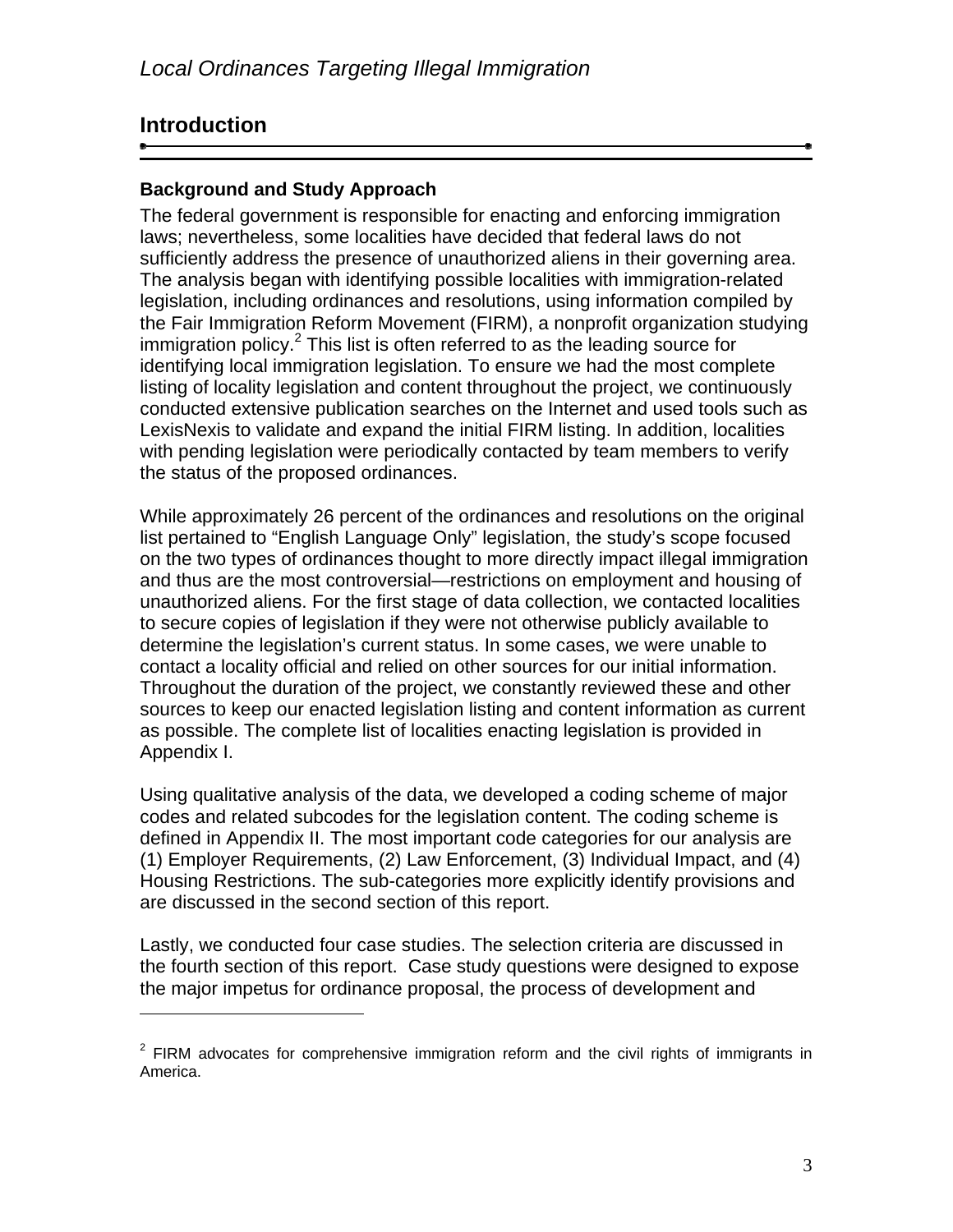## Introduction

### Background and Study Approach

The federal government is responsible for enacting and enforcing immigration laws; nevertheless, some localities have decided that federal laws do not sufficiently address the presence of unauthorized aliens in their governing area. The analysis began with identifying possible localities with immigration-related legislation, including ordinances and resolutions, using information compiled by the Fair Immigration Reform Movement (FIRM), a nonprofit organization studying immigration policy.[2] This list is often referred to as the leading source for identifying local immigration legislation. To ensure we had the most complete listing of locality legislation and content throughout the project, we continuously conducted extensive publication searches on the Internet and used tools such as LexisNexis to validate and expand the initial FIRM listing. In addition, localities with pending legislation were periodically contacted by team members to verify the status of the proposed ordinances.

While approximately 26 percent of the ordinances and resolutions on the original list pertained to "English Language Only" legislation, the study's scope focused on the two types of ordinances thought to more directly impact illegal immigration and thus are the most controversial—restrictions on employment and housing of unauthorized aliens. For the first stage of data collection, we contacted localities to secure copies of legislation if they were not otherwise publicly available to determine the legislation's current status. In some cases, we were unable to contact a locality official and relied on other sources for our initial information. Throughout the duration of the project, we constantly reviewed these and other sources to keep our enacted legislation listing and content information as current as possible. The complete list of localities enacting legislation is provided in Appendix I.

Using qualitative analysis of the data, we developed a coding scheme of major codes and related subcodes for the legislation content. The coding scheme is defined in Appendix II. The most important code categories for our analysis are (1) Employer Requirements, (2) Law Enforcement, (3) Individual Impact, and (4) Housing Restrictions. The sub-categories more explicitly identify provisions and are discussed in the second section of this report.

Lastly, we conducted four case studies. The selection criteria are discussed in the fourth section of this report. Case study questions were designed to expose the major impetus for ordinance proposal, the process of development and

[2] FIRM advocates for comprehensive immigration reform and the civil rights of immigrants in America.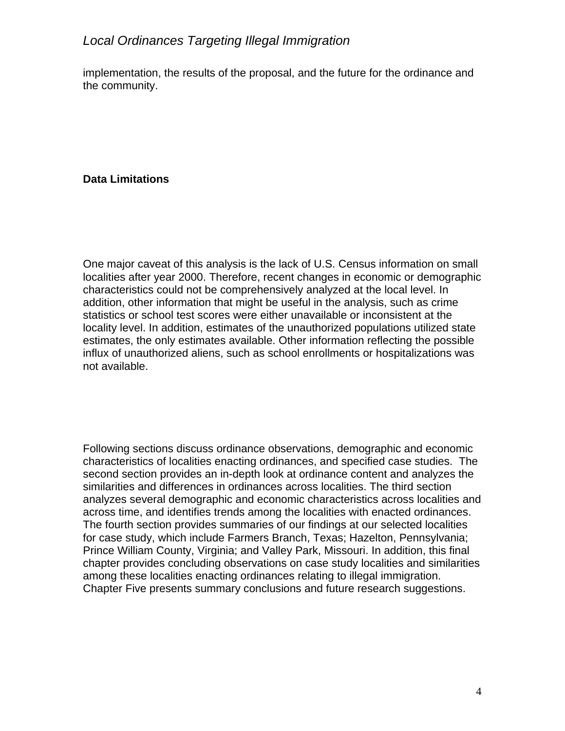implementation, the results of the proposal, and the future for the ordinance and the community.

**Data Limitations**

One major caveat of this analysis is the lack of U.S. Census information on small localities after year 2000. Therefore, recent changes in economic or demographic characteristics could not be comprehensively analyzed at the local level. In addition, other information that might be useful in the analysis, such as crime statistics or school test scores were either unavailable or inconsistent at the locality level. In addition, estimates of the unauthorized populations utilized state estimates, the only estimates available. Other information reflecting the possible influx of unauthorized aliens, such as school enrollments or hospitalizations was not available.

Following sections discuss ordinance observations, demographic and economic characteristics of localities enacting ordinances, and specified case studies. The second section provides an in-depth look at ordinance content and analyzes the similarities and differences in ordinances across localities. The third section analyzes several demographic and economic characteristics across localities and across time, and identifies trends among the localities with enacted ordinances. The fourth section provides summaries of our findings at our selected localities for case study, which include Farmers Branch, Texas; Hazelton, Pennsylvania; Prince William County, Virginia; and Valley Park, Missouri. In addition, this final chapter provides concluding observations on case study localities and similarities among these localities enacting ordinances relating to illegal immigration. Chapter Five presents summary conclusions and future research suggestions.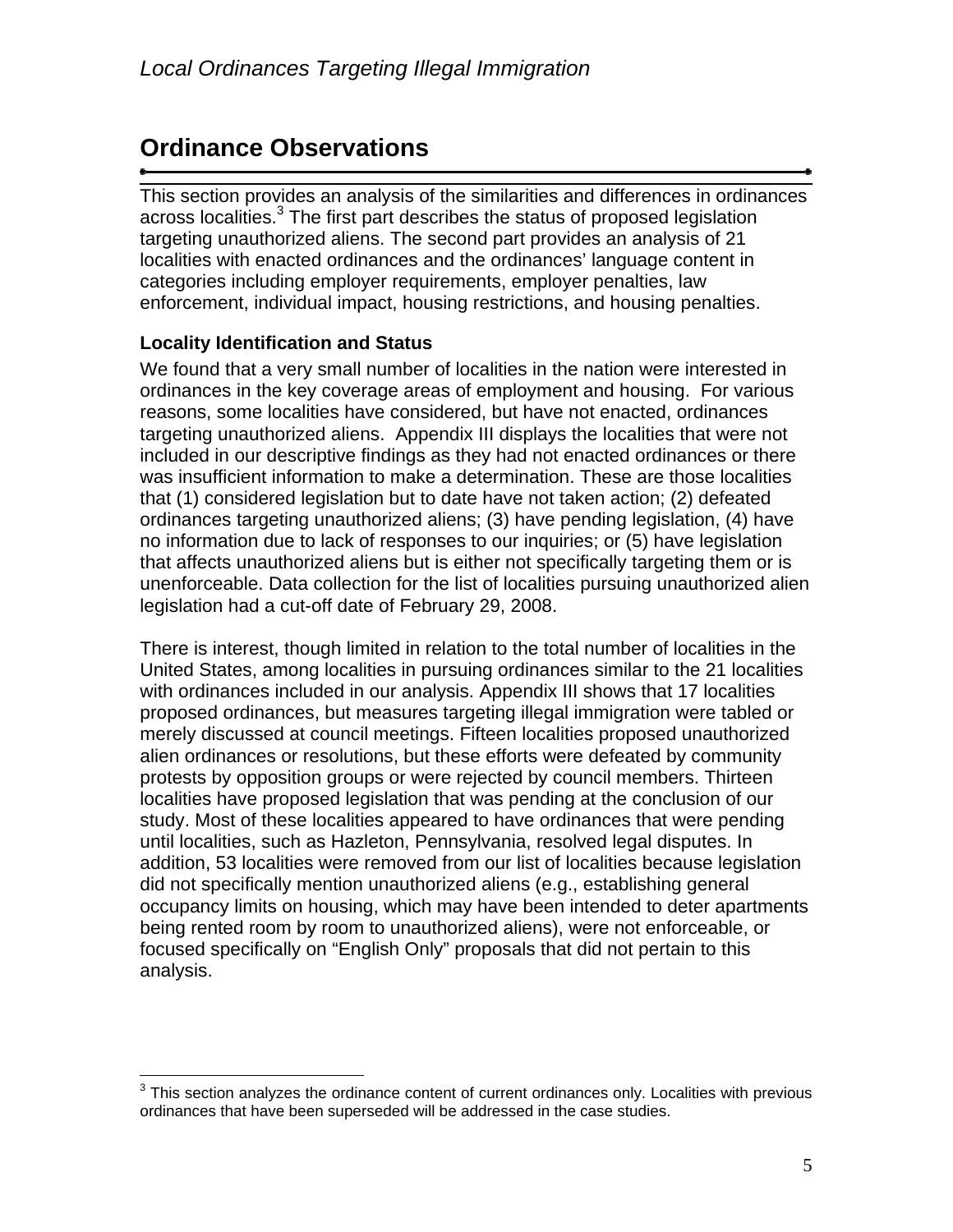## Ordinance Observations

This section provides an analysis of the similarities and differences in ordinances across localities.[3] The first part describes the status of proposed legislation targeting unauthorized aliens. The second part provides an analysis of 21 localities with enacted ordinances and the ordinances' language content in categories including employer requirements, employer penalties, law enforcement, individual impact, housing restrictions, and housing penalties.

### Locality Identification and Status

We found that a very small number of localities in the nation were interested in ordinances in the key coverage areas of employment and housing. For various reasons, some localities have considered, but have not enacted, ordinances targeting unauthorized aliens. Appendix III displays the localities that were not included in our descriptive findings as they had not enacted ordinances or there was insufficient information to make a determination. These are those localities that (1) considered legislation but to date have not taken action; (2) defeated ordinances targeting unauthorized aliens; (3) have pending legislation, (4) have no information due to lack of responses to our inquiries; or (5) have legislation that affects unauthorized aliens but is either not specifically targeting them or is unenforceable. Data collection for the list of localities pursuing unauthorized alien legislation had a cut-off date of February 29, 2008.

There is interest, though limited in relation to the total number of localities in the United States, among localities in pursuing ordinances similar to the 21 localities with ordinances included in our analysis. Appendix III shows that 17 localities proposed ordinances, but measures targeting illegal immigration were tabled or merely discussed at council meetings. Fifteen localities proposed unauthorized alien ordinances or resolutions, but these efforts were defeated by community protests by opposition groups or were rejected by council members. Thirteen localities have proposed legislation that was pending at the conclusion of our study. Most of these localities appeared to have ordinances that were pending until localities, such as Hazleton, Pennsylvania, resolved legal disputes. In addition, 53 localities were removed from our list of localities because legislation did not specifically mention unauthorized aliens (e.g., establishing general occupancy limits on housing, which may have been intended to deter apartments being rented room by room to unauthorized aliens), were not enforceable, or focused specifically on "English Only" proposals that did not pertain to this analysis.

[3] This section analyzes the ordinance content of current ordinances only. Localities with previous ordinances that have been superseded will be addressed in the case studies.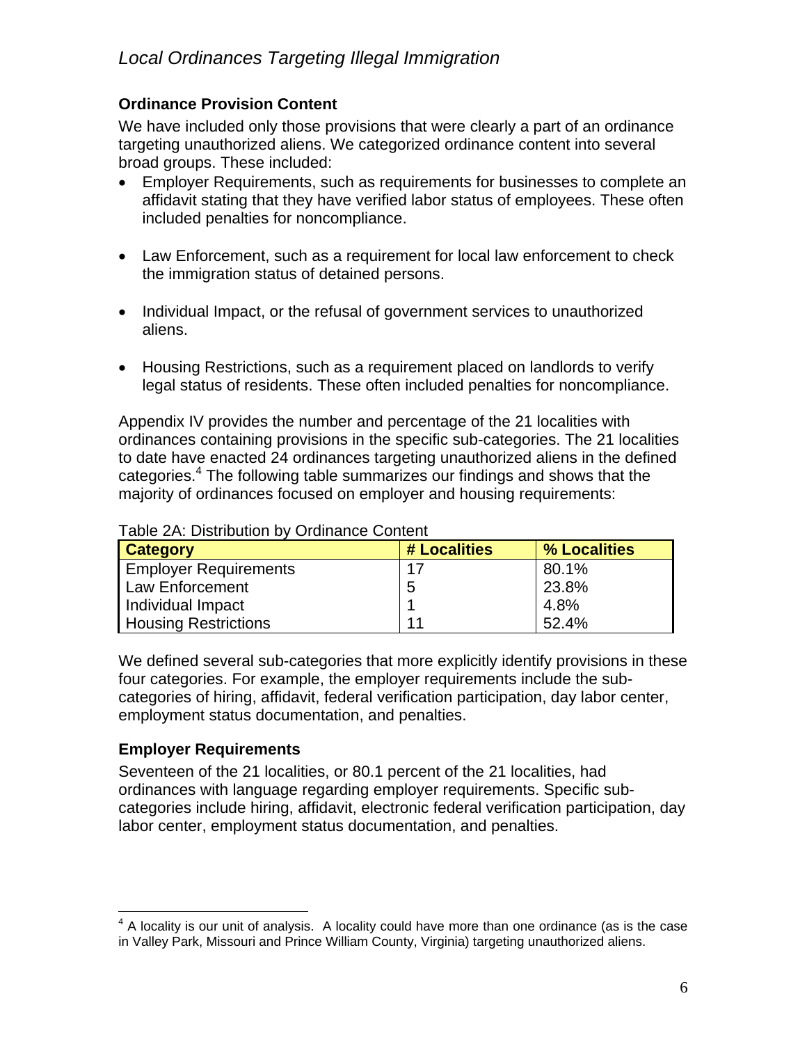## Ordinance Provision Content

We have included only those provisions that were clearly a part of an ordinance targeting unauthorized aliens. We categorized ordinance content into several broad groups. These included:

- Employer Requirements, such as requirements for businesses to complete an affidavit stating that they have verified labor status of employees. These often included penalties for noncompliance.
- Law Enforcement, such as a requirement for local law enforcement to check the immigration status of detained persons.
- Individual Impact, or the refusal of government services to unauthorized aliens.
- Housing Restrictions, such as a requirement placed on landlords to verify legal status of residents. These often included penalties for noncompliance.

Appendix IV provides the number and percentage of the 21 localities with ordinances containing provisions in the specific sub-categories. The 21 localities to date have enacted 24 ordinances targeting unauthorized aliens in the defined categories.[4] The following table summarizes our findings and shows that the majority of ordinances focused on employer and housing requirements:

Table 2A: Distribution by Ordinance Content

| Category | # Localities | % Localities |
|---|---|---|
| Employer Requirements | 17 | 80.1% |
| Law Enforcement | 5 | 23.8% |
| Individual Impact | 1 | 4.8% |
| Housing Restrictions | 11 | 52.4% |

We defined several sub-categories that more explicitly identify provisions in these four categories. For example, the employer requirements include the sub-categories of hiring, affidavit, federal verification participation, day labor center, employment status documentation, and penalties.

## Employer Requirements

Seventeen of the 21 localities, or 80.1 percent of the 21 localities, had ordinances with language regarding employer requirements. Specific sub-categories include hiring, affidavit, electronic federal verification participation, day labor center, employment status documentation, and penalties.

[4] A locality is our unit of analysis. A locality could have more than one ordinance (as is the case in Valley Park, Missouri and Prince William County, Virginia) targeting unauthorized aliens.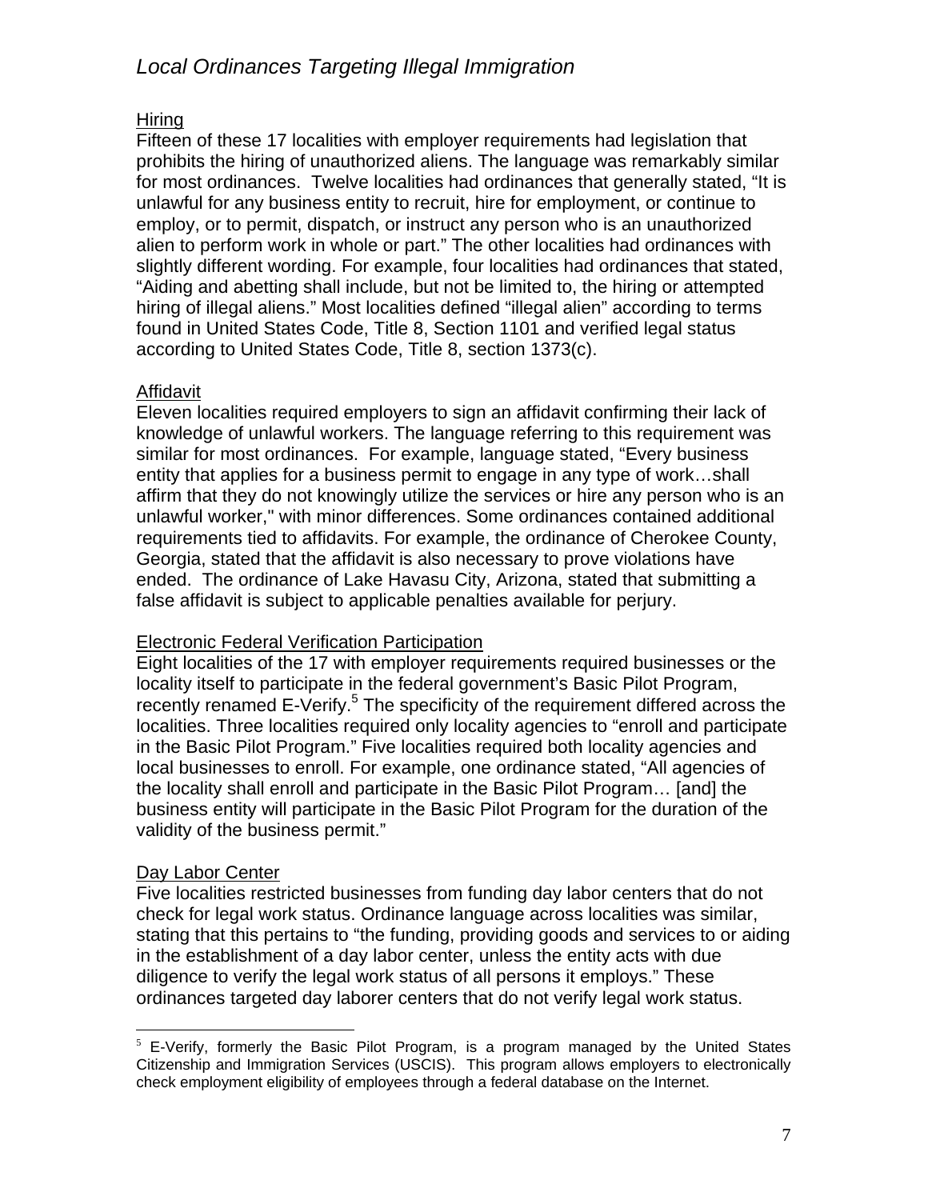### Hiring

Fifteen of these 17 localities with employer requirements had legislation that prohibits the hiring of unauthorized aliens. The language was remarkably similar for most ordinances. Twelve localities had ordinances that generally stated, "It is unlawful for any business entity to recruit, hire for employment, or continue to employ, or to permit, dispatch, or instruct any person who is an unauthorized alien to perform work in whole or part." The other localities had ordinances with slightly different wording. For example, four localities had ordinances that stated, "Aiding and abetting shall include, but not be limited to, the hiring or attempted hiring of illegal aliens." Most localities defined "illegal alien" according to terms found in United States Code, Title 8, Section 1101 and verified legal status according to United States Code, Title 8, section 1373(c).

### Affidavit

Eleven localities required employers to sign an affidavit confirming their lack of knowledge of unlawful workers. The language referring to this requirement was similar for most ordinances. For example, language stated, "Every business entity that applies for a business permit to engage in any type of work…shall affirm that they do not knowingly utilize the services or hire any person who is an unlawful worker," with minor differences. Some ordinances contained additional requirements tied to affidavits. For example, the ordinance of Cherokee County, Georgia, stated that the affidavit is also necessary to prove violations have ended. The ordinance of Lake Havasu City, Arizona, stated that submitting a false affidavit is subject to applicable penalties available for perjury.

### Electronic Federal Verification Participation

Eight localities of the 17 with employer requirements required businesses or the locality itself to participate in the federal government's Basic Pilot Program, recently renamed E-Verify.[5] The specificity of the requirement differed across the localities. Three localities required only locality agencies to "enroll and participate in the Basic Pilot Program." Five localities required both locality agencies and local businesses to enroll. For example, one ordinance stated, "All agencies of the locality shall enroll and participate in the Basic Pilot Program… [and] the business entity will participate in the Basic Pilot Program for the duration of the validity of the business permit."

### Day Labor Center

Five localities restricted businesses from funding day labor centers that do not check for legal work status. Ordinance language across localities was similar, stating that this pertains to "the funding, providing goods and services to or aiding in the establishment of a day labor center, unless the entity acts with due diligence to verify the legal work status of all persons it employs." These ordinances targeted day laborer centers that do not verify legal work status.

---

[5] E-Verify, formerly the Basic Pilot Program, is a program managed by the United States Citizenship and Immigration Services (USCIS). This program allows employers to electronically check employment eligibility of employees through a federal database on the Internet.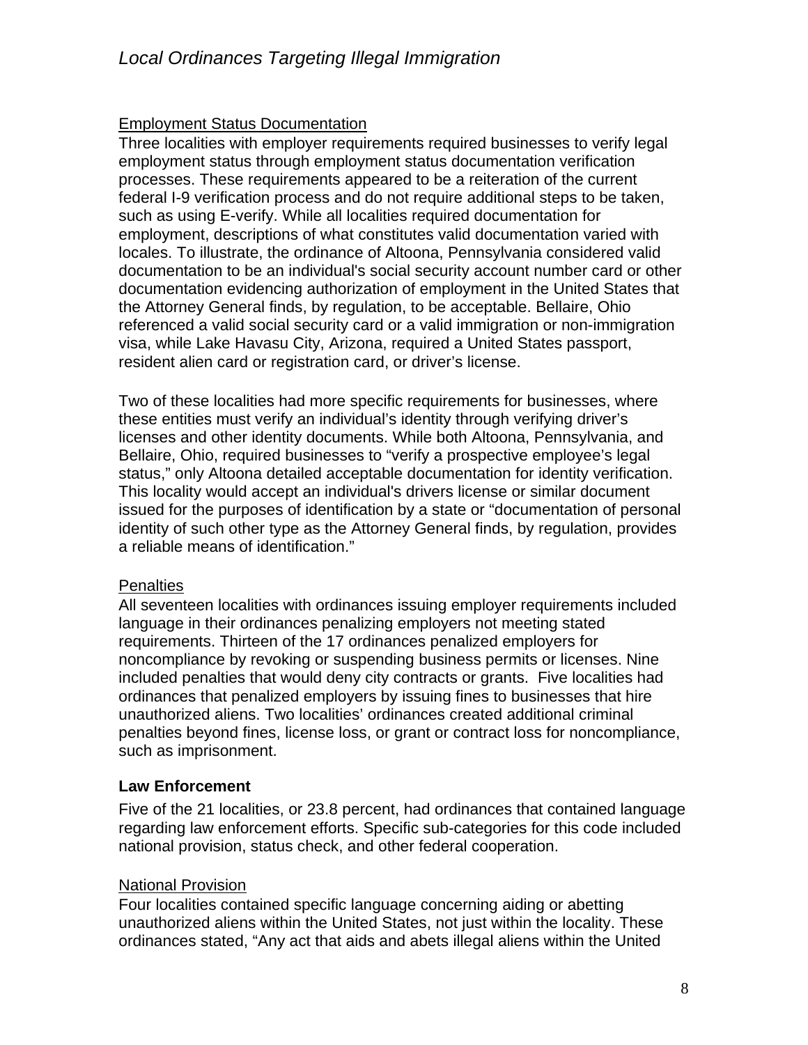#### Employment Status Documentation

Three localities with employer requirements required businesses to verify legal employment status through employment status documentation verification processes. These requirements appeared to be a reiteration of the current federal I-9 verification process and do not require additional steps to be taken, such as using E-verify. While all localities required documentation for employment, descriptions of what constitutes valid documentation varied with locales. To illustrate, the ordinance of Altoona, Pennsylvania considered valid documentation to be an individual's social security account number card or other documentation evidencing authorization of employment in the United States that the Attorney General finds, by regulation, to be acceptable. Bellaire, Ohio referenced a valid social security card or a valid immigration or non-immigration visa, while Lake Havasu City, Arizona, required a United States passport, resident alien card or registration card, or driver's license.

Two of these localities had more specific requirements for businesses, where these entities must verify an individual's identity through verifying driver's licenses and other identity documents. While both Altoona, Pennsylvania, and Bellaire, Ohio, required businesses to "verify a prospective employee's legal status," only Altoona detailed acceptable documentation for identity verification. This locality would accept an individual's drivers license or similar document issued for the purposes of identification by a state or "documentation of personal identity of such other type as the Attorney General finds, by regulation, provides a reliable means of identification."

#### Penalties

All seventeen localities with ordinances issuing employer requirements included language in their ordinances penalizing employers not meeting stated requirements. Thirteen of the 17 ordinances penalized employers for noncompliance by revoking or suspending business permits or licenses. Nine included penalties that would deny city contracts or grants. Five localities had ordinances that penalized employers by issuing fines to businesses that hire unauthorized aliens. Two localities' ordinances created additional criminal penalties beyond fines, license loss, or grant or contract loss for noncompliance, such as imprisonment.

### Law Enforcement

Five of the 21 localities, or 23.8 percent, had ordinances that contained language regarding law enforcement efforts. Specific sub-categories for this code included national provision, status check, and other federal cooperation.

#### National Provision

Four localities contained specific language concerning aiding or abetting unauthorized aliens within the United States, not just within the locality. These ordinances stated, "Any act that aids and abets illegal aliens within the United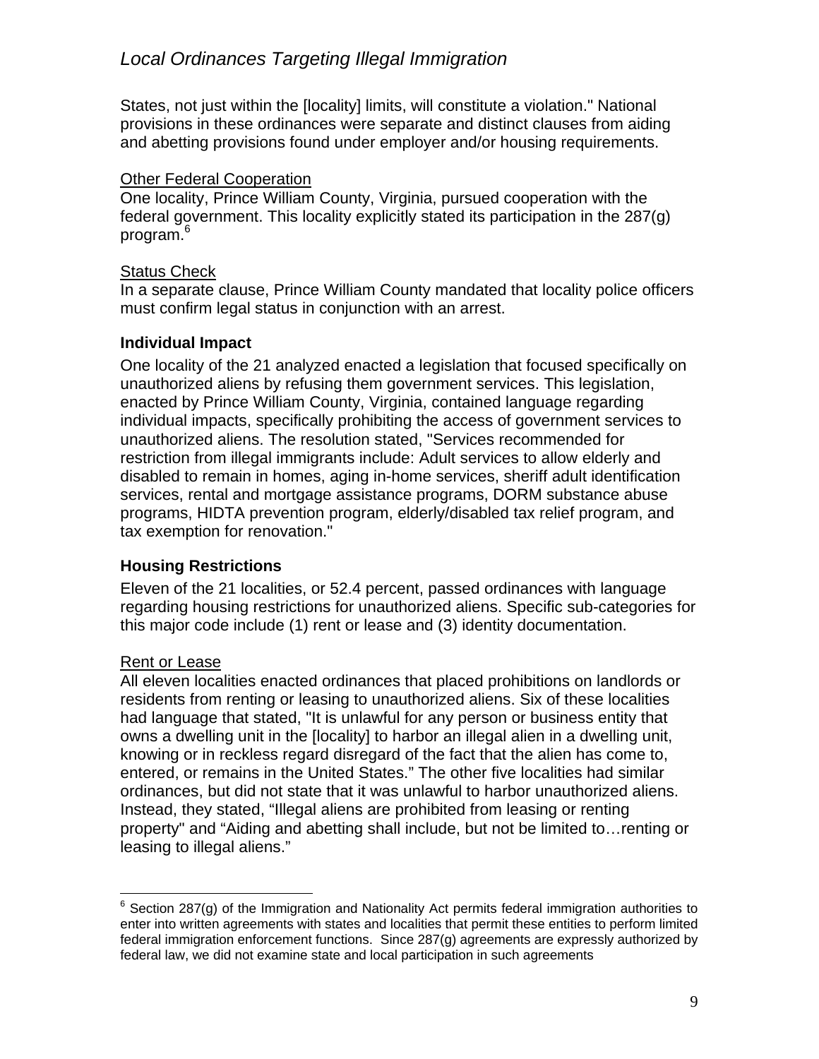States, not just within the [locality] limits, will constitute a violation." National provisions in these ordinances were separate and distinct clauses from aiding and abetting provisions found under employer and/or housing requirements.

Other Federal Cooperation

One locality, Prince William County, Virginia, pursued cooperation with the federal government. This locality explicitly stated its participation in the 287(g) program.[6]

Status Check

In a separate clause, Prince William County mandated that locality police officers must confirm legal status in conjunction with an arrest.

### Individual Impact

One locality of the 21 analyzed enacted a legislation that focused specifically on unauthorized aliens by refusing them government services. This legislation, enacted by Prince William County, Virginia, contained language regarding individual impacts, specifically prohibiting the access of government services to unauthorized aliens. The resolution stated, "Services recommended for restriction from illegal immigrants include: Adult services to allow elderly and disabled to remain in homes, aging in-home services, sheriff adult identification services, rental and mortgage assistance programs, DORM substance abuse programs, HIDTA prevention program, elderly/disabled tax relief program, and tax exemption for renovation."

### Housing Restrictions

Eleven of the 21 localities, or 52.4 percent, passed ordinances with language regarding housing restrictions for unauthorized aliens. Specific sub-categories for this major code include (1) rent or lease and (3) identity documentation.

Rent or Lease

All eleven localities enacted ordinances that placed prohibitions on landlords or residents from renting or leasing to unauthorized aliens. Six of these localities had language that stated, "It is unlawful for any person or business entity that owns a dwelling unit in the [locality] to harbor an illegal alien in a dwelling unit, knowing or in reckless regard disregard of the fact that the alien has come to, entered, or remains in the United States." The other five localities had similar ordinances, but did not state that it was unlawful to harbor unauthorized aliens. Instead, they stated, "Illegal aliens are prohibited from leasing or renting property" and "Aiding and abetting shall include, but not be limited to…renting or leasing to illegal aliens."

---

[6] Section 287(g) of the Immigration and Nationality Act permits federal immigration authorities to enter into written agreements with states and localities that permit these entities to perform limited federal immigration enforcement functions. Since 287(g) agreements are expressly authorized by federal law, we did not examine state and local participation in such agreements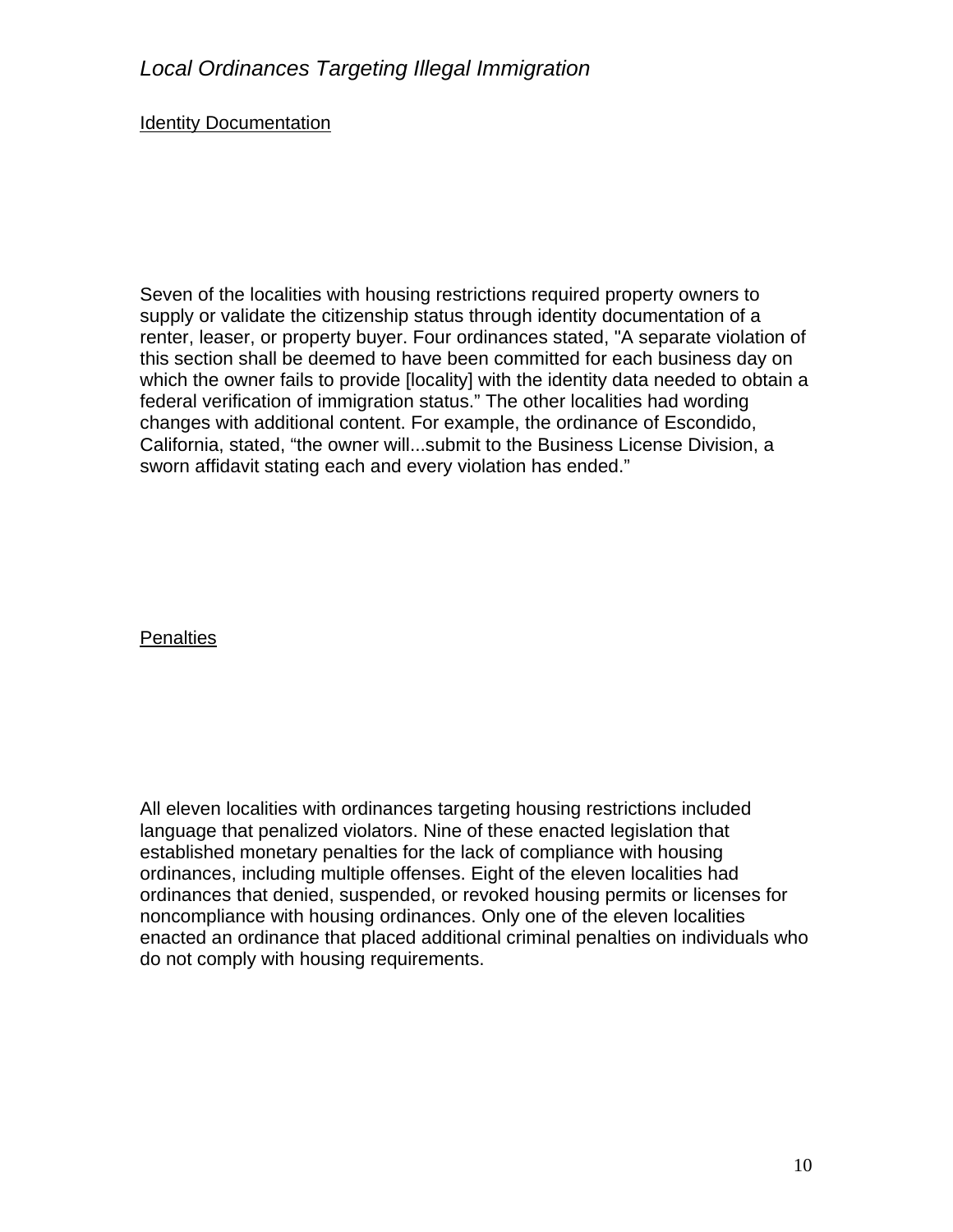## *Local Ordinances Targeting Illegal Immigration*

Identity Documentation

Seven of the localities with housing restrictions required property owners to supply or validate the citizenship status through identity documentation of a renter, leaser, or property buyer. Four ordinances stated, "A separate violation of this section shall be deemed to have been committed for each business day on which the owner fails to provide [locality] with the identity data needed to obtain a federal verification of immigration status." The other localities had wording changes with additional content. For example, the ordinance of Escondido, California, stated, "the owner will...submit to the Business License Division, a sworn affidavit stating each and every violation has ended."

Penalties

All eleven localities with ordinances targeting housing restrictions included language that penalized violators. Nine of these enacted legislation that established monetary penalties for the lack of compliance with housing ordinances, including multiple offenses. Eight of the eleven localities had ordinances that denied, suspended, or revoked housing permits or licenses for noncompliance with housing ordinances. Only one of the eleven localities enacted an ordinance that placed additional criminal penalties on individuals who do not comply with housing requirements.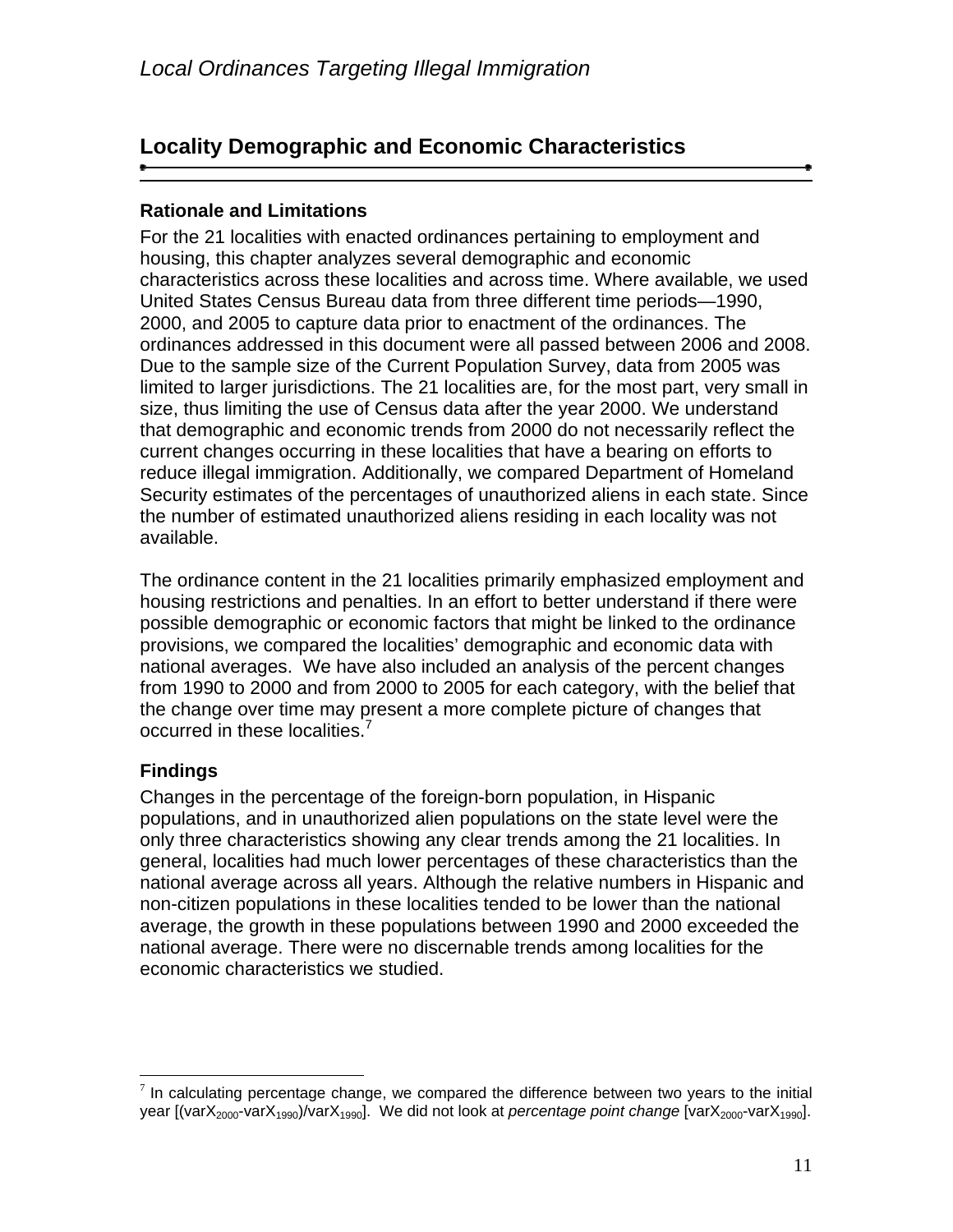## Locality Demographic and Economic Characteristics

### Rationale and Limitations

For the 21 localities with enacted ordinances pertaining to employment and housing, this chapter analyzes several demographic and economic characteristics across these localities and across time. Where available, we used United States Census Bureau data from three different time periods—1990, 2000, and 2005 to capture data prior to enactment of the ordinances. The ordinances addressed in this document were all passed between 2006 and 2008. Due to the sample size of the Current Population Survey, data from 2005 was limited to larger jurisdictions. The 21 localities are, for the most part, very small in size, thus limiting the use of Census data after the year 2000. We understand that demographic and economic trends from 2000 do not necessarily reflect the current changes occurring in these localities that have a bearing on efforts to reduce illegal immigration. Additionally, we compared Department of Homeland Security estimates of the percentages of unauthorized aliens in each state. Since the number of estimated unauthorized aliens residing in each locality was not available.

The ordinance content in the 21 localities primarily emphasized employment and housing restrictions and penalties. In an effort to better understand if there were possible demographic or economic factors that might be linked to the ordinance provisions, we compared the localities' demographic and economic data with national averages. We have also included an analysis of the percent changes from 1990 to 2000 and from 2000 to 2005 for each category, with the belief that the change over time may present a more complete picture of changes that occurred in these localities.[7]

### Findings

Changes in the percentage of the foreign-born population, in Hispanic populations, and in unauthorized alien populations on the state level were the only three characteristics showing any clear trends among the 21 localities. In general, localities had much lower percentages of these characteristics than the national average across all years. Although the relative numbers in Hispanic and non-citizen populations in these localities tended to be lower than the national average, the growth in these populations between 1990 and 2000 exceeded the national average. There were no discernable trends among localities for the economic characteristics we studied.

---

[7] In calculating percentage change, we compared the difference between two years to the initial year [$(varX_{2000}-varX_{1990})/varX_{1990}$]. We did not look at *percentage point change* [$varX_{2000}-varX_{1990}$].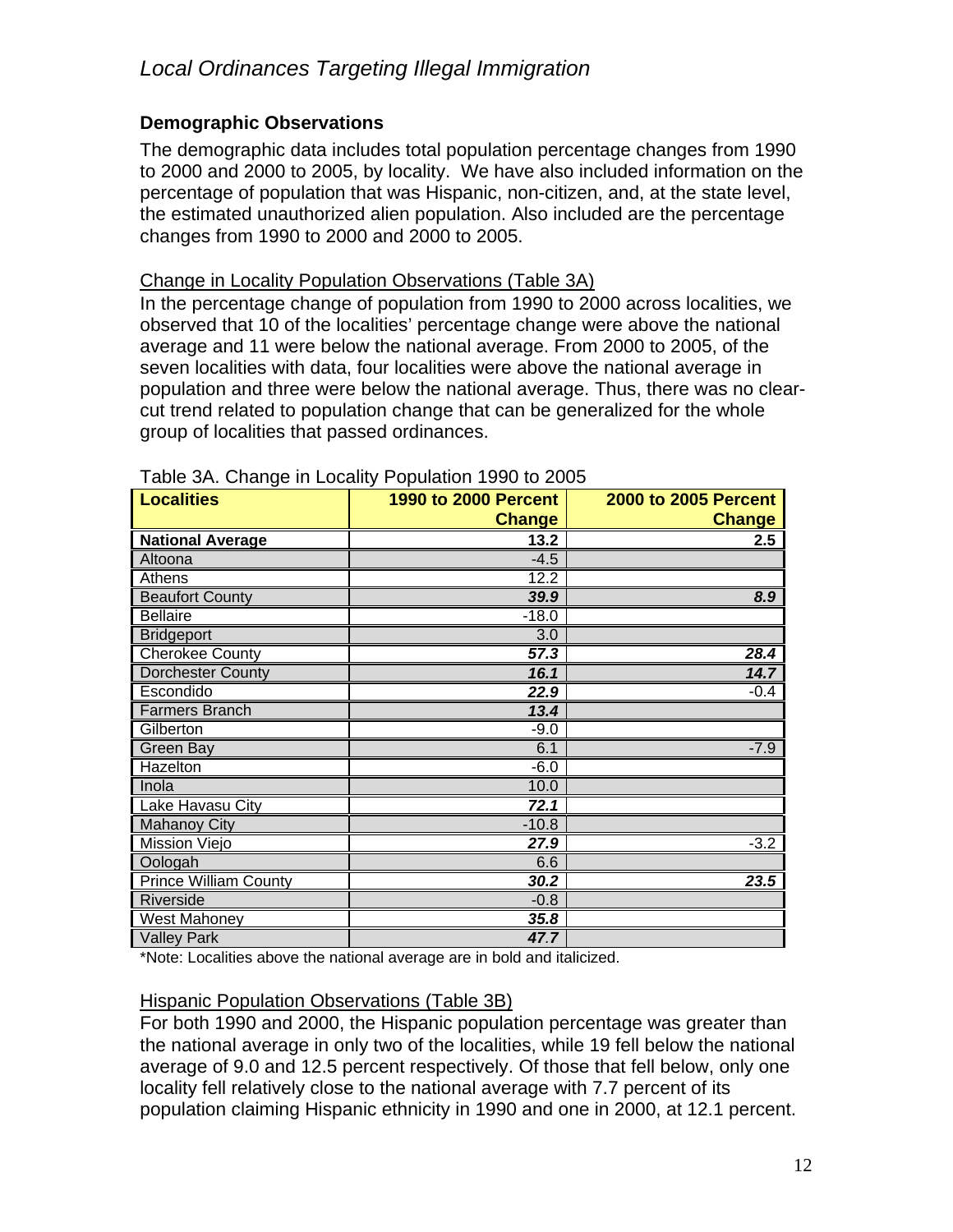## Demographic Observations

The demographic data includes total population percentage changes from 1990 to 2000 and 2000 to 2005, by locality. We have also included information on the percentage of population that was Hispanic, non-citizen, and, at the state level, the estimated unauthorized alien population. Also included are the percentage changes from 1990 to 2000 and 2000 to 2005.

Change in Locality Population Observations (Table 3A)

In the percentage change of population from 1990 to 2000 across localities, we observed that 10 of the localities' percentage change were above the national average and 11 were below the national average. From 2000 to 2005, of the seven localities with data, four localities were above the national average in population and three were below the national average. Thus, there was no clear-cut trend related to population change that can be generalized for the whole group of localities that passed ordinances.

Table 3A. Change in Locality Population 1990 to 2005

| Localities | 1990 to 2000 Percent Change | 2000 to 2005 Percent Change |
|---|---|---|
| **National Average** | **13.2** | **2.5** |
| Altoona | -4.5 | |
| Athens | 12.2 | |
| Beaufort County | ***39.9*** | ***8.9*** |
| Bellaire | -18.0 | |
| Bridgeport | 3.0 | |
| Cherokee County | ***57.3*** | ***28.4*** |
| Dorchester County | ***16.1*** | ***14.7*** |
| Escondido | ***22.9*** | -0.4 |
| Farmers Branch | ***13.4*** | |
| Gilberton | -9.0 | |
| Green Bay | 6.1 | -7.9 |
| Hazelton | -6.0 | |
| Inola | 10.0 | |
| Lake Havasu City | ***72.1*** | |
| Mahanoy City | -10.8 | |
| Mission Viejo | ***27.9*** | -3.2 |
| Oologah | 6.6 | |
| Prince William County | ***30.2*** | ***23.5*** |
| Riverside | -0.8 | |
| West Mahoney | ***35.8*** | |
| Valley Park | ***47.7*** | |

*Note: Localities above the national average are in bold and italicized.

Hispanic Population Observations (Table 3B)

For both 1990 and 2000, the Hispanic population percentage was greater than the national average in only two of the localities, while 19 fell below the national average of 9.0 and 12.5 percent respectively. Of those that fell below, only one locality fell relatively close to the national average with 7.7 percent of its population claiming Hispanic ethnicity in 1990 and one in 2000, at 12.1 percent.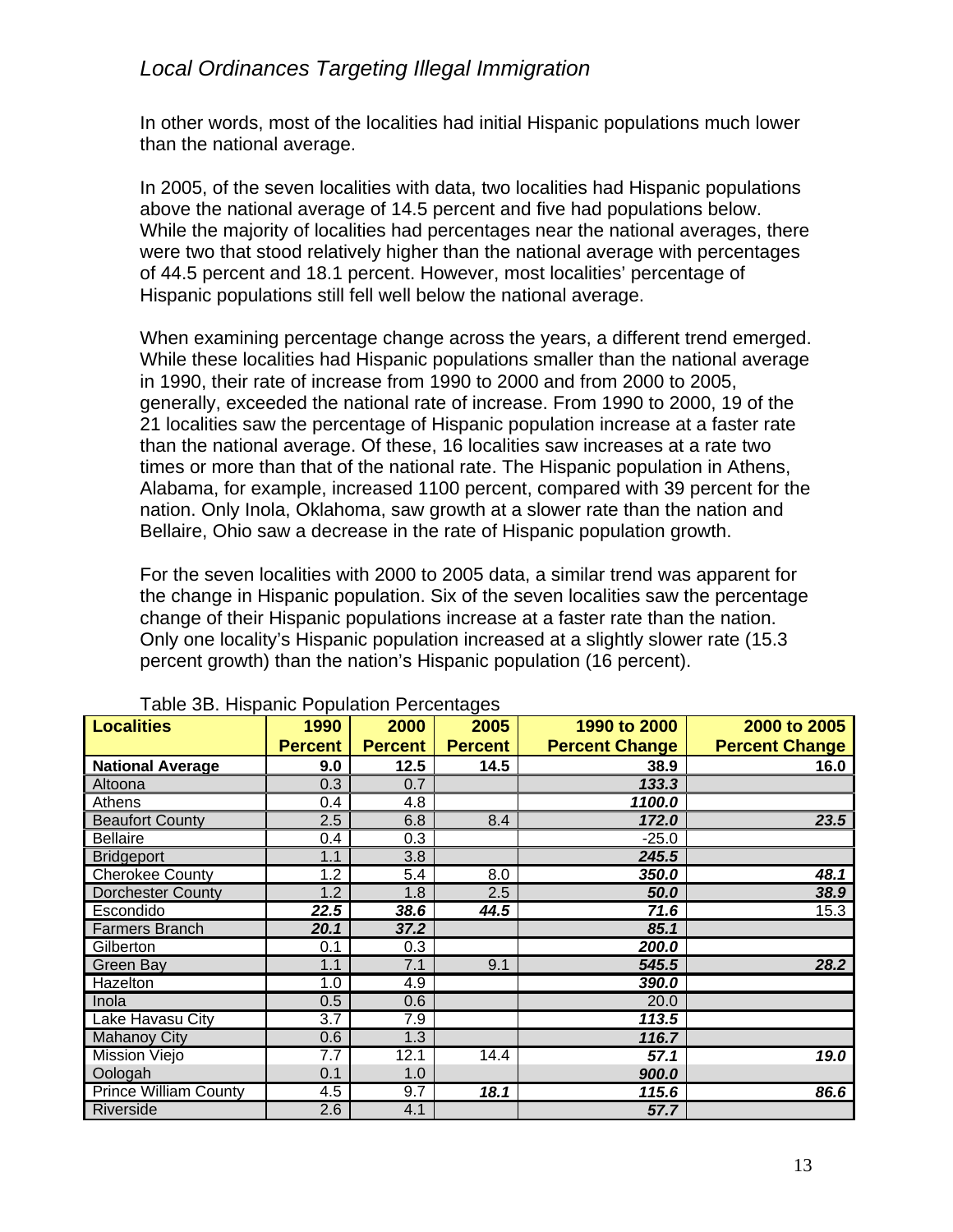In other words, most of the localities had initial Hispanic populations much lower than the national average.

In 2005, of the seven localities with data, two localities had Hispanic populations above the national average of 14.5 percent and five had populations below. While the majority of localities had percentages near the national averages, there were two that stood relatively higher than the national average with percentages of 44.5 percent and 18.1 percent. However, most localities' percentage of Hispanic populations still fell well below the national average.

When examining percentage change across the years, a different trend emerged. While these localities had Hispanic populations smaller than the national average in 1990, their rate of increase from 1990 to 2000 and from 2000 to 2005, generally, exceeded the national rate of increase. From 1990 to 2000, 19 of the 21 localities saw the percentage of Hispanic population increase at a faster rate than the national average. Of these, 16 localities saw increases at a rate two times or more than that of the national rate. The Hispanic population in Athens, Alabama, for example, increased 1100 percent, compared with 39 percent for the nation. Only Inola, Oklahoma, saw growth at a slower rate than the nation and Bellaire, Ohio saw a decrease in the rate of Hispanic population growth.

For the seven localities with 2000 to 2005 data, a similar trend was apparent for the change in Hispanic population. Six of the seven localities saw the percentage change of their Hispanic populations increase at a faster rate than the nation. Only one locality's Hispanic population increased at a slightly slower rate (15.3 percent growth) than the nation's Hispanic population (16 percent).

Table 3B. Hispanic Population Percentages

| Localities | 1990 Percent | 2000 Percent | 2005 Percent | 1990 to 2000 Percent Change | 2000 to 2005 Percent Change |
|---|---|---|---|---|---|
| **National Average** | **9.0** | **12.5** | **14.5** | **38.9** | **16.0** |
| Altoona | 0.3 | 0.7 | | ***133.3*** | |
| Athens | 0.4 | 4.8 | | ***1100.0*** | |
| Beaufort County | 2.5 | 6.8 | 8.4 | ***172.0*** | ***23.5*** |
| Bellaire | 0.4 | 0.3 | | -25.0 | |
| Bridgeport | 1.1 | 3.8 | | ***245.5*** | |
| Cherokee County | 1.2 | 5.4 | 8.0 | ***350.0*** | ***48.1*** |
| Dorchester County | 1.2 | 1.8 | 2.5 | ***50.0*** | ***38.9*** |
| Escondido | ***22.5*** | ***38.6*** | ***44.5*** | ***71.6*** | 15.3 |
| Farmers Branch | ***20.1*** | ***37.2*** | | ***85.1*** | |
| Gilberton | 0.1 | 0.3 | | ***200.0*** | |
| Green Bay | 1.1 | 7.1 | 9.1 | ***545.5*** | ***28.2*** |
| Hazelton | 1.0 | 4.9 | | ***390.0*** | |
| Inola | 0.5 | 0.6 | | 20.0 | |
| Lake Havasu City | 3.7 | 7.9 | | ***113.5*** | |
| Mahanoy City | 0.6 | 1.3 | | ***116.7*** | |
| Mission Viejo | 7.7 | 12.1 | 14.4 | ***57.1*** | ***19.0*** |
| Oologah | 0.1 | 1.0 | | ***900.0*** | |
| Prince William County | 4.5 | 9.7 | ***18.1*** | ***115.6*** | ***86.6*** |
| Riverside | 2.6 | 4.1 | | ***57.7*** | |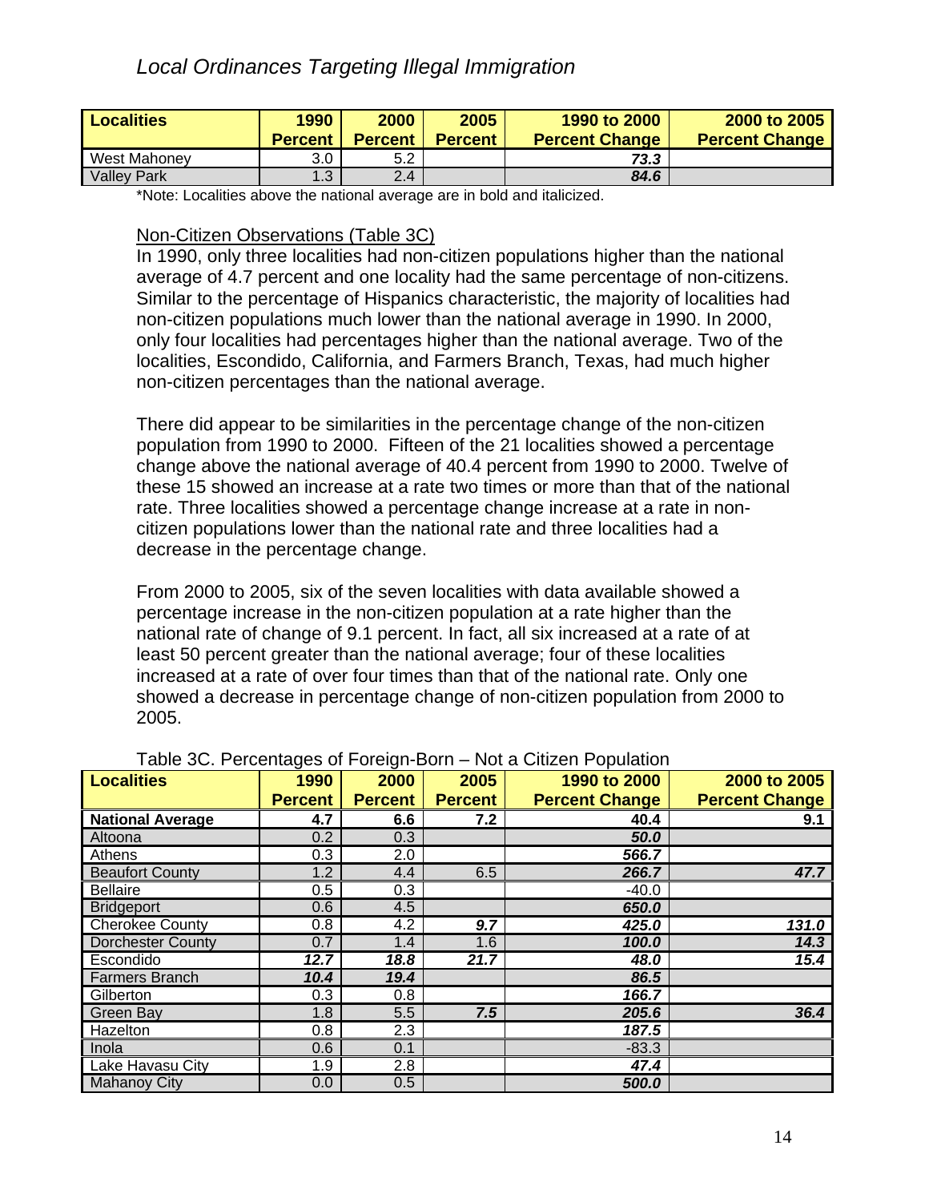*Local Ordinances Targeting Illegal Immigration*

| Localities | 1990 Percent | 2000 Percent | 2005 Percent | 1990 to 2000 Percent Change | 2000 to 2005 Percent Change |
|---|---|---|---|---|---|
| West Mahoney | 3.0 | 5.2 | | ***73.3*** | |
| Valley Park | 1.3 | 2.4 | | ***84.6*** | |

*Note: Localities above the national average are in bold and italicized.

Non-Citizen Observations (Table 3C)

In 1990, only three localities had non-citizen populations higher than the national average of 4.7 percent and one locality had the same percentage of non-citizens. Similar to the percentage of Hispanics characteristic, the majority of localities had non-citizen populations much lower than the national average in 1990. In 2000, only four localities had percentages higher than the national average. Two of the localities, Escondido, California, and Farmers Branch, Texas, had much higher non-citizen percentages than the national average.

There did appear to be similarities in the percentage change of the non-citizen population from 1990 to 2000. Fifteen of the 21 localities showed a percentage change above the national average of 40.4 percent from 1990 to 2000. Twelve of these 15 showed an increase at a rate two times or more than that of the national rate. Three localities showed a percentage change increase at a rate in non-citizen populations lower than the national rate and three localities had a decrease in the percentage change.

From 2000 to 2005, six of the seven localities with data available showed a percentage increase in the non-citizen population at a rate higher than the national rate of change of 9.1 percent. In fact, all six increased at a rate of at least 50 percent greater than the national average; four of these localities increased at a rate of over four times than that of the national rate. Only one showed a decrease in percentage change of non-citizen population from 2000 to 2005.

Table 3C. Percentages of Foreign-Born – Not a Citizen Population

| Localities | 1990 Percent | 2000 Percent | 2005 Percent | 1990 to 2000 Percent Change | 2000 to 2005 Percent Change |
|---|---|---|---|---|---|
| **National Average** | **4.7** | **6.6** | **7.2** | **40.4** | **9.1** |
| Altoona | 0.2 | 0.3 | | ***50.0*** | |
| Athens | 0.3 | 2.0 | | ***566.7*** | |
| Beaufort County | 1.2 | 4.4 | 6.5 | ***266.7*** | ***47.7*** |
| Bellaire | 0.5 | 0.3 | | -40.0 | |
| Bridgeport | 0.6 | 4.5 | | ***650.0*** | |
| Cherokee County | 0.8 | 4.2 | ***9.7*** | ***425.0*** | ***131.0*** |
| Dorchester County | 0.7 | 1.4 | 1.6 | ***100.0*** | ***14.3*** |
| Escondido | ***12.7*** | ***18.8*** | ***21.7*** | ***48.0*** | ***15.4*** |
| Farmers Branch | ***10.4*** | ***19.4*** | | ***86.5*** | |
| Gilberton | 0.3 | 0.8 | | ***166.7*** | |
| Green Bay | 1.8 | 5.5 | ***7.5*** | ***205.6*** | ***36.4*** |
| Hazelton | 0.8 | 2.3 | | ***187.5*** | |
| Inola | 0.6 | 0.1 | | -83.3 | |
| Lake Havasu City | 1.9 | 2.8 | | ***47.4*** | |
| Mahanoy City | 0.0 | 0.5 | | ***500.0*** | |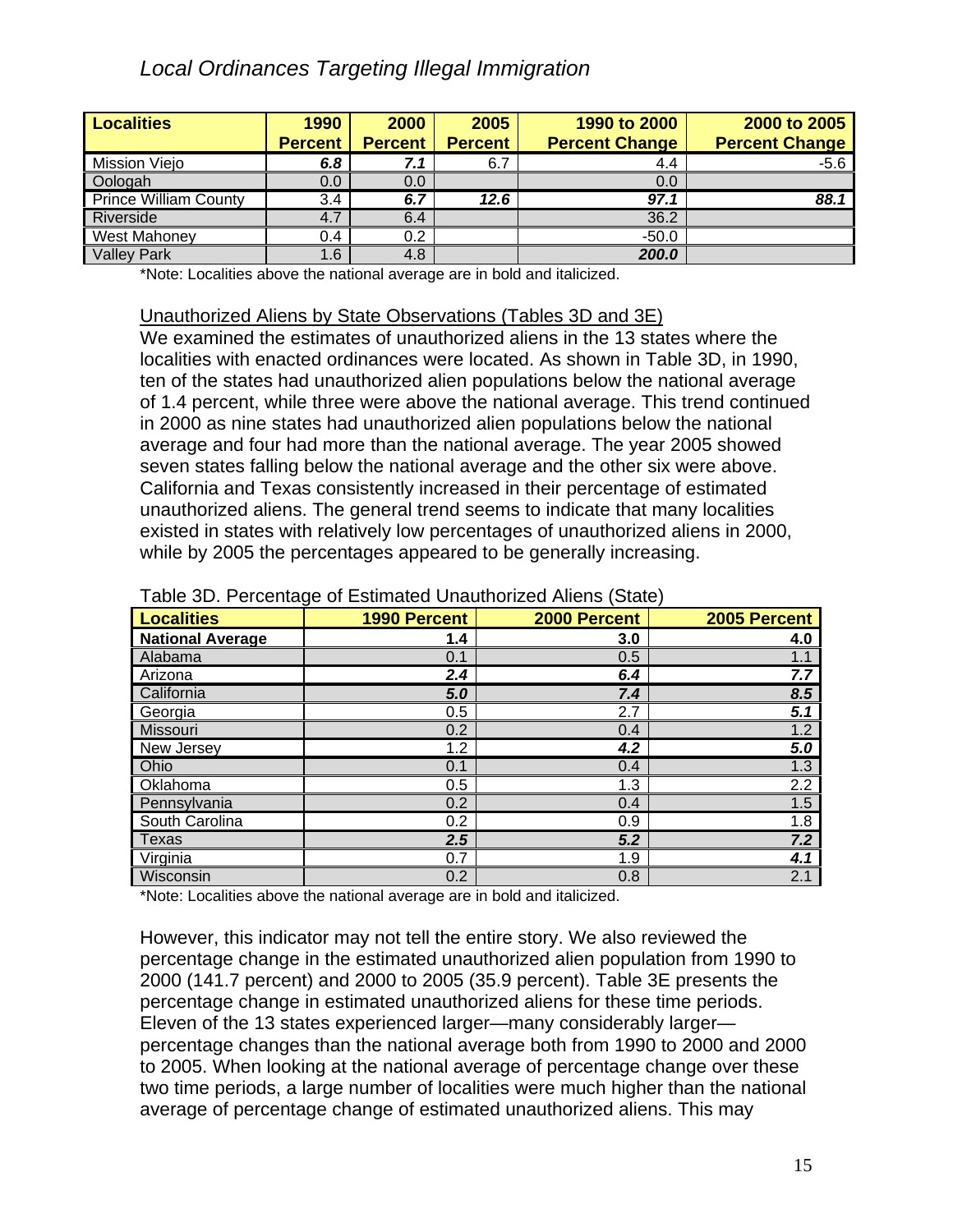| Localities | 1990 Percent | 2000 Percent | 2005 Percent | 1990 to 2000 Percent Change | 2000 to 2005 Percent Change |
|---|---|---|---|---|---|
| Mission Viejo | ***6.8*** | ***7.1*** | 6.7 | 4.4 | -5.6 |
| Oologah | 0.0 | 0.0 | | 0.0 | |
| Prince William County | 3.4 | ***6.7*** | ***12.6*** | ***97.1*** | ***88.1*** |
| Riverside | 4.7 | 6.4 | | 36.2 | |
| West Mahoney | 0.4 | 0.2 | | -50.0 | |
| Valley Park | 1.6 | 4.8 | | ***200.0*** | |

*Note: Localities above the national average are in bold and italicized.

Unauthorized Aliens by State Observations (Tables 3D and 3E)

We examined the estimates of unauthorized aliens in the 13 states where the localities with enacted ordinances were located. As shown in Table 3D, in 1990, ten of the states had unauthorized alien populations below the national average of 1.4 percent, while three were above the national average. This trend continued in 2000 as nine states had unauthorized alien populations below the national average and four had more than the national average. The year 2005 showed seven states falling below the national average and the other six were above. California and Texas consistently increased in their percentage of estimated unauthorized aliens. The general trend seems to indicate that many localities existed in states with relatively low percentages of unauthorized aliens in 2000, while by 2005 the percentages appeared to be generally increasing.

Table 3D. Percentage of Estimated Unauthorized Aliens (State)

| Localities | 1990 Percent | 2000 Percent | 2005 Percent |
|---|---|---|---|
| **National Average** | **1.4** | **3.0** | **4.0** |
| Alabama | 0.1 | 0.5 | 1.1 |
| Arizona | ***2.4*** | ***6.4*** | ***7.7*** |
| California | ***5.0*** | ***7.4*** | ***8.5*** |
| Georgia | 0.5 | 2.7 | ***5.1*** |
| Missouri | 0.2 | 0.4 | 1.2 |
| New Jersey | 1.2 | ***4.2*** | ***5.0*** |
| Ohio | 0.1 | 0.4 | 1.3 |
| Oklahoma | 0.5 | 1.3 | 2.2 |
| Pennsylvania | 0.2 | 0.4 | 1.5 |
| South Carolina | 0.2 | 0.9 | 1.8 |
| Texas | ***2.5*** | ***5.2*** | ***7.2*** |
| Virginia | 0.7 | 1.9 | ***4.1*** |
| Wisconsin | 0.2 | 0.8 | 2.1 |

*Note: Localities above the national average are in bold and italicized.

However, this indicator may not tell the entire story. We also reviewed the percentage change in the estimated unauthorized alien population from 1990 to 2000 (141.7 percent) and 2000 to 2005 (35.9 percent). Table 3E presents the percentage change in estimated unauthorized aliens for these time periods. Eleven of the 13 states experienced larger—many considerably larger—percentage changes than the national average both from 1990 to 2000 and 2000 to 2005. When looking at the national average of percentage change over these two time periods, a large number of localities were much higher than the national average of percentage change of estimated unauthorized aliens. This may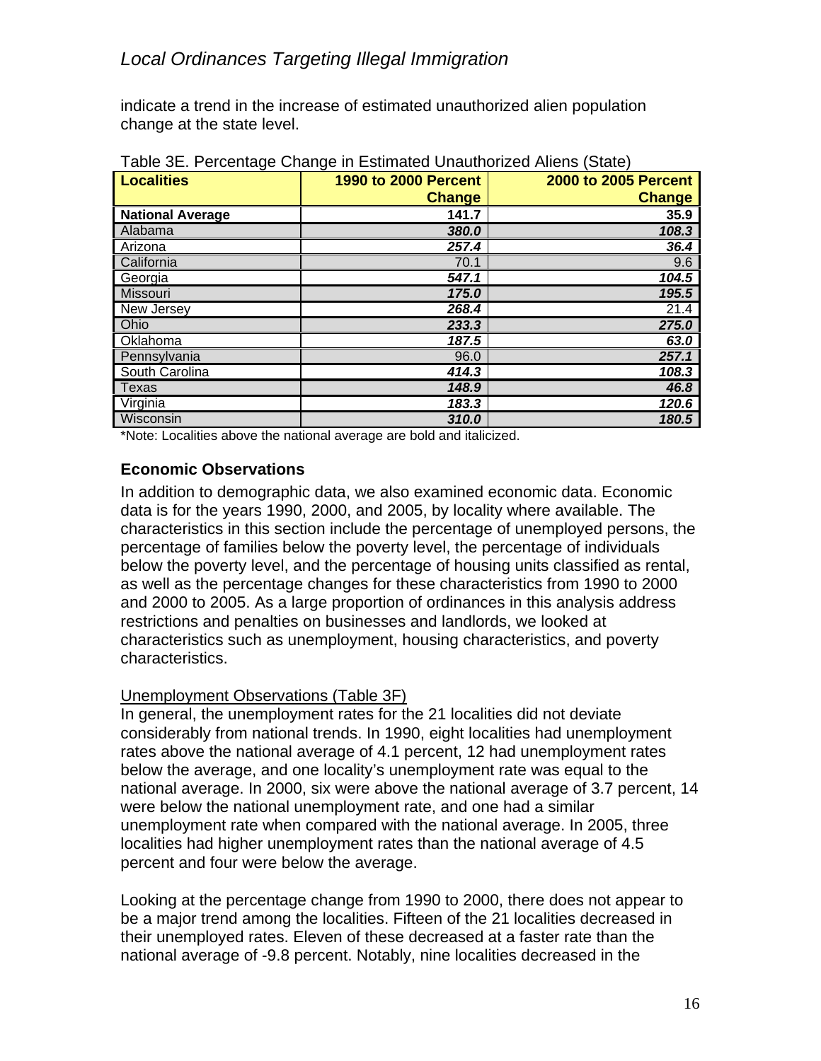indicate a trend in the increase of estimated unauthorized alien population change at the state level.

Table 3E. Percentage Change in Estimated Unauthorized Aliens (State)

| Localities | 1990 to 2000 Percent Change | 2000 to 2005 Percent Change |
|---|---|---|
| **National Average** | **141.7** | **35.9** |
| Alabama | ***380.0*** | ***108.3*** |
| Arizona | ***257.4*** | ***36.4*** |
| California | 70.1 | 9.6 |
| Georgia | ***547.1*** | ***104.5*** |
| Missouri | ***175.0*** | ***195.5*** |
| New Jersey | ***268.4*** | 21.4 |
| Ohio | ***233.3*** | ***275.0*** |
| Oklahoma | ***187.5*** | ***63.0*** |
| Pennsylvania | 96.0 | ***257.1*** |
| South Carolina | ***414.3*** | ***108.3*** |
| Texas | ***148.9*** | ***46.8*** |
| Virginia | ***183.3*** | ***120.6*** |
| Wisconsin | ***310.0*** | ***180.5*** |

*Note: Localities above the national average are bold and italicized.

### Economic Observations

In addition to demographic data, we also examined economic data. Economic data is for the years 1990, 2000, and 2005, by locality where available. The characteristics in this section include the percentage of unemployed persons, the percentage of families below the poverty level, the percentage of individuals below the poverty level, and the percentage of housing units classified as rental, as well as the percentage changes for these characteristics from 1990 to 2000 and 2000 to 2005. As a large proportion of ordinances in this analysis address restrictions and penalties on businesses and landlords, we looked at characteristics such as unemployment, housing characteristics, and poverty characteristics.

Unemployment Observations (Table 3F)

In general, the unemployment rates for the 21 localities did not deviate considerably from national trends. In 1990, eight localities had unemployment rates above the national average of 4.1 percent, 12 had unemployment rates below the average, and one locality's unemployment rate was equal to the national average. In 2000, six were above the national average of 3.7 percent, 14 were below the national unemployment rate, and one had a similar unemployment rate when compared with the national average. In 2005, three localities had higher unemployment rates than the national average of 4.5 percent and four were below the average.

Looking at the percentage change from 1990 to 2000, there does not appear to be a major trend among the localities. Fifteen of the 21 localities decreased in their unemployed rates. Eleven of these decreased at a faster rate than the national average of -9.8 percent. Notably, nine localities decreased in the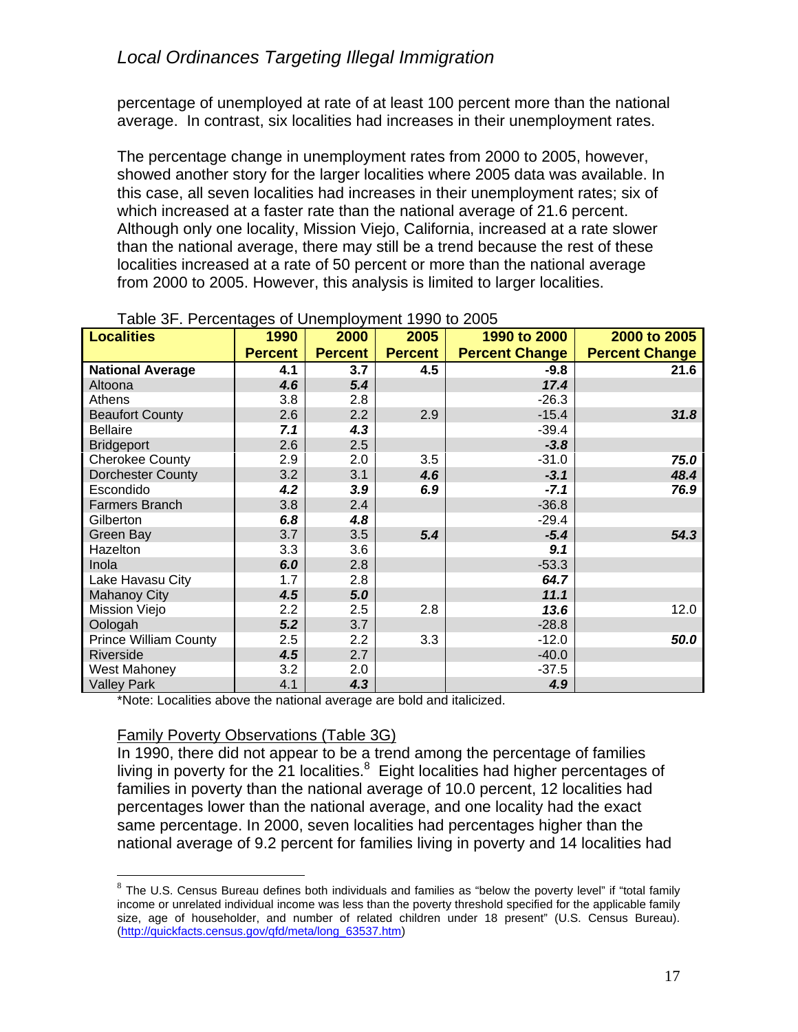percentage of unemployed at rate of at least 100 percent more than the national average. In contrast, six localities had increases in their unemployment rates.

The percentage change in unemployment rates from 2000 to 2005, however, showed another story for the larger localities where 2005 data was available. In this case, all seven localities had increases in their unemployment rates; six of which increased at a faster rate than the national average of 21.6 percent. Although only one locality, Mission Viejo, California, increased at a rate slower than the national average, there may still be a trend because the rest of these localities increased at a rate of 50 percent or more than the national average from 2000 to 2005. However, this analysis is limited to larger localities.

Table 3F. Percentages of Unemployment 1990 to 2005

| Localities | 1990 Percent | 2000 Percent | 2005 Percent | 1990 to 2000 Percent Change | 2000 to 2005 Percent Change |
|---|---|---|---|---|---|
| **National Average** | **4.1** | **3.7** | **4.5** | **-9.8** | **21.6** |
| Altoona | ***4.6*** | ***5.4*** | | ***17.4*** | |
| Athens | 3.8 | 2.8 | | -26.3 | |
| Beaufort County | 2.6 | 2.2 | 2.9 | -15.4 | ***31.8*** |
| Bellaire | ***7.1*** | ***4.3*** | | -39.4 | |
| Bridgeport | 2.6 | 2.5 | | ***-3.8*** | |
| Cherokee County | 2.9 | 2.0 | 3.5 | -31.0 | ***75.0*** |
| Dorchester County | 3.2 | 3.1 | ***4.6*** | ***-3.1*** | ***48.4*** |
| Escondido | ***4.2*** | ***3.9*** | ***6.9*** | ***-7.1*** | ***76.9*** |
| Farmers Branch | 3.8 | 2.4 | | -36.8 | |
| Gilberton | ***6.8*** | ***4.8*** | | -29.4 | |
| Green Bay | 3.7 | 3.5 | ***5.4*** | ***-5.4*** | ***54.3*** |
| Hazelton | 3.3 | 3.6 | | ***9.1*** | |
| Inola | ***6.0*** | 2.8 | | -53.3 | |
| Lake Havasu City | 1.7 | 2.8 | | ***64.7*** | |
| Mahanoy City | ***4.5*** | ***5.0*** | | ***11.1*** | |
| Mission Viejo | 2.2 | 2.5 | 2.8 | ***13.6*** | 12.0 |
| Oologah | ***5.2*** | 3.7 | | -28.8 | |
| Prince William County | 2.5 | 2.2 | 3.3 | -12.0 | ***50.0*** |
| Riverside | ***4.5*** | 2.7 | | -40.0 | |
| West Mahoney | 3.2 | 2.0 | | -37.5 | |
| Valley Park | 4.1 | ***4.3*** | | ***4.9*** | |

*Note: Localities above the national average are bold and italicized.

Family Poverty Observations (Table 3G)

In 1990, there did not appear to be a trend among the percentage of families living in poverty for the 21 localities.[8] Eight localities had higher percentages of families in poverty than the national average of 10.0 percent, 12 localities had percentages lower than the national average, and one locality had the exact same percentage. In 2000, seven localities had percentages higher than the national average of 9.2 percent for families living in poverty and 14 localities had

[8] The U.S. Census Bureau defines both individuals and families as "below the poverty level" if "total family income or unrelated individual income was less than the poverty threshold specified for the applicable family size, age of householder, and number of related children under 18 present" (U.S. Census Bureau). (http://quickfacts.census.gov/qfd/meta/long_63537.htm)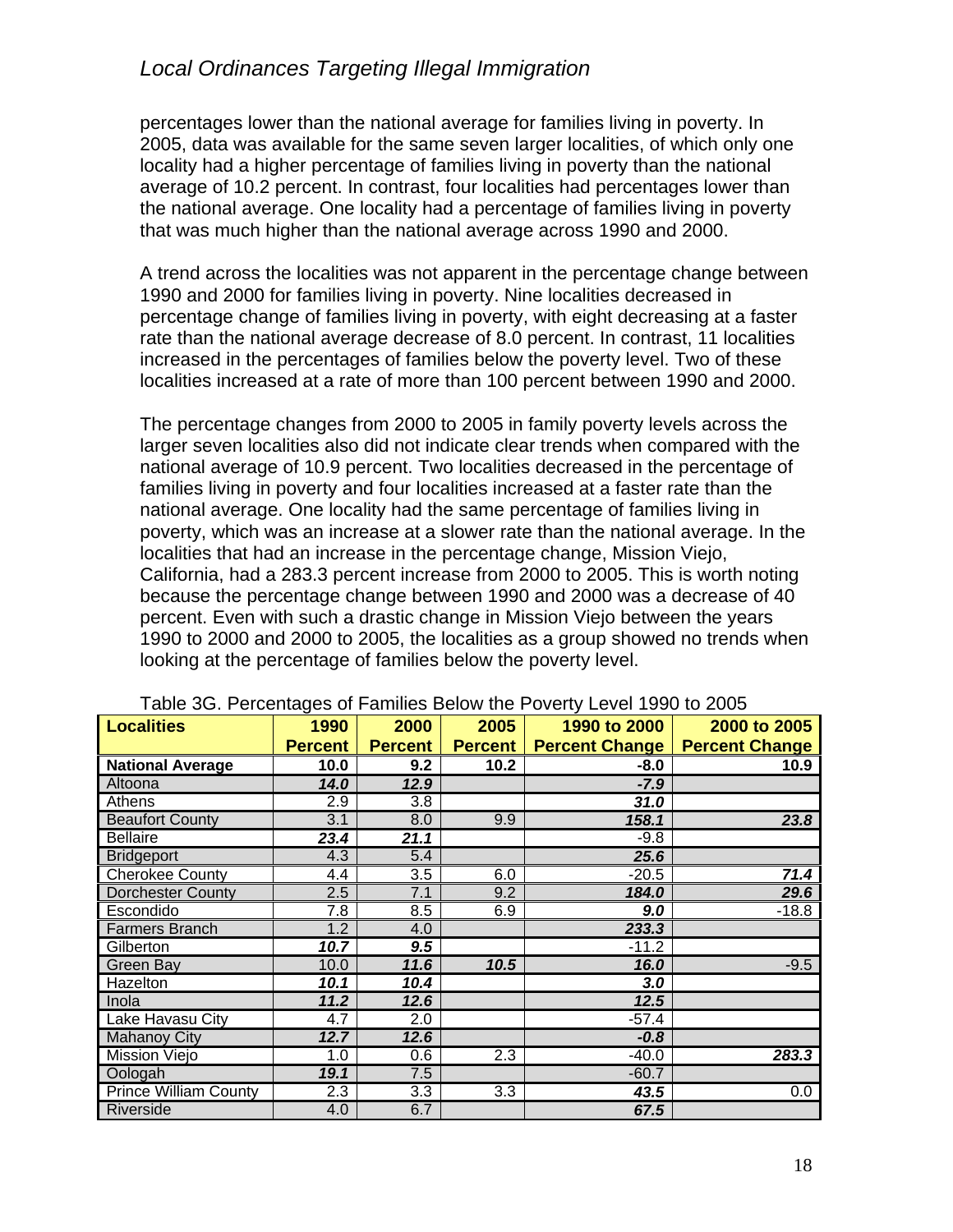percentages lower than the national average for families living in poverty. In 2005, data was available for the same seven larger localities, of which only one locality had a higher percentage of families living in poverty than the national average of 10.2 percent. In contrast, four localities had percentages lower than the national average. One locality had a percentage of families living in poverty that was much higher than the national average across 1990 and 2000.

A trend across the localities was not apparent in the percentage change between 1990 and 2000 for families living in poverty. Nine localities decreased in percentage change of families living in poverty, with eight decreasing at a faster rate than the national average decrease of 8.0 percent. In contrast, 11 localities increased in the percentages of families below the poverty level. Two of these localities increased at a rate of more than 100 percent between 1990 and 2000.

The percentage changes from 2000 to 2005 in family poverty levels across the larger seven localities also did not indicate clear trends when compared with the national average of 10.9 percent. Two localities decreased in the percentage of families living in poverty and four localities increased at a faster rate than the national average. One locality had the same percentage of families living in poverty, which was an increase at a slower rate than the national average. In the localities that had an increase in the percentage change, Mission Viejo, California, had a 283.3 percent increase from 2000 to 2005. This is worth noting because the percentage change between 1990 and 2000 was a decrease of 40 percent. Even with such a drastic change in Mission Viejo between the years 1990 to 2000 and 2000 to 2005, the localities as a group showed no trends when looking at the percentage of families below the poverty level.

Table 3G. Percentages of Families Below the Poverty Level 1990 to 2005

| Localities | 1990 Percent | 2000 Percent | 2005 Percent | 1990 to 2000 Percent Change | 2000 to 2005 Percent Change |
|---|---|---|---|---|---|
| **National Average** | **10.0** | **9.2** | **10.2** | **-8.0** | **10.9** |
| Altoona | ***14.0*** | ***12.9*** | | ***-7.9*** | |
| Athens | 2.9 | 3.8 | | ***31.0*** | |
| Beaufort County | 3.1 | 8.0 | 9.9 | ***158.1*** | ***23.8*** |
| Bellaire | ***23.4*** | ***21.1*** | | -9.8 | |
| Bridgeport | 4.3 | 5.4 | | ***25.6*** | |
| Cherokee County | 4.4 | 3.5 | 6.0 | -20.5 | ***71.4*** |
| Dorchester County | 2.5 | 7.1 | 9.2 | ***184.0*** | ***29.6*** |
| Escondido | 7.8 | 8.5 | 6.9 | ***9.0*** | -18.8 |
| Farmers Branch | 1.2 | 4.0 | | ***233.3*** | |
| Gilberton | ***10.7*** | ***9.5*** | | -11.2 | |
| Green Bay | 10.0 | ***11.6*** | ***10.5*** | ***16.0*** | -9.5 |
| Hazelton | ***10.1*** | ***10.4*** | | ***3.0*** | |
| Inola | ***11.2*** | ***12.6*** | | ***12.5*** | |
| Lake Havasu City | 4.7 | 2.0 | | -57.4 | |
| Mahanoy City | ***12.7*** | ***12.6*** | | ***-0.8*** | |
| Mission Viejo | 1.0 | 0.6 | 2.3 | -40.0 | ***283.3*** |
| Oologah | ***19.1*** | 7.5 | | -60.7 | |
| Prince William County | 2.3 | 3.3 | 3.3 | ***43.5*** | 0.0 |
| Riverside | 4.0 | 6.7 | | ***67.5*** | |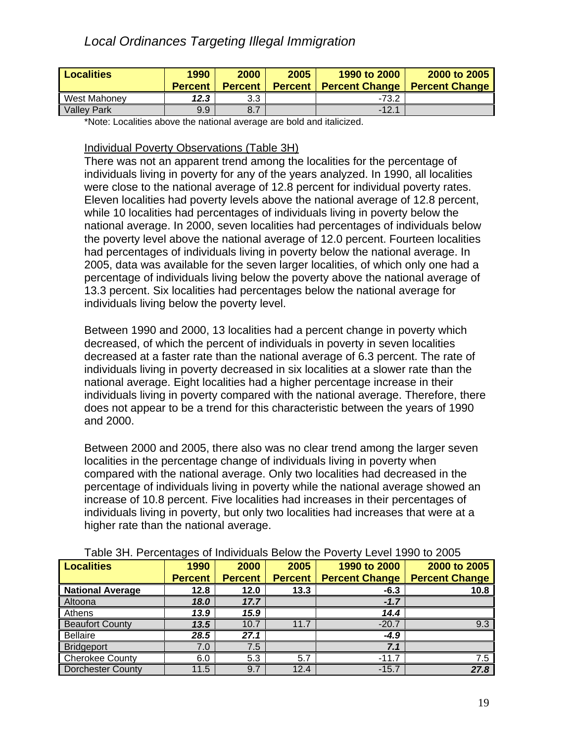| Localities | 1990 Percent | 2000 Percent | 2005 Percent | 1990 to 2000 Percent Change | 2000 to 2005 Percent Change |
|---|---|---|---|---|---|
| West Mahoney | ***12.3*** | 3.3 | | -73.2 | |
| Valley Park | 9.9 | 8.7 | | -12.1 | |

*Note: Localities above the national average are bold and italicized.

Individual Poverty Observations (Table 3H)

There was not an apparent trend among the localities for the percentage of individuals living in poverty for any of the years analyzed. In 1990, all localities were close to the national average of 12.8 percent for individual poverty rates. Eleven localities had poverty levels above the national average of 12.8 percent, while 10 localities had percentages of individuals living in poverty below the national average. In 2000, seven localities had percentages of individuals below the poverty level above the national average of 12.0 percent. Fourteen localities had percentages of individuals living in poverty below the national average. In 2005, data was available for the seven larger localities, of which only one had a percentage of individuals living below the poverty above the national average of 13.3 percent. Six localities had percentages below the national average for individuals living below the poverty level.

Between 1990 and 2000, 13 localities had a percent change in poverty which decreased, of which the percent of individuals in poverty in seven localities decreased at a faster rate than the national average of 6.3 percent. The rate of individuals living in poverty decreased in six localities at a slower rate than the national average. Eight localities had a higher percentage increase in their individuals living in poverty compared with the national average. Therefore, there does not appear to be a trend for this characteristic between the years of 1990 and 2000.

Between 2000 and 2005, there also was no clear trend among the larger seven localities in the percentage change of individuals living in poverty when compared with the national average. Only two localities had decreased in the percentage of individuals living in poverty while the national average showed an increase of 10.8 percent. Five localities had increases in their percentages of individuals living in poverty, but only two localities had increases that were at a higher rate than the national average.

Table 3H. Percentages of Individuals Below the Poverty Level 1990 to 2005

| Localities | 1990 Percent | 2000 Percent | 2005 Percent | 1990 to 2000 Percent Change | 2000 to 2005 Percent Change |
|---|---|---|---|---|---|
| **National Average** | **12.8** | **12.0** | **13.3** | **-6.3** | **10.8** |
| Altoona | ***18.0*** | ***17.7*** | | ***-1.7*** | |
| Athens | ***13.9*** | ***15.9*** | | ***14.4*** | |
| Beaufort County | ***13.5*** | 10.7 | 11.7 | -20.7 | 9.3 |
| Bellaire | ***28.5*** | ***27.1*** | | ***-4.9*** | |
| Bridgeport | 7.0 | 7.5 | | ***7.1*** | |
| Cherokee County | 6.0 | 5.3 | 5.7 | -11.7 | 7.5 |
| Dorchester County | 11.5 | 9.7 | 12.4 | -15.7 | ***27.8*** |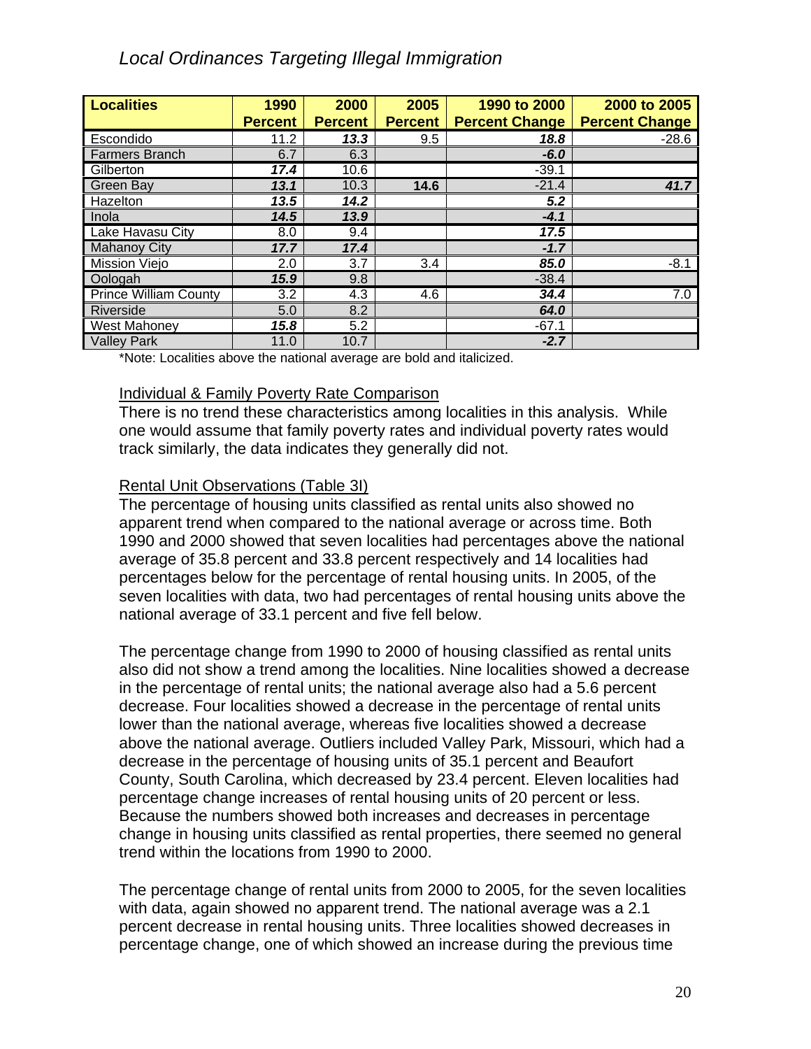*Local Ordinances Targeting Illegal Immigration*

| Localities | 1990 Percent | 2000 Percent | 2005 Percent | 1990 to 2000 Percent Change | 2000 to 2005 Percent Change |
|---|---|---|---|---|---|
| Escondido | 11.2 | ***13.3*** | 9.5 | ***18.8*** | -28.6 |
| Farmers Branch | 6.7 | 6.3 | | ***-6.0*** | |
| Gilberton | ***17.4*** | 10.6 | | -39.1 | |
| Green Bay | ***13.1*** | 10.3 | **14.6** | -21.4 | ***41.7*** |
| Hazelton | ***13.5*** | ***14.2*** | | ***5.2*** | |
| Inola | ***14.5*** | ***13.9*** | | ***-4.1*** | |
| Lake Havasu City | 8.0 | 9.4 | | ***17.5*** | |
| Mahanoy City | ***17.7*** | ***17.4*** | | ***-1.7*** | |
| Mission Viejo | 2.0 | 3.7 | 3.4 | ***85.0*** | -8.1 |
| Oologah | ***15.9*** | 9.8 | | -38.4 | |
| Prince William County | 3.2 | 4.3 | 4.6 | ***34.4*** | 7.0 |
| Riverside | 5.0 | 8.2 | | ***64.0*** | |
| West Mahoney | ***15.8*** | 5.2 | | -67.1 | |
| Valley Park | 11.0 | 10.7 | | ***-2.7*** | |

*Note: Localities above the national average are bold and italicized.

Individual & Family Poverty Rate Comparison

There is no trend these characteristics among localities in this analysis. While one would assume that family poverty rates and individual poverty rates would track similarly, the data indicates they generally did not.

Rental Unit Observations (Table 3I)

The percentage of housing units classified as rental units also showed no apparent trend when compared to the national average or across time. Both 1990 and 2000 showed that seven localities had percentages above the national average of 35.8 percent and 33.8 percent respectively and 14 localities had percentages below for the percentage of rental housing units. In 2005, of the seven localities with data, two had percentages of rental housing units above the national average of 33.1 percent and five fell below.

The percentage change from 1990 to 2000 of housing classified as rental units also did not show a trend among the localities. Nine localities showed a decrease in the percentage of rental units; the national average also had a 5.6 percent decrease. Four localities showed a decrease in the percentage of rental units lower than the national average, whereas five localities showed a decrease above the national average. Outliers included Valley Park, Missouri, which had a decrease in the percentage of housing units of 35.1 percent and Beaufort County, South Carolina, which decreased by 23.4 percent. Eleven localities had percentage change increases of rental housing units of 20 percent or less. Because the numbers showed both increases and decreases in percentage change in housing units classified as rental properties, there seemed no general trend within the locations from 1990 to 2000.

The percentage change of rental units from 2000 to 2005, for the seven localities with data, again showed no apparent trend. The national average was a 2.1 percent decrease in rental housing units. Three localities showed decreases in percentage change, one of which showed an increase during the previous time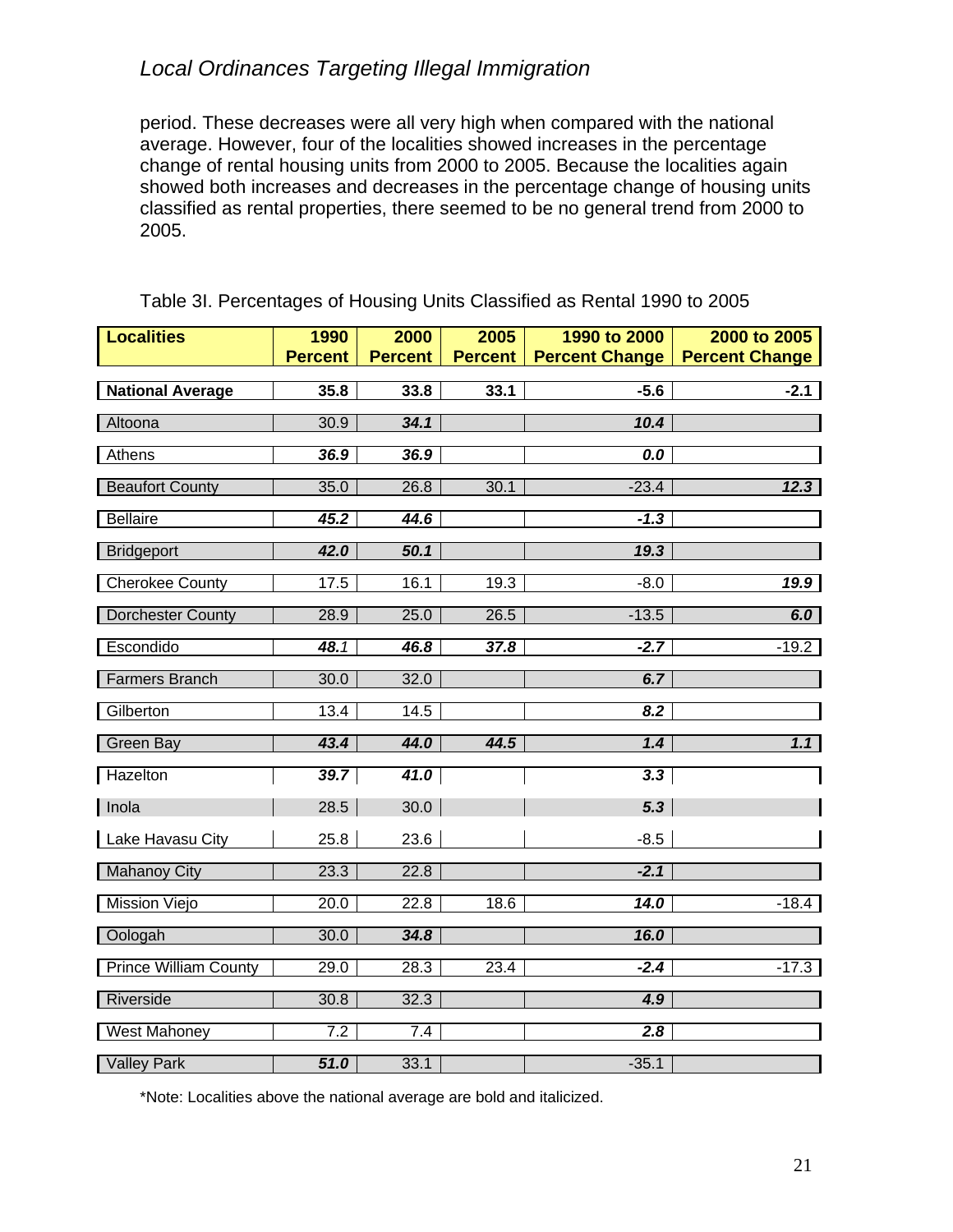period. These decreases were all very high when compared with the national average. However, four of the localities showed increases in the percentage change of rental housing units from 2000 to 2005. Because the localities again showed both increases and decreases in the percentage change of housing units classified as rental properties, there seemed to be no general trend from 2000 to 2005.

Table 3I. Percentages of Housing Units Classified as Rental 1990 to 2005

| Localities | 1990 Percent | 2000 Percent | 2005 Percent | 1990 to 2000 Percent Change | 2000 to 2005 Percent Change |
|---|---|---|---|---|---|
| **National Average** | **35.8** | **33.8** | **33.1** | **-5.6** | **-2.1** |
| Altoona | 30.9 | ***34.1*** | | ***10.4*** | |
| Athens | ***36.9*** | ***36.9*** | | ***0.0*** | |
| Beaufort County | 35.0 | 26.8 | 30.1 | -23.4 | ***12.3*** |
| Bellaire | ***45.2*** | ***44.6*** | | ***-1.3*** | |
| Bridgeport | ***42.0*** | ***50.1*** | | ***19.3*** | |
| Cherokee County | 17.5 | 16.1 | 19.3 | -8.0 | ***19.9*** |
| Dorchester County | 28.9 | 25.0 | 26.5 | -13.5 | ***6.0*** |
| Escondido | ***48.1*** | ***46.8*** | ***37.8*** | ***-2.7*** | -19.2 |
| Farmers Branch | 30.0 | 32.0 | | ***6.7*** | |
| Gilberton | 13.4 | 14.5 | | ***8.2*** | |
| Green Bay | ***43.4*** | ***44.0*** | ***44.5*** | ***1.4*** | ***1.1*** |
| Hazelton | ***39.7*** | ***41.0*** | | ***3.3*** | |
| Inola | 28.5 | 30.0 | | ***5.3*** | |
| Lake Havasu City | 25.8 | 23.6 | | -8.5 | |
| Mahanoy City | 23.3 | 22.8 | | ***-2.1*** | |
| Mission Viejo | 20.0 | 22.8 | 18.6 | ***14.0*** | -18.4 |
| Oologah | 30.0 | ***34.8*** | | ***16.0*** | |
| Prince William County | 29.0 | 28.3 | 23.4 | ***-2.4*** | -17.3 |
| Riverside | 30.8 | 32.3 | | ***4.9*** | |
| West Mahoney | 7.2 | 7.4 | | ***2.8*** | |
| Valley Park | ***51.0*** | 33.1 | | -35.1 | |

*Note: Localities above the national average are bold and italicized.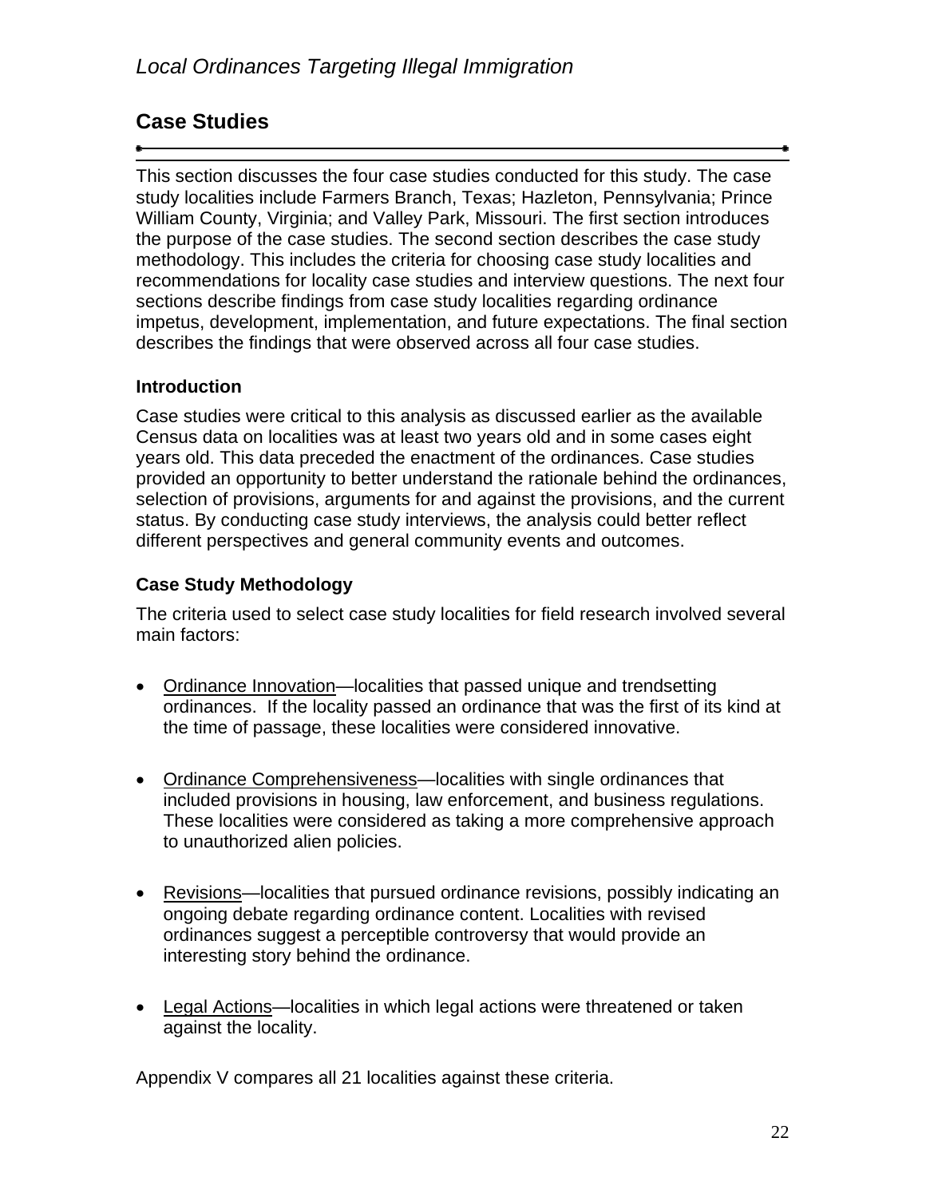## Case Studies

This section discusses the four case studies conducted for this study. The case study localities include Farmers Branch, Texas; Hazleton, Pennsylvania; Prince William County, Virginia; and Valley Park, Missouri. The first section introduces the purpose of the case studies. The second section describes the case study methodology. This includes the criteria for choosing case study localities and recommendations for locality case studies and interview questions. The next four sections describe findings from case study localities regarding ordinance impetus, development, implementation, and future expectations. The final section describes the findings that were observed across all four case studies.

### Introduction

Case studies were critical to this analysis as discussed earlier as the available Census data on localities was at least two years old and in some cases eight years old. This data preceded the enactment of the ordinances. Case studies provided an opportunity to better understand the rationale behind the ordinances, selection of provisions, arguments for and against the provisions, and the current status. By conducting case study interviews, the analysis could better reflect different perspectives and general community events and outcomes.

### Case Study Methodology

The criteria used to select case study localities for field research involved several main factors:

- Ordinance Innovation—localities that passed unique and trendsetting ordinances. If the locality passed an ordinance that was the first of its kind at the time of passage, these localities were considered innovative.
- Ordinance Comprehensiveness—localities with single ordinances that included provisions in housing, law enforcement, and business regulations. These localities were considered as taking a more comprehensive approach to unauthorized alien policies.
- Revisions—localities that pursued ordinance revisions, possibly indicating an ongoing debate regarding ordinance content. Localities with revised ordinances suggest a perceptible controversy that would provide an interesting story behind the ordinance.
- Legal Actions—localities in which legal actions were threatened or taken against the locality.

Appendix V compares all 21 localities against these criteria.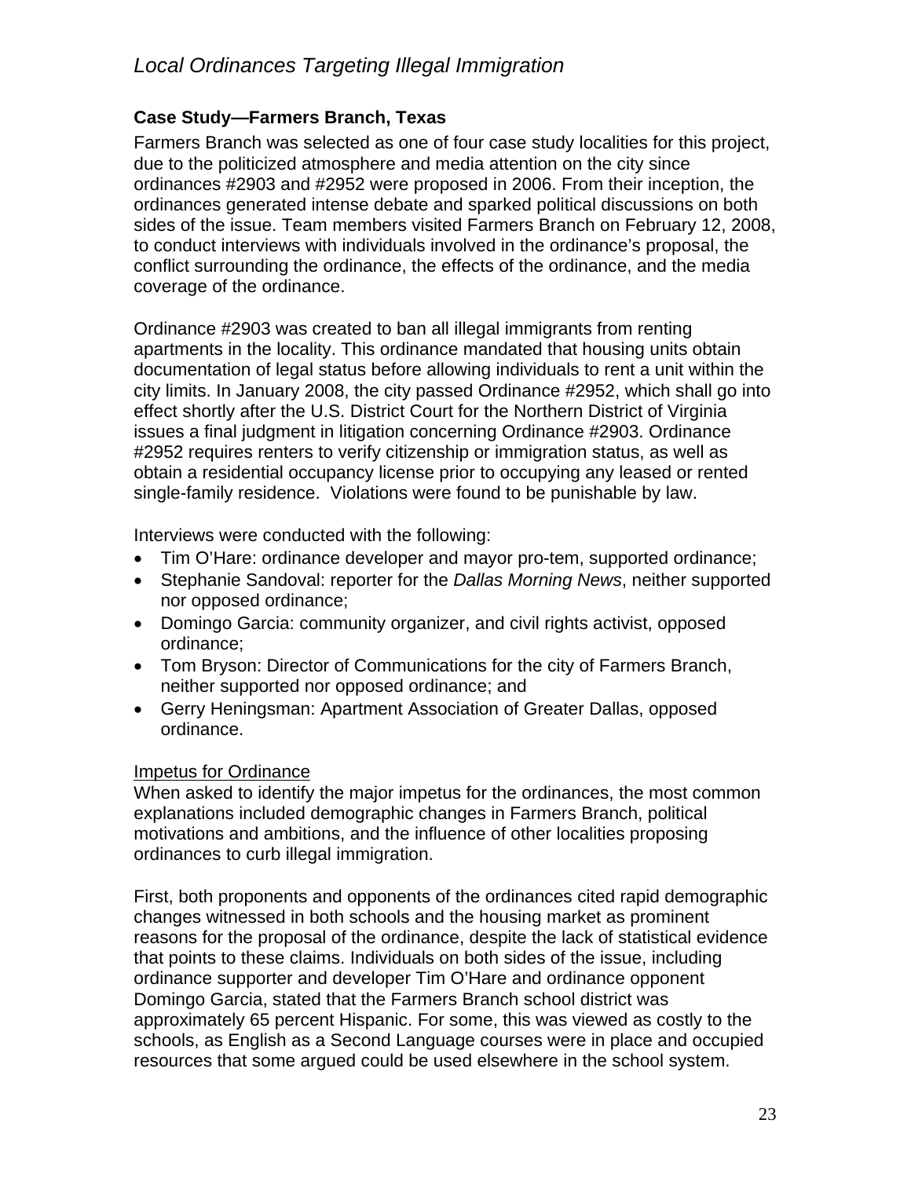## Case Study—Farmers Branch, Texas

Farmers Branch was selected as one of four case study localities for this project, due to the politicized atmosphere and media attention on the city since ordinances #2903 and #2952 were proposed in 2006. From their inception, the ordinances generated intense debate and sparked political discussions on both sides of the issue. Team members visited Farmers Branch on February 12, 2008, to conduct interviews with individuals involved in the ordinance's proposal, the conflict surrounding the ordinance, the effects of the ordinance, and the media coverage of the ordinance.

Ordinance #2903 was created to ban all illegal immigrants from renting apartments in the locality. This ordinance mandated that housing units obtain documentation of legal status before allowing individuals to rent a unit within the city limits. In January 2008, the city passed Ordinance #2952, which shall go into effect shortly after the U.S. District Court for the Northern District of Virginia issues a final judgment in litigation concerning Ordinance #2903. Ordinance #2952 requires renters to verify citizenship or immigration status, as well as obtain a residential occupancy license prior to occupying any leased or rented single-family residence. Violations were found to be punishable by law.

Interviews were conducted with the following:

- Tim O'Hare: ordinance developer and mayor pro-tem, supported ordinance;
- Stephanie Sandoval: reporter for the *Dallas Morning News*, neither supported nor opposed ordinance;
- Domingo Garcia: community organizer, and civil rights activist, opposed ordinance;
- Tom Bryson: Director of Communications for the city of Farmers Branch, neither supported nor opposed ordinance; and
- Gerry Heningsman: Apartment Association of Greater Dallas, opposed ordinance.

<u>Impetus for Ordinance</u>

When asked to identify the major impetus for the ordinances, the most common explanations included demographic changes in Farmers Branch, political motivations and ambitions, and the influence of other localities proposing ordinances to curb illegal immigration.

First, both proponents and opponents of the ordinances cited rapid demographic changes witnessed in both schools and the housing market as prominent reasons for the proposal of the ordinance, despite the lack of statistical evidence that points to these claims. Individuals on both sides of the issue, including ordinance supporter and developer Tim O'Hare and ordinance opponent Domingo Garcia, stated that the Farmers Branch school district was approximately 65 percent Hispanic. For some, this was viewed as costly to the schools, as English as a Second Language courses were in place and occupied resources that some argued could be used elsewhere in the school system.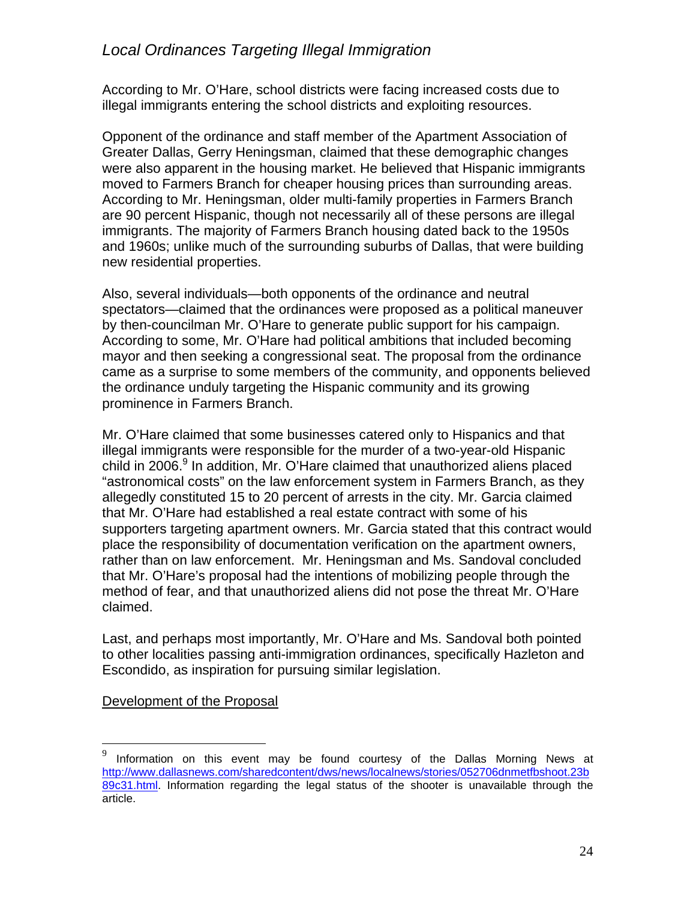According to Mr. O'Hare, school districts were facing increased costs due to illegal immigrants entering the school districts and exploiting resources.

Opponent of the ordinance and staff member of the Apartment Association of Greater Dallas, Gerry Heningsman, claimed that these demographic changes were also apparent in the housing market. He believed that Hispanic immigrants moved to Farmers Branch for cheaper housing prices than surrounding areas. According to Mr. Heningsman, older multi-family properties in Farmers Branch are 90 percent Hispanic, though not necessarily all of these persons are illegal immigrants. The majority of Farmers Branch housing dated back to the 1950s and 1960s; unlike much of the surrounding suburbs of Dallas, that were building new residential properties.

Also, several individuals—both opponents of the ordinance and neutral spectators—claimed that the ordinances were proposed as a political maneuver by then-councilman Mr. O'Hare to generate public support for his campaign. According to some, Mr. O'Hare had political ambitions that included becoming mayor and then seeking a congressional seat. The proposal from the ordinance came as a surprise to some members of the community, and opponents believed the ordinance unduly targeting the Hispanic community and its growing prominence in Farmers Branch.

Mr. O'Hare claimed that some businesses catered only to Hispanics and that illegal immigrants were responsible for the murder of a two-year-old Hispanic child in 2006.[9] In addition, Mr. O'Hare claimed that unauthorized aliens placed "astronomical costs" on the law enforcement system in Farmers Branch, as they allegedly constituted 15 to 20 percent of arrests in the city. Mr. Garcia claimed that Mr. O'Hare had established a real estate contract with some of his supporters targeting apartment owners. Mr. Garcia stated that this contract would place the responsibility of documentation verification on the apartment owners, rather than on law enforcement. Mr. Heningsman and Ms. Sandoval concluded that Mr. O'Hare's proposal had the intentions of mobilizing people through the method of fear, and that unauthorized aliens did not pose the threat Mr. O'Hare claimed.

Last, and perhaps most importantly, Mr. O'Hare and Ms. Sandoval both pointed to other localities passing anti-immigration ordinances, specifically Hazleton and Escondido, as inspiration for pursuing similar legislation.

<u>Development of the Proposal</u>

---

[9] Information on this event may be found courtesy of the Dallas Morning News at http://www.dallasnews.com/sharedcontent/dws/news/localnews/stories/052706dnmetfbshoot.23b89c31.html. Information regarding the legal status of the shooter is unavailable through the article.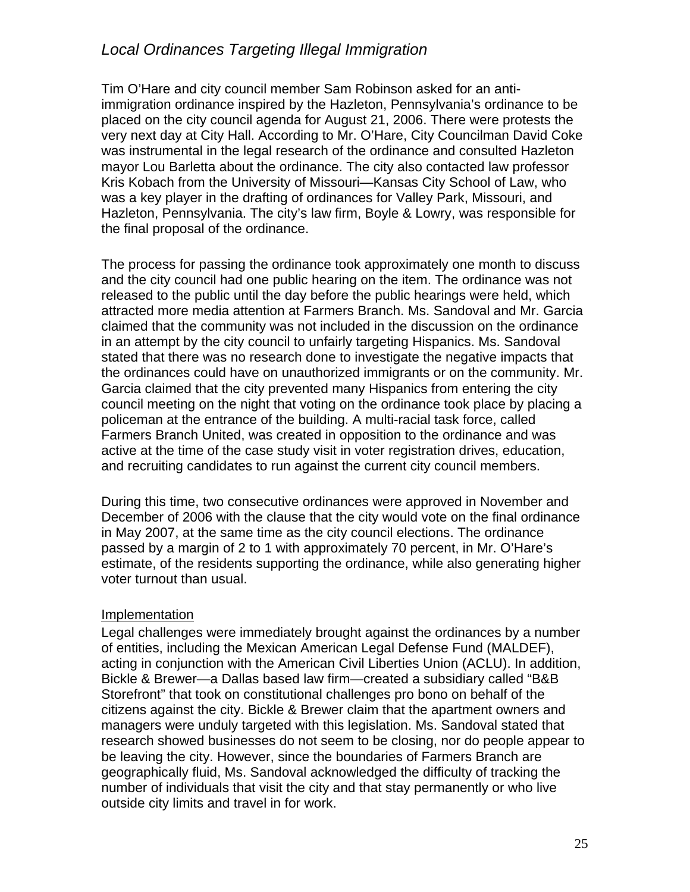*Local Ordinances Targeting Illegal Immigration*

Tim O'Hare and city council member Sam Robinson asked for an anti-immigration ordinance inspired by the Hazleton, Pennsylvania's ordinance to be placed on the city council agenda for August 21, 2006. There were protests the very next day at City Hall. According to Mr. O'Hare, City Councilman David Coke was instrumental in the legal research of the ordinance and consulted Hazleton mayor Lou Barletta about the ordinance. The city also contacted law professor Kris Kobach from the University of Missouri—Kansas City School of Law, who was a key player in the drafting of ordinances for Valley Park, Missouri, and Hazleton, Pennsylvania. The city's law firm, Boyle & Lowry, was responsible for the final proposal of the ordinance.

The process for passing the ordinance took approximately one month to discuss and the city council had one public hearing on the item. The ordinance was not released to the public until the day before the public hearings were held, which attracted more media attention at Farmers Branch. Ms. Sandoval and Mr. Garcia claimed that the community was not included in the discussion on the ordinance in an attempt by the city council to unfairly targeting Hispanics. Ms. Sandoval stated that there was no research done to investigate the negative impacts that the ordinances could have on unauthorized immigrants or on the community. Mr. Garcia claimed that the city prevented many Hispanics from entering the city council meeting on the night that voting on the ordinance took place by placing a policeman at the entrance of the building. A multi-racial task force, called Farmers Branch United, was created in opposition to the ordinance and was active at the time of the case study visit in voter registration drives, education, and recruiting candidates to run against the current city council members.

During this time, two consecutive ordinances were approved in November and December of 2006 with the clause that the city would vote on the final ordinance in May 2007, at the same time as the city council elections. The ordinance passed by a margin of 2 to 1 with approximately 70 percent, in Mr. O'Hare's estimate, of the residents supporting the ordinance, while also generating higher voter turnout than usual.

<u>Implementation</u>

Legal challenges were immediately brought against the ordinances by a number of entities, including the Mexican American Legal Defense Fund (MALDEF), acting in conjunction with the American Civil Liberties Union (ACLU). In addition, Bickle & Brewer—a Dallas based law firm—created a subsidiary called "B&B Storefront" that took on constitutional challenges pro bono on behalf of the citizens against the city. Bickle & Brewer claim that the apartment owners and managers were unduly targeted with this legislation. Ms. Sandoval stated that research showed businesses do not seem to be closing, nor do people appear to be leaving the city. However, since the boundaries of Farmers Branch are geographically fluid, Ms. Sandoval acknowledged the difficulty of tracking the number of individuals that visit the city and that stay permanently or who live outside city limits and travel in for work.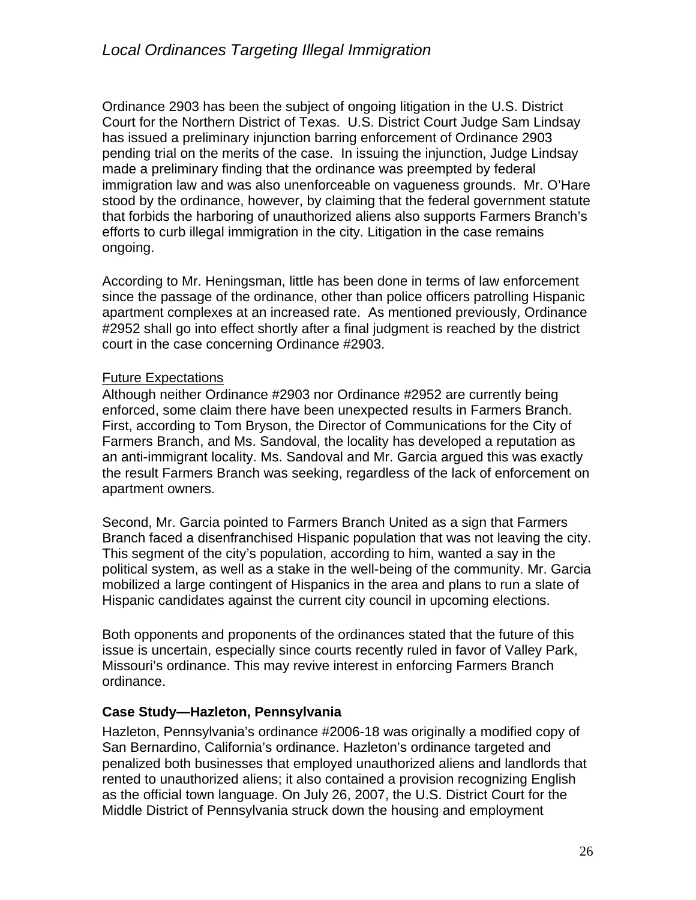Ordinance 2903 has been the subject of ongoing litigation in the U.S. District Court for the Northern District of Texas. U.S. District Court Judge Sam Lindsay has issued a preliminary injunction barring enforcement of Ordinance 2903 pending trial on the merits of the case. In issuing the injunction, Judge Lindsay made a preliminary finding that the ordinance was preempted by federal immigration law and was also unenforceable on vagueness grounds. Mr. O'Hare stood by the ordinance, however, by claiming that the federal government statute that forbids the harboring of unauthorized aliens also supports Farmers Branch's efforts to curb illegal immigration in the city. Litigation in the case remains ongoing.

According to Mr. Heningsman, little has been done in terms of law enforcement since the passage of the ordinance, other than police officers patrolling Hispanic apartment complexes at an increased rate. As mentioned previously, Ordinance #2952 shall go into effect shortly after a final judgment is reached by the district court in the case concerning Ordinance #2903.

Future Expectations

Although neither Ordinance #2903 nor Ordinance #2952 are currently being enforced, some claim there have been unexpected results in Farmers Branch. First, according to Tom Bryson, the Director of Communications for the City of Farmers Branch, and Ms. Sandoval, the locality has developed a reputation as an anti-immigrant locality. Ms. Sandoval and Mr. Garcia argued this was exactly the result Farmers Branch was seeking, regardless of the lack of enforcement on apartment owners.

Second, Mr. Garcia pointed to Farmers Branch United as a sign that Farmers Branch faced a disenfranchised Hispanic population that was not leaving the city. This segment of the city's population, according to him, wanted a say in the political system, as well as a stake in the well-being of the community. Mr. Garcia mobilized a large contingent of Hispanics in the area and plans to run a slate of Hispanic candidates against the current city council in upcoming elections.

Both opponents and proponents of the ordinances stated that the future of this issue is uncertain, especially since courts recently ruled in favor of Valley Park, Missouri's ordinance. This may revive interest in enforcing Farmers Branch ordinance.

### Case Study—Hazleton, Pennsylvania

Hazleton, Pennsylvania's ordinance #2006-18 was originally a modified copy of San Bernardino, California's ordinance. Hazleton's ordinance targeted and penalized both businesses that employed unauthorized aliens and landlords that rented to unauthorized aliens; it also contained a provision recognizing English as the official town language. On July 26, 2007, the U.S. District Court for the Middle District of Pennsylvania struck down the housing and employment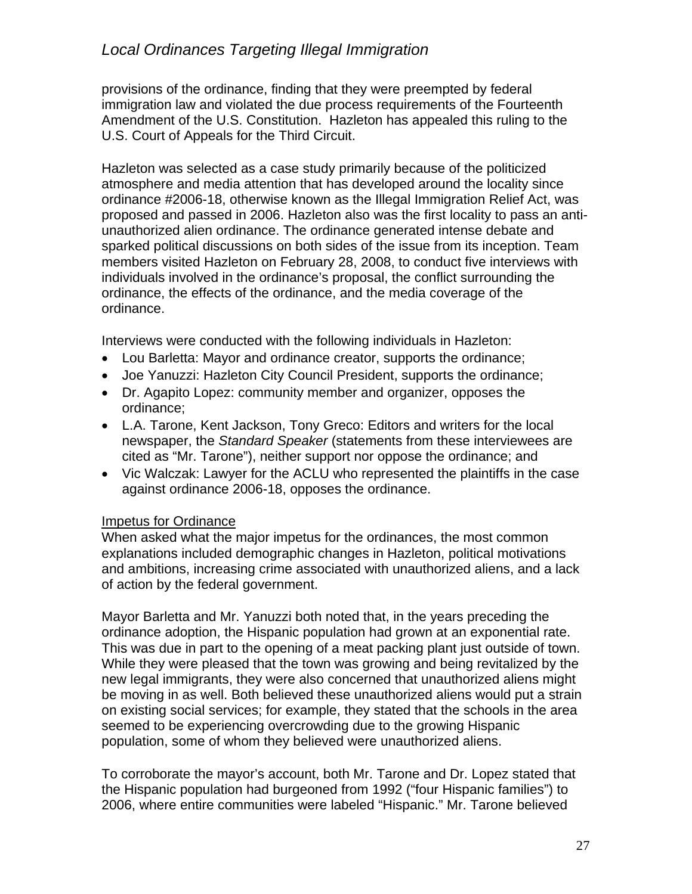provisions of the ordinance, finding that they were preempted by federal immigration law and violated the due process requirements of the Fourteenth Amendment of the U.S. Constitution. Hazleton has appealed this ruling to the U.S. Court of Appeals for the Third Circuit.

Hazleton was selected as a case study primarily because of the politicized atmosphere and media attention that has developed around the locality since ordinance #2006-18, otherwise known as the Illegal Immigration Relief Act, was proposed and passed in 2006. Hazleton also was the first locality to pass an anti-unauthorized alien ordinance. The ordinance generated intense debate and sparked political discussions on both sides of the issue from its inception. Team members visited Hazleton on February 28, 2008, to conduct five interviews with individuals involved in the ordinance's proposal, the conflict surrounding the ordinance, the effects of the ordinance, and the media coverage of the ordinance.

Interviews were conducted with the following individuals in Hazleton:

- Lou Barletta: Mayor and ordinance creator, supports the ordinance;
- Joe Yanuzzi: Hazleton City Council President, supports the ordinance;
- Dr. Agapito Lopez: community member and organizer, opposes the ordinance;
- L.A. Tarone, Kent Jackson, Tony Greco: Editors and writers for the local newspaper, the *Standard Speaker* (statements from these interviewees are cited as "Mr. Tarone"), neither support nor oppose the ordinance; and
- Vic Walczak: Lawyer for the ACLU who represented the plaintiffs in the case against ordinance 2006-18, opposes the ordinance.

<u>Impetus for Ordinance</u>

When asked what the major impetus for the ordinances, the most common explanations included demographic changes in Hazleton, political motivations and ambitions, increasing crime associated with unauthorized aliens, and a lack of action by the federal government.

Mayor Barletta and Mr. Yanuzzi both noted that, in the years preceding the ordinance adoption, the Hispanic population had grown at an exponential rate. This was due in part to the opening of a meat packing plant just outside of town. While they were pleased that the town was growing and being revitalized by the new legal immigrants, they were also concerned that unauthorized aliens might be moving in as well. Both believed these unauthorized aliens would put a strain on existing social services; for example, they stated that the schools in the area seemed to be experiencing overcrowding due to the growing Hispanic population, some of whom they believed were unauthorized aliens.

To corroborate the mayor's account, both Mr. Tarone and Dr. Lopez stated that the Hispanic population had burgeoned from 1992 ("four Hispanic families") to 2006, where entire communities were labeled "Hispanic." Mr. Tarone believed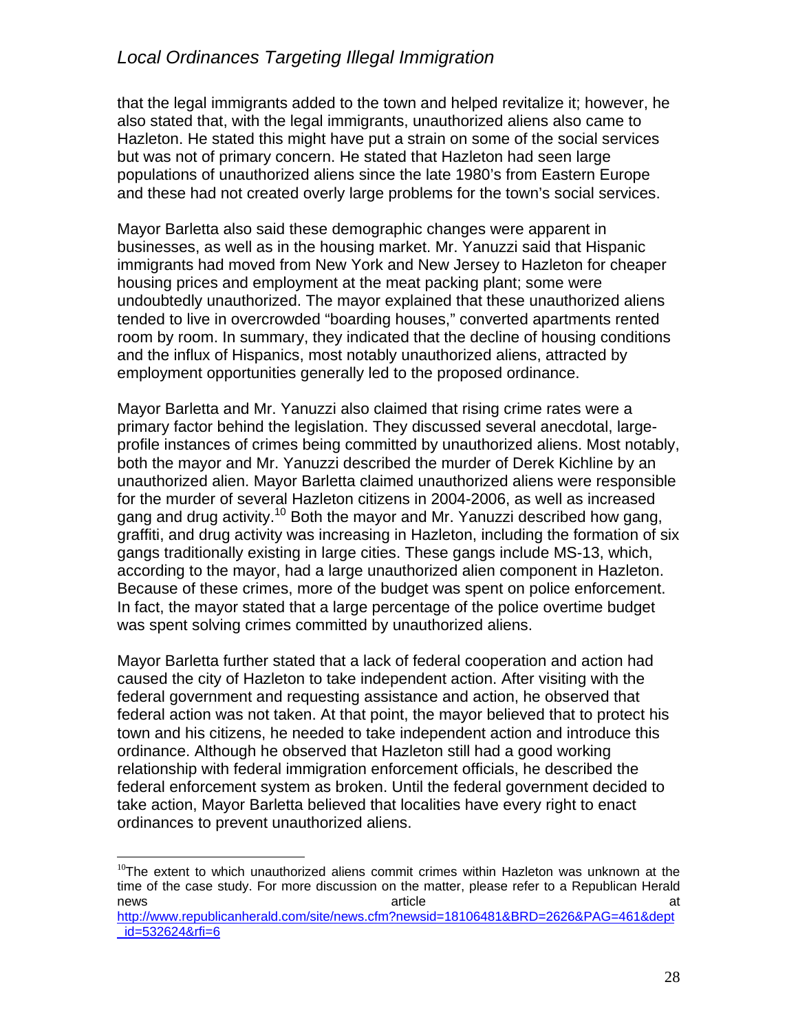that the legal immigrants added to the town and helped revitalize it; however, he also stated that, with the legal immigrants, unauthorized aliens also came to Hazleton. He stated this might have put a strain on some of the social services but was not of primary concern. He stated that Hazleton had seen large populations of unauthorized aliens since the late 1980's from Eastern Europe and these had not created overly large problems for the town's social services.

Mayor Barletta also said these demographic changes were apparent in businesses, as well as in the housing market. Mr. Yanuzzi said that Hispanic immigrants had moved from New York and New Jersey to Hazleton for cheaper housing prices and employment at the meat packing plant; some were undoubtedly unauthorized. The mayor explained that these unauthorized aliens tended to live in overcrowded "boarding houses," converted apartments rented room by room. In summary, they indicated that the decline of housing conditions and the influx of Hispanics, most notably unauthorized aliens, attracted by employment opportunities generally led to the proposed ordinance.

Mayor Barletta and Mr. Yanuzzi also claimed that rising crime rates were a primary factor behind the legislation. They discussed several anecdotal, large-profile instances of crimes being committed by unauthorized aliens. Most notably, both the mayor and Mr. Yanuzzi described the murder of Derek Kichline by an unauthorized alien. Mayor Barletta claimed unauthorized aliens were responsible for the murder of several Hazleton citizens in 2004-2006, as well as increased gang and drug activity.[10] Both the mayor and Mr. Yanuzzi described how gang, graffiti, and drug activity was increasing in Hazleton, including the formation of six gangs traditionally existing in large cities. These gangs include MS-13, which, according to the mayor, had a large unauthorized alien component in Hazleton. Because of these crimes, more of the budget was spent on police enforcement. In fact, the mayor stated that a large percentage of the police overtime budget was spent solving crimes committed by unauthorized aliens.

Mayor Barletta further stated that a lack of federal cooperation and action had caused the city of Hazleton to take independent action. After visiting with the federal government and requesting assistance and action, he observed that federal action was not taken. At that point, the mayor believed that to protect his town and his citizens, he needed to take independent action and introduce this ordinance. Although he observed that Hazleton still had a good working relationship with federal immigration enforcement officials, he described the federal enforcement system as broken. Until the federal government decided to take action, Mayor Barletta believed that localities have every right to enact ordinances to prevent unauthorized aliens.

---

[10] The extent to which unauthorized aliens commit crimes within Hazleton was unknown at the time of the case study. For more discussion on the matter, please refer to a Republican Herald news article at http://www.republicanherald.com/site/news.cfm?newsid=18106481&BRD=2626&PAG=461&dept_id=532624&rfi=6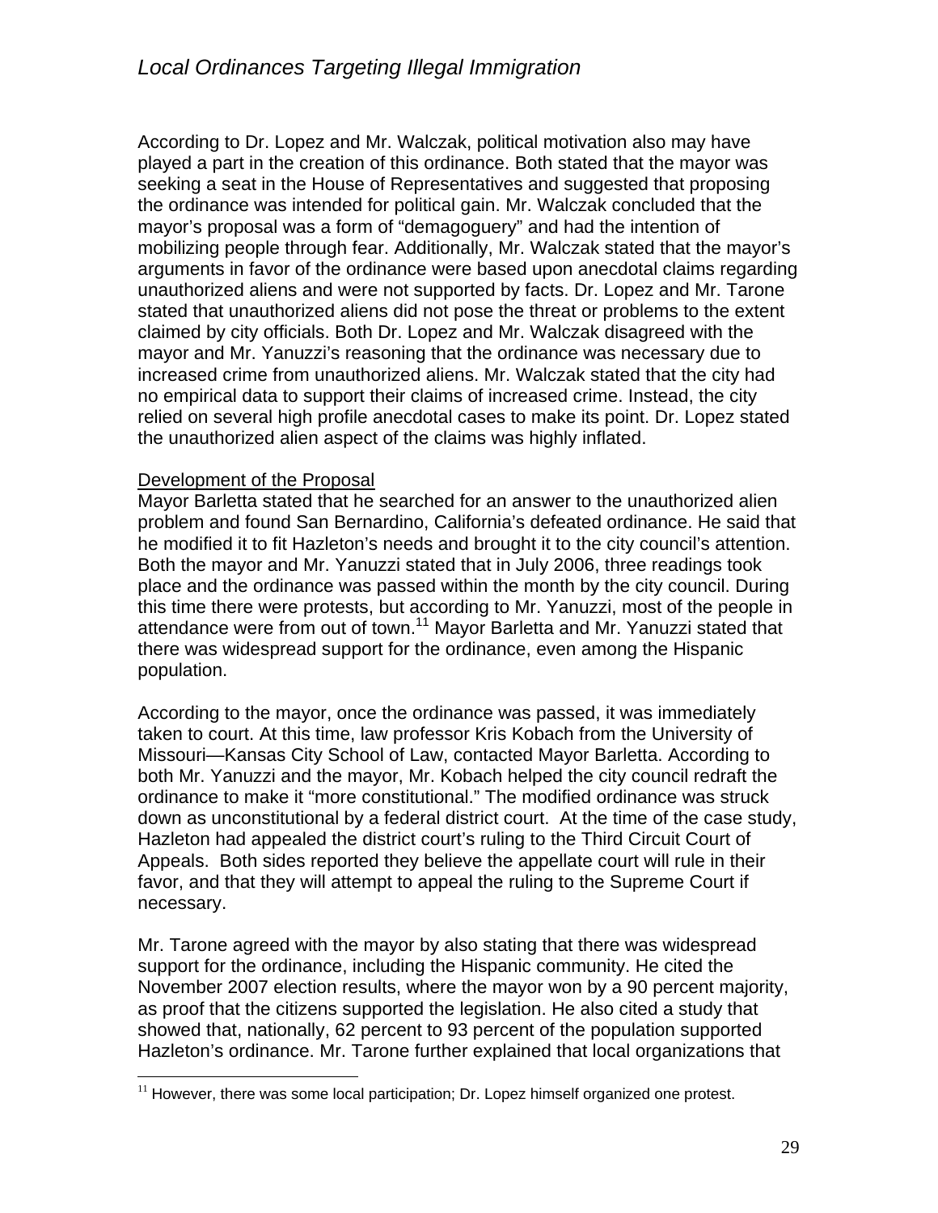According to Dr. Lopez and Mr. Walczak, political motivation also may have played a part in the creation of this ordinance. Both stated that the mayor was seeking a seat in the House of Representatives and suggested that proposing the ordinance was intended for political gain. Mr. Walczak concluded that the mayor's proposal was a form of "demagoguery" and had the intention of mobilizing people through fear. Additionally, Mr. Walczak stated that the mayor's arguments in favor of the ordinance were based upon anecdotal claims regarding unauthorized aliens and were not supported by facts. Dr. Lopez and Mr. Tarone stated that unauthorized aliens did not pose the threat or problems to the extent claimed by city officials. Both Dr. Lopez and Mr. Walczak disagreed with the mayor and Mr. Yanuzzi's reasoning that the ordinance was necessary due to increased crime from unauthorized aliens. Mr. Walczak stated that the city had no empirical data to support their claims of increased crime. Instead, the city relied on several high profile anecdotal cases to make its point. Dr. Lopez stated the unauthorized alien aspect of the claims was highly inflated.

Development of the Proposal

Mayor Barletta stated that he searched for an answer to the unauthorized alien problem and found San Bernardino, California's defeated ordinance. He said that he modified it to fit Hazleton's needs and brought it to the city council's attention. Both the mayor and Mr. Yanuzzi stated that in July 2006, three readings took place and the ordinance was passed within the month by the city council. During this time there were protests, but according to Mr. Yanuzzi, most of the people in attendance were from out of town.[11] Mayor Barletta and Mr. Yanuzzi stated that there was widespread support for the ordinance, even among the Hispanic population.

According to the mayor, once the ordinance was passed, it was immediately taken to court. At this time, law professor Kris Kobach from the University of Missouri—Kansas City School of Law, contacted Mayor Barletta. According to both Mr. Yanuzzi and the mayor, Mr. Kobach helped the city council redraft the ordinance to make it "more constitutional." The modified ordinance was struck down as unconstitutional by a federal district court. At the time of the case study, Hazleton had appealed the district court's ruling to the Third Circuit Court of Appeals. Both sides reported they believe the appellate court will rule in their favor, and that they will attempt to appeal the ruling to the Supreme Court if necessary.

Mr. Tarone agreed with the mayor by also stating that there was widespread support for the ordinance, including the Hispanic community. He cited the November 2007 election results, where the mayor won by a 90 percent majority, as proof that the citizens supported the legislation. He also cited a study that showed that, nationally, 62 percent to 93 percent of the population supported Hazleton's ordinance. Mr. Tarone further explained that local organizations that

[11] However, there was some local participation; Dr. Lopez himself organized one protest.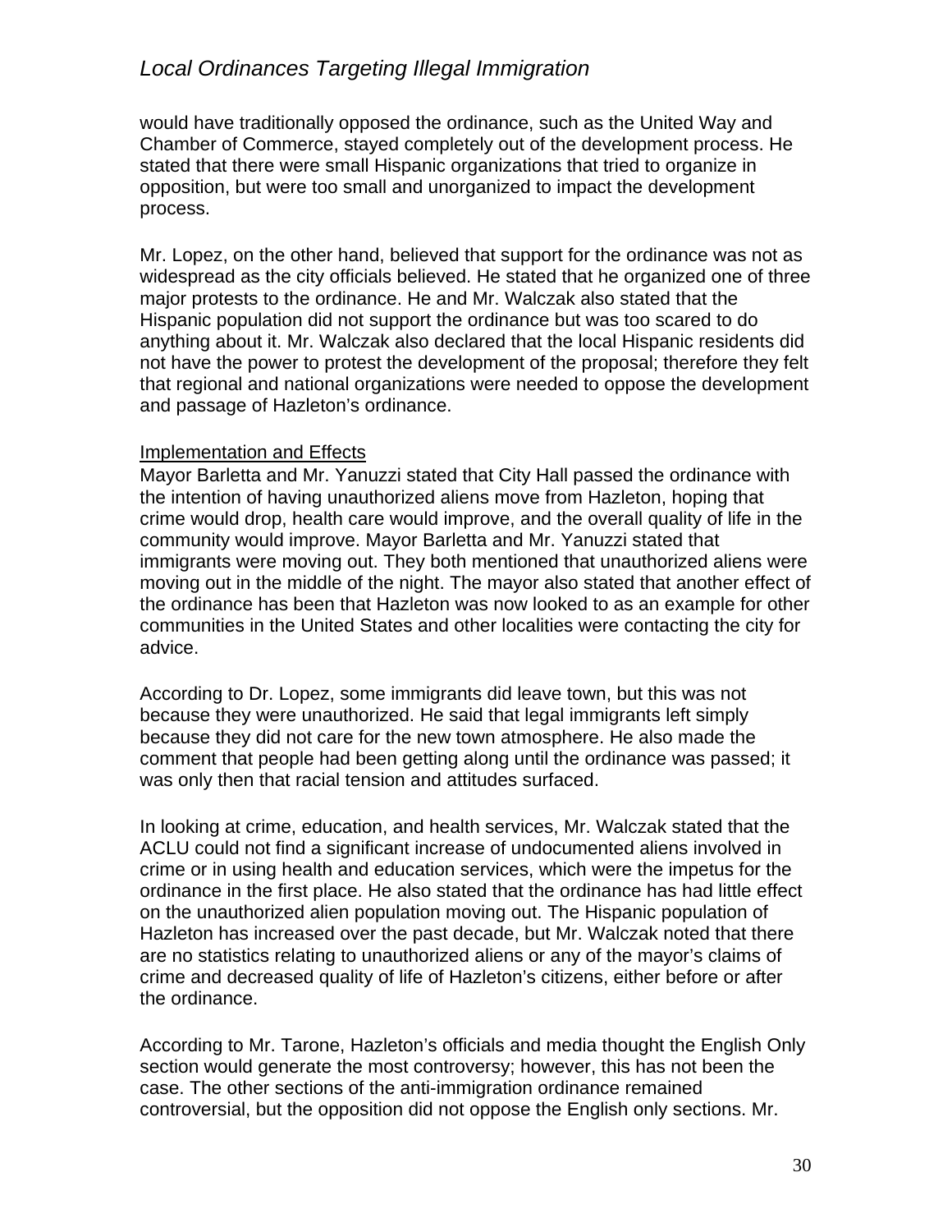would have traditionally opposed the ordinance, such as the United Way and Chamber of Commerce, stayed completely out of the development process. He stated that there were small Hispanic organizations that tried to organize in opposition, but were too small and unorganized to impact the development process.

Mr. Lopez, on the other hand, believed that support for the ordinance was not as widespread as the city officials believed. He stated that he organized one of three major protests to the ordinance. He and Mr. Walczak also stated that the Hispanic population did not support the ordinance but was too scared to do anything about it. Mr. Walczak also declared that the local Hispanic residents did not have the power to protest the development of the proposal; therefore they felt that regional and national organizations were needed to oppose the development and passage of Hazleton's ordinance.

<u>Implementation and Effects</u>

Mayor Barletta and Mr. Yanuzzi stated that City Hall passed the ordinance with the intention of having unauthorized aliens move from Hazleton, hoping that crime would drop, health care would improve, and the overall quality of life in the community would improve. Mayor Barletta and Mr. Yanuzzi stated that immigrants were moving out. They both mentioned that unauthorized aliens were moving out in the middle of the night. The mayor also stated that another effect of the ordinance has been that Hazleton was now looked to as an example for other communities in the United States and other localities were contacting the city for advice.

According to Dr. Lopez, some immigrants did leave town, but this was not because they were unauthorized. He said that legal immigrants left simply because they did not care for the new town atmosphere. He also made the comment that people had been getting along until the ordinance was passed; it was only then that racial tension and attitudes surfaced.

In looking at crime, education, and health services, Mr. Walczak stated that the ACLU could not find a significant increase of undocumented aliens involved in crime or in using health and education services, which were the impetus for the ordinance in the first place. He also stated that the ordinance has had little effect on the unauthorized alien population moving out. The Hispanic population of Hazleton has increased over the past decade, but Mr. Walczak noted that there are no statistics relating to unauthorized aliens or any of the mayor's claims of crime and decreased quality of life of Hazleton's citizens, either before or after the ordinance.

According to Mr. Tarone, Hazleton's officials and media thought the English Only section would generate the most controversy; however, this has not been the case. The other sections of the anti-immigration ordinance remained controversial, but the opposition did not oppose the English only sections. Mr.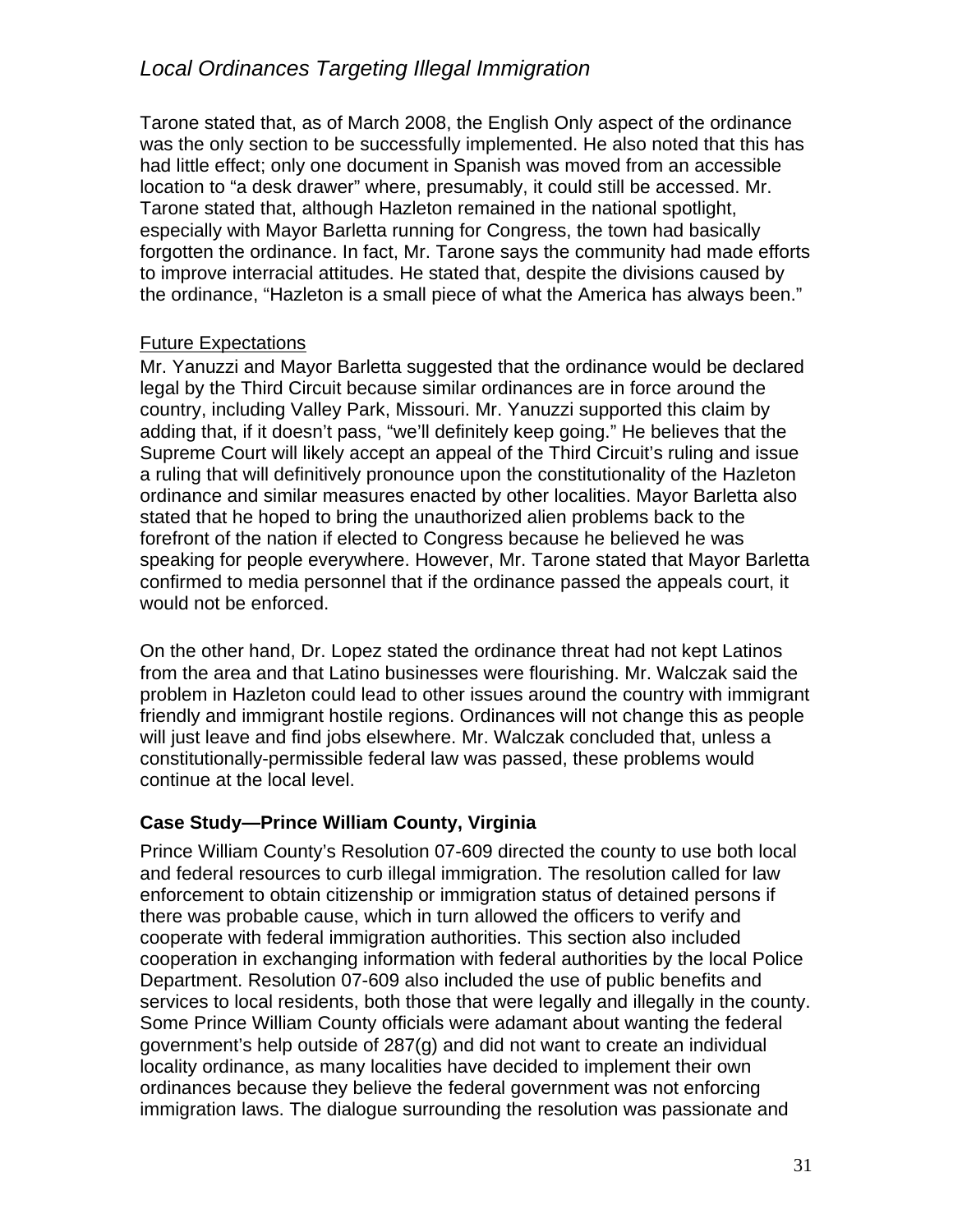Tarone stated that, as of March 2008, the English Only aspect of the ordinance was the only section to be successfully implemented. He also noted that this has had little effect; only one document in Spanish was moved from an accessible location to “a desk drawer” where, presumably, it could still be accessed. Mr. Tarone stated that, although Hazleton remained in the national spotlight, especially with Mayor Barletta running for Congress, the town had basically forgotten the ordinance. In fact, Mr. Tarone says the community had made efforts to improve interracial attitudes. He stated that, despite the divisions caused by the ordinance, “Hazleton is a small piece of what the America has always been.”

Future Expectations

Mr. Yanuzzi and Mayor Barletta suggested that the ordinance would be declared legal by the Third Circuit because similar ordinances are in force around the country, including Valley Park, Missouri. Mr. Yanuzzi supported this claim by adding that, if it doesn’t pass, “we’ll definitely keep going.” He believes that the Supreme Court will likely accept an appeal of the Third Circuit’s ruling and issue a ruling that will definitively pronounce upon the constitutionality of the Hazleton ordinance and similar measures enacted by other localities. Mayor Barletta also stated that he hoped to bring the unauthorized alien problems back to the forefront of the nation if elected to Congress because he believed he was speaking for people everywhere. However, Mr. Tarone stated that Mayor Barletta confirmed to media personnel that if the ordinance passed the appeals court, it would not be enforced.

On the other hand, Dr. Lopez stated the ordinance threat had not kept Latinos from the area and that Latino businesses were flourishing. Mr. Walczak said the problem in Hazleton could lead to other issues around the country with immigrant friendly and immigrant hostile regions. Ordinances will not change this as people will just leave and find jobs elsewhere. Mr. Walczak concluded that, unless a constitutionally-permissible federal law was passed, these problems would continue at the local level.

### Case Study—Prince William County, Virginia

Prince William County’s Resolution 07-609 directed the county to use both local and federal resources to curb illegal immigration. The resolution called for law enforcement to obtain citizenship or immigration status of detained persons if there was probable cause, which in turn allowed the officers to verify and cooperate with federal immigration authorities. This section also included cooperation in exchanging information with federal authorities by the local Police Department. Resolution 07-609 also included the use of public benefits and services to local residents, both those that were legally and illegally in the county. Some Prince William County officials were adamant about wanting the federal government’s help outside of 287(g) and did not want to create an individual locality ordinance, as many localities have decided to implement their own ordinances because they believe the federal government was not enforcing immigration laws. The dialogue surrounding the resolution was passionate and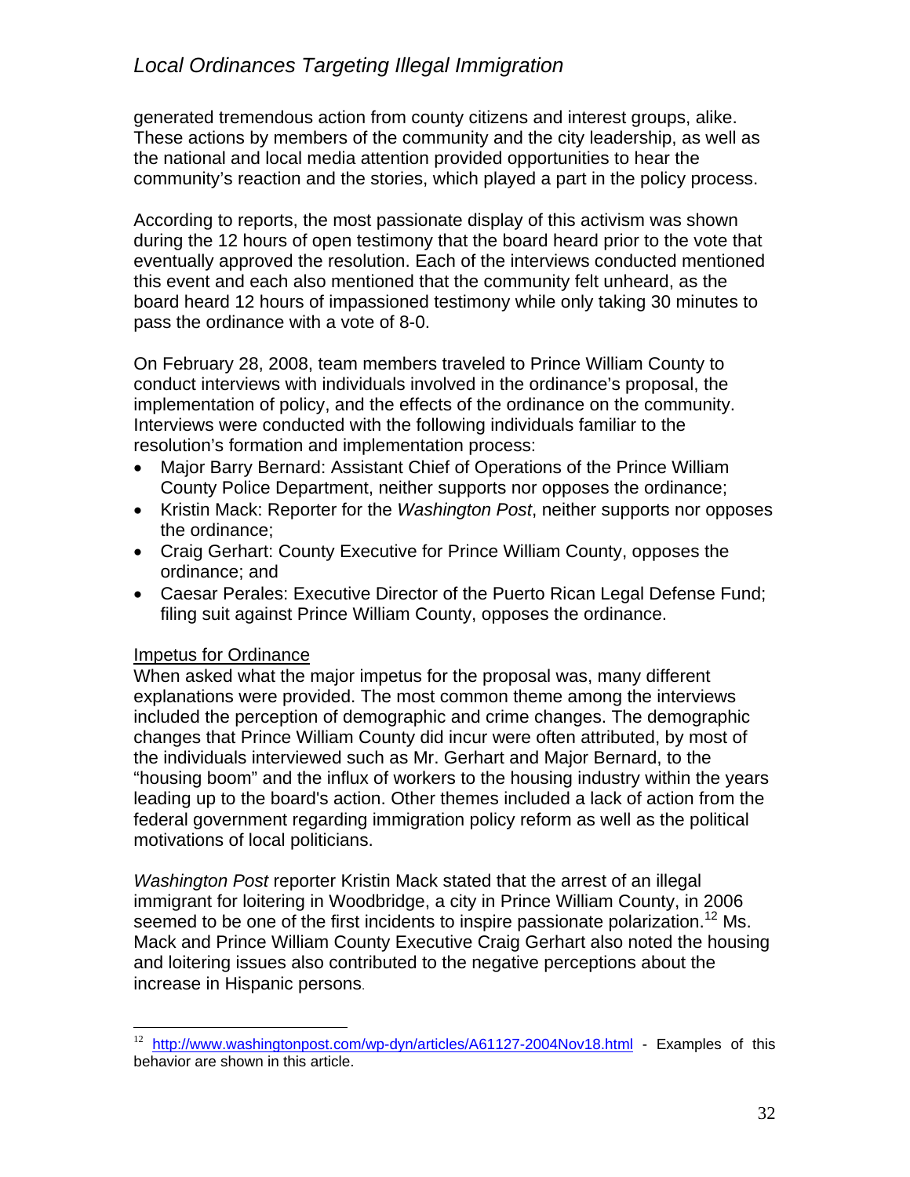generated tremendous action from county citizens and interest groups, alike. These actions by members of the community and the city leadership, as well as the national and local media attention provided opportunities to hear the community's reaction and the stories, which played a part in the policy process.

According to reports, the most passionate display of this activism was shown during the 12 hours of open testimony that the board heard prior to the vote that eventually approved the resolution. Each of the interviews conducted mentioned this event and each also mentioned that the community felt unheard, as the board heard 12 hours of impassioned testimony while only taking 30 minutes to pass the ordinance with a vote of 8-0.

On February 28, 2008, team members traveled to Prince William County to conduct interviews with individuals involved in the ordinance's proposal, the implementation of policy, and the effects of the ordinance on the community. Interviews were conducted with the following individuals familiar to the resolution's formation and implementation process:

- Major Barry Bernard: Assistant Chief of Operations of the Prince William County Police Department, neither supports nor opposes the ordinance;
- Kristin Mack: Reporter for the *Washington Post*, neither supports nor opposes the ordinance;
- Craig Gerhart: County Executive for Prince William County, opposes the ordinance; and
- Caesar Perales: Executive Director of the Puerto Rican Legal Defense Fund; filing suit against Prince William County, opposes the ordinance.

<u>Impetus for Ordinance</u>

When asked what the major impetus for the proposal was, many different explanations were provided. The most common theme among the interviews included the perception of demographic and crime changes. The demographic changes that Prince William County did incur were often attributed, by most of the individuals interviewed such as Mr. Gerhart and Major Bernard, to the "housing boom" and the influx of workers to the housing industry within the years leading up to the board's action. Other themes included a lack of action from the federal government regarding immigration policy reform as well as the political motivations of local politicians.

*Washington Post* reporter Kristin Mack stated that the arrest of an illegal immigrant for loitering in Woodbridge, a city in Prince William County, in 2006 seemed to be one of the first incidents to inspire passionate polarization.[12] Ms. Mack and Prince William County Executive Craig Gerhart also noted the housing and loitering issues also contributed to the negative perceptions about the increase in Hispanic persons.

---

[12] http://www.washingtonpost.com/wp-dyn/articles/A61127-2004Nov18.html - Examples of this behavior are shown in this article.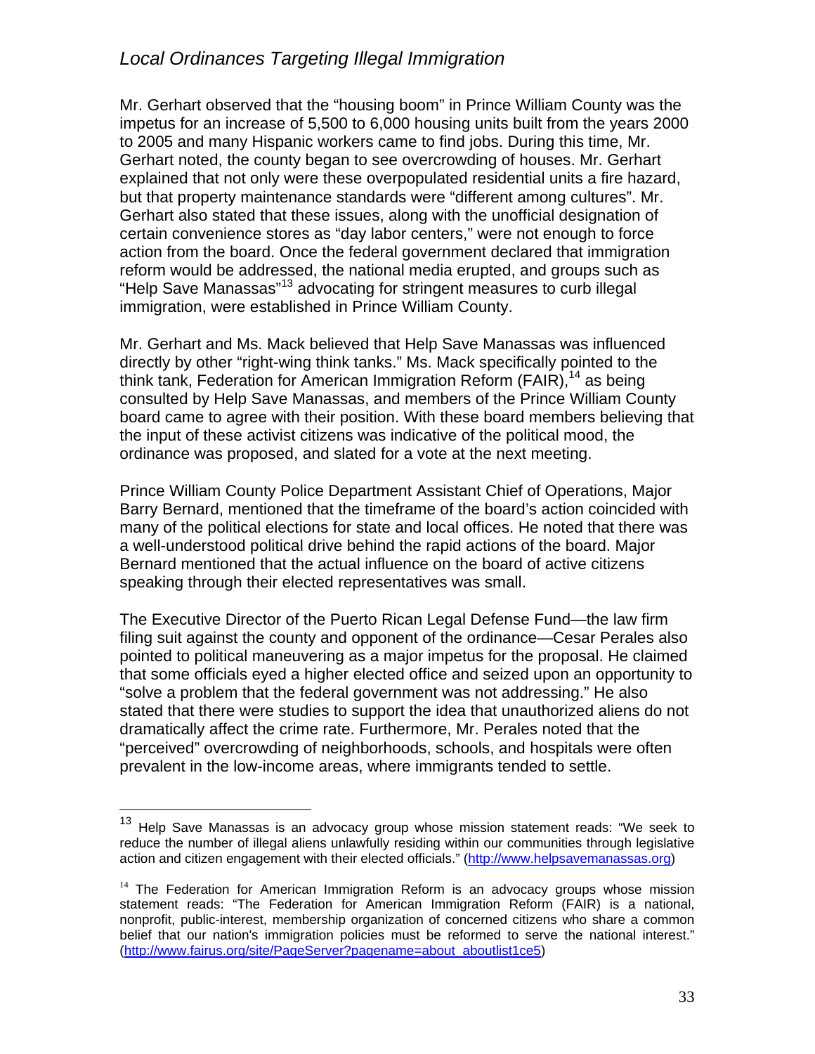*Local Ordinances Targeting Illegal Immigration*

Mr. Gerhart observed that the "housing boom" in Prince William County was the impetus for an increase of 5,500 to 6,000 housing units built from the years 2000 to 2005 and many Hispanic workers came to find jobs. During this time, Mr. Gerhart noted, the county began to see overcrowding of houses. Mr. Gerhart explained that not only were these overpopulated residential units a fire hazard, but that property maintenance standards were "different among cultures". Mr. Gerhart also stated that these issues, along with the unofficial designation of certain convenience stores as "day labor centers," were not enough to force action from the board. Once the federal government declared that immigration reform would be addressed, the national media erupted, and groups such as "Help Save Manassas"[13] advocating for stringent measures to curb illegal immigration, were established in Prince William County.

Mr. Gerhart and Ms. Mack believed that Help Save Manassas was influenced directly by other "right-wing think tanks." Ms. Mack specifically pointed to the think tank, Federation for American Immigration Reform (FAIR),[14] as being consulted by Help Save Manassas, and members of the Prince William County board came to agree with their position. With these board members believing that the input of these activist citizens was indicative of the political mood, the ordinance was proposed, and slated for a vote at the next meeting.

Prince William County Police Department Assistant Chief of Operations, Major Barry Bernard, mentioned that the timeframe of the board's action coincided with many of the political elections for state and local offices. He noted that there was a well-understood political drive behind the rapid actions of the board. Major Bernard mentioned that the actual influence on the board of active citizens speaking through their elected representatives was small.

The Executive Director of the Puerto Rican Legal Defense Fund—the law firm filing suit against the county and opponent of the ordinance—Cesar Perales also pointed to political maneuvering as a major impetus for the proposal. He claimed that some officials eyed a higher elected office and seized upon an opportunity to "solve a problem that the federal government was not addressing." He also stated that there were studies to support the idea that unauthorized aliens do not dramatically affect the crime rate. Furthermore, Mr. Perales noted that the "perceived" overcrowding of neighborhoods, schools, and hospitals were often prevalent in the low-income areas, where immigrants tended to settle.

---

[13] Help Save Manassas is an advocacy group whose mission statement reads: "We seek to reduce the number of illegal aliens unlawfully residing within our communities through legislative action and citizen engagement with their elected officials." (http://www.helpsavemanassas.org)

[14] The Federation for American Immigration Reform is an advocacy groups whose mission statement reads: "The Federation for American Immigration Reform (FAIR) is a national, nonprofit, public-interest, membership organization of concerned citizens who share a common belief that our nation's immigration policies must be reformed to serve the national interest." (http://www.fairus.org/site/PageServer?pagename=about_aboutlist1ce5)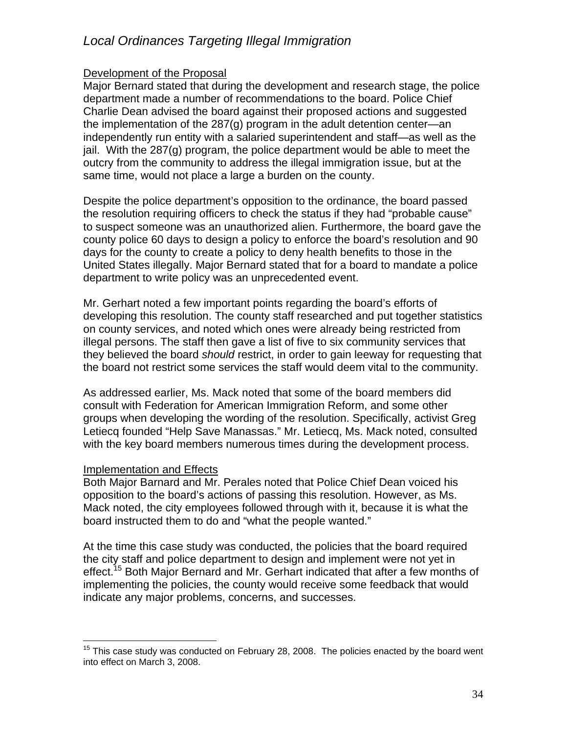### Development of the Proposal

Major Bernard stated that during the development and research stage, the police department made a number of recommendations to the board. Police Chief Charlie Dean advised the board against their proposed actions and suggested the implementation of the 287(g) program in the adult detention center—an independently run entity with a salaried superintendent and staff—as well as the jail. With the 287(g) program, the police department would be able to meet the outcry from the community to address the illegal immigration issue, but at the same time, would not place a large a burden on the county.

Despite the police department's opposition to the ordinance, the board passed the resolution requiring officers to check the status if they had "probable cause" to suspect someone was an unauthorized alien. Furthermore, the board gave the county police 60 days to design a policy to enforce the board's resolution and 90 days for the county to create a policy to deny health benefits to those in the United States illegally. Major Bernard stated that for a board to mandate a police department to write policy was an unprecedented event.

Mr. Gerhart noted a few important points regarding the board's efforts of developing this resolution. The county staff researched and put together statistics on county services, and noted which ones were already being restricted from illegal persons. The staff then gave a list of five to six community services that they believed the board *should* restrict, in order to gain leeway for requesting that the board not restrict some services the staff would deem vital to the community.

As addressed earlier, Ms. Mack noted that some of the board members did consult with Federation for American Immigration Reform, and some other groups when developing the wording of the resolution. Specifically, activist Greg Letiecq founded "Help Save Manassas." Mr. Letiecq, Ms. Mack noted, consulted with the key board members numerous times during the development process.

### Implementation and Effects

Both Major Barnard and Mr. Perales noted that Police Chief Dean voiced his opposition to the board's actions of passing this resolution. However, as Ms. Mack noted, the city employees followed through with it, because it is what the board instructed them to do and "what the people wanted."

At the time this case study was conducted, the policies that the board required the city staff and police department to design and implement were not yet in effect.[15] Both Major Bernard and Mr. Gerhart indicated that after a few months of implementing the policies, the county would receive some feedback that would indicate any major problems, concerns, and successes.

---

[15] This case study was conducted on February 28, 2008. The policies enacted by the board went into effect on March 3, 2008.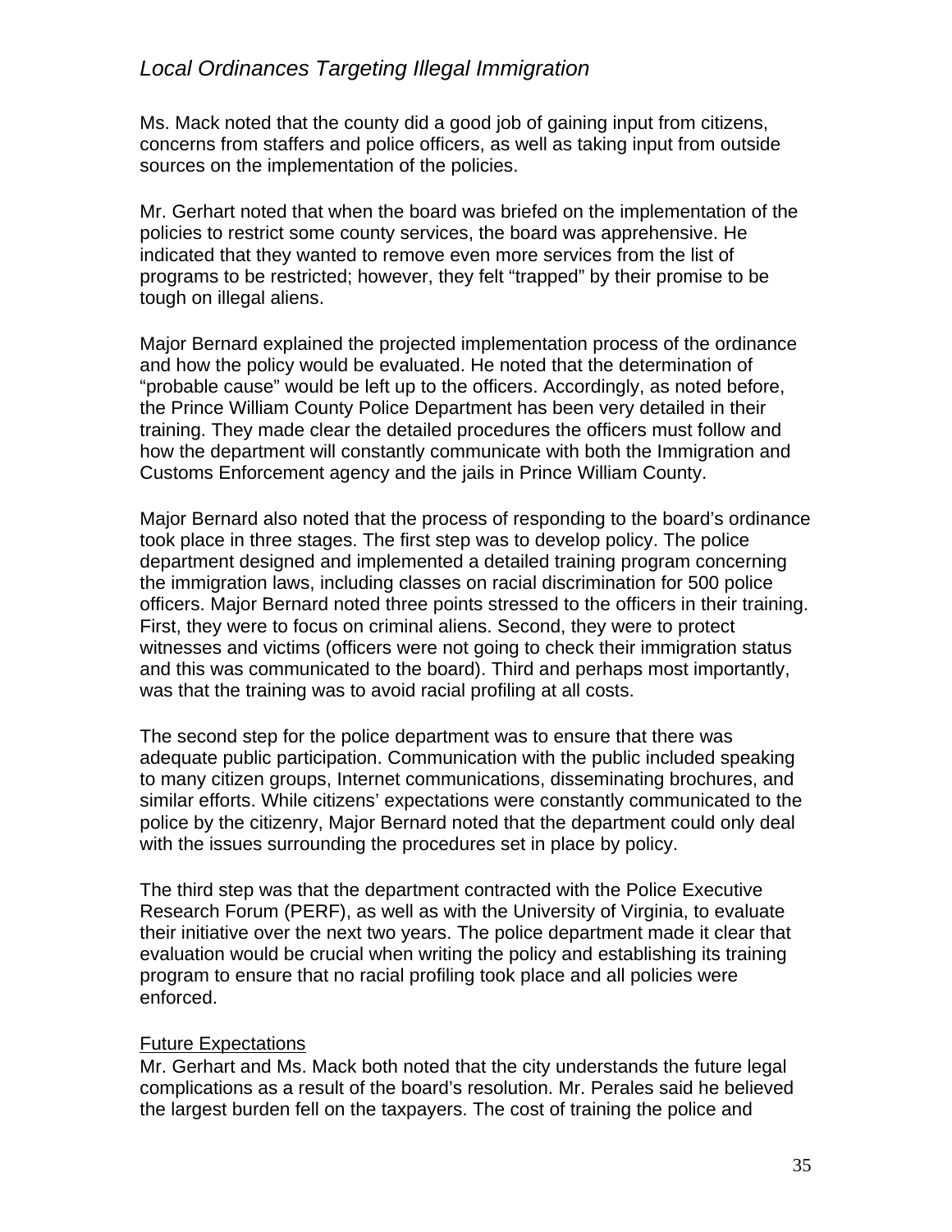Ms. Mack noted that the county did a good job of gaining input from citizens, concerns from staffers and police officers, as well as taking input from outside sources on the implementation of the policies.

Mr. Gerhart noted that when the board was briefed on the implementation of the policies to restrict some county services, the board was apprehensive. He indicated that they wanted to remove even more services from the list of programs to be restricted; however, they felt "trapped" by their promise to be tough on illegal aliens.

Major Bernard explained the projected implementation process of the ordinance and how the policy would be evaluated. He noted that the determination of "probable cause" would be left up to the officers. Accordingly, as noted before, the Prince William County Police Department has been very detailed in their training. They made clear the detailed procedures the officers must follow and how the department will constantly communicate with both the Immigration and Customs Enforcement agency and the jails in Prince William County.

Major Bernard also noted that the process of responding to the board's ordinance took place in three stages. The first step was to develop policy. The police department designed and implemented a detailed training program concerning the immigration laws, including classes on racial discrimination for 500 police officers. Major Bernard noted three points stressed to the officers in their training. First, they were to focus on criminal aliens. Second, they were to protect witnesses and victims (officers were not going to check their immigration status and this was communicated to the board). Third and perhaps most importantly, was that the training was to avoid racial profiling at all costs.

The second step for the police department was to ensure that there was adequate public participation. Communication with the public included speaking to many citizen groups, Internet communications, disseminating brochures, and similar efforts. While citizens' expectations were constantly communicated to the police by the citizenry, Major Bernard noted that the department could only deal with the issues surrounding the procedures set in place by policy.

The third step was that the department contracted with the Police Executive Research Forum (PERF), as well as with the University of Virginia, to evaluate their initiative over the next two years. The police department made it clear that evaluation would be crucial when writing the policy and establishing its training program to ensure that no racial profiling took place and all policies were enforced.

<u>Future Expectations</u>

Mr. Gerhart and Ms. Mack both noted that the city understands the future legal complications as a result of the board's resolution. Mr. Perales said he believed the largest burden fell on the taxpayers. The cost of training the police and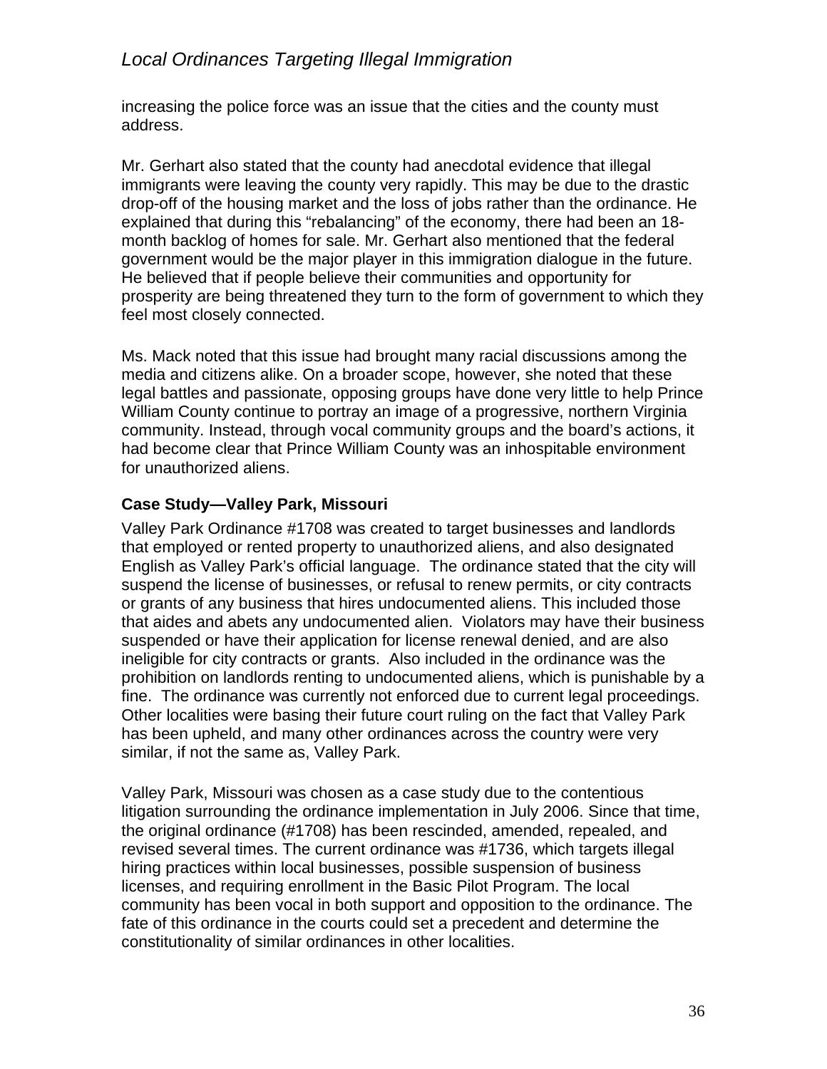increasing the police force was an issue that the cities and the county must address.

Mr. Gerhart also stated that the county had anecdotal evidence that illegal immigrants were leaving the county very rapidly. This may be due to the drastic drop-off of the housing market and the loss of jobs rather than the ordinance. He explained that during this "rebalancing" of the economy, there had been an 18-month backlog of homes for sale. Mr. Gerhart also mentioned that the federal government would be the major player in this immigration dialogue in the future. He believed that if people believe their communities and opportunity for prosperity are being threatened they turn to the form of government to which they feel most closely connected.

Ms. Mack noted that this issue had brought many racial discussions among the media and citizens alike. On a broader scope, however, she noted that these legal battles and passionate, opposing groups have done very little to help Prince William County continue to portray an image of a progressive, northern Virginia community. Instead, through vocal community groups and the board's actions, it had become clear that Prince William County was an inhospitable environment for unauthorized aliens.

### Case Study—Valley Park, Missouri

Valley Park Ordinance #1708 was created to target businesses and landlords that employed or rented property to unauthorized aliens, and also designated English as Valley Park's official language. The ordinance stated that the city will suspend the license of businesses, or refusal to renew permits, or city contracts or grants of any business that hires undocumented aliens. This included those that aides and abets any undocumented alien. Violators may have their business suspended or have their application for license renewal denied, and are also ineligible for city contracts or grants. Also included in the ordinance was the prohibition on landlords renting to undocumented aliens, which is punishable by a fine. The ordinance was currently not enforced due to current legal proceedings. Other localities were basing their future court ruling on the fact that Valley Park has been upheld, and many other ordinances across the country were very similar, if not the same as, Valley Park.

Valley Park, Missouri was chosen as a case study due to the contentious litigation surrounding the ordinance implementation in July 2006. Since that time, the original ordinance (#1708) has been rescinded, amended, repealed, and revised several times. The current ordinance was #1736, which targets illegal hiring practices within local businesses, possible suspension of business licenses, and requiring enrollment in the Basic Pilot Program. The local community has been vocal in both support and opposition to the ordinance. The fate of this ordinance in the courts could set a precedent and determine the constitutionality of similar ordinances in other localities.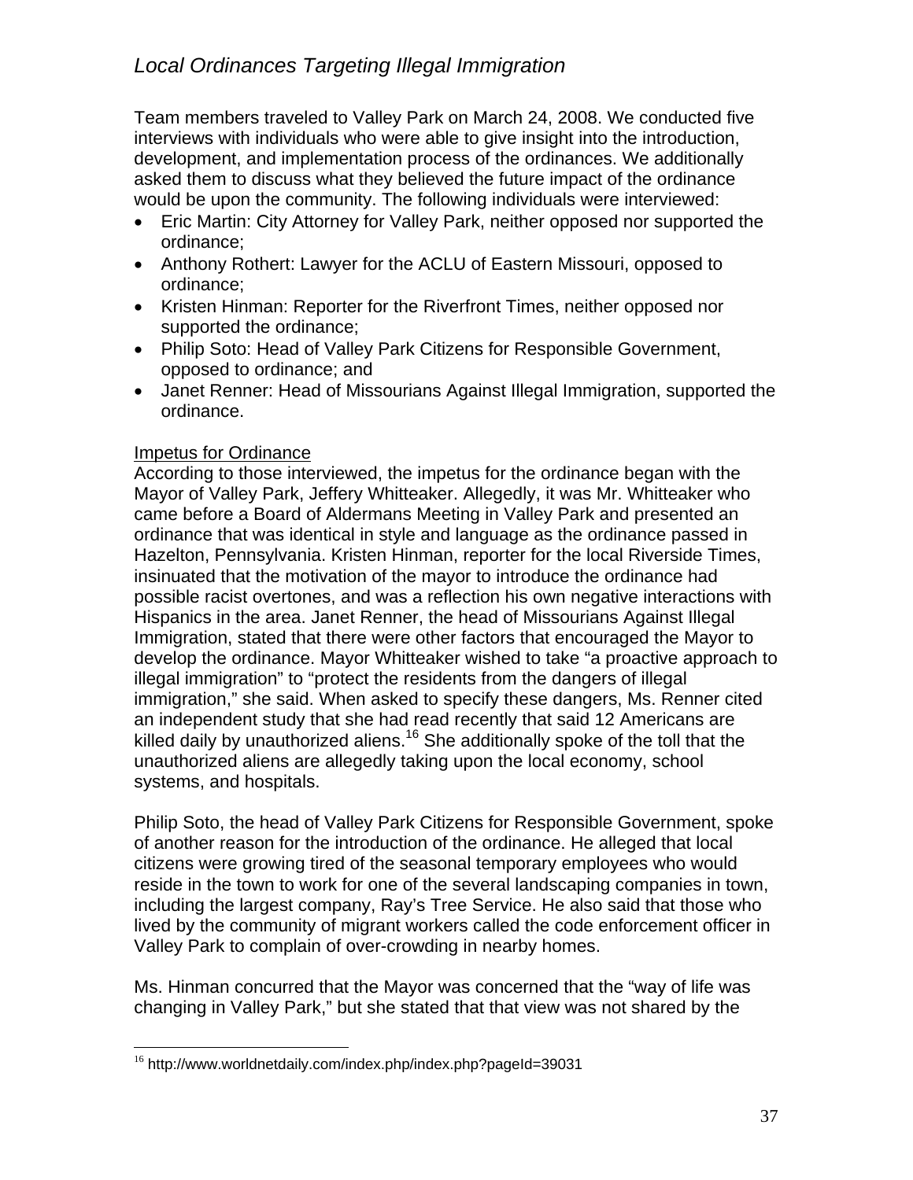Team members traveled to Valley Park on March 24, 2008. We conducted five interviews with individuals who were able to give insight into the introduction, development, and implementation process of the ordinances. We additionally asked them to discuss what they believed the future impact of the ordinance would be upon the community. The following individuals were interviewed:

- Eric Martin: City Attorney for Valley Park, neither opposed nor supported the ordinance;
- Anthony Rothert: Lawyer for the ACLU of Eastern Missouri, opposed to ordinance;
- Kristen Hinman: Reporter for the Riverfront Times, neither opposed nor supported the ordinance;
- Philip Soto: Head of Valley Park Citizens for Responsible Government, opposed to ordinance; and
- Janet Renner: Head of Missourians Against Illegal Immigration, supported the ordinance.

<u>Impetus for Ordinance</u>

According to those interviewed, the impetus for the ordinance began with the Mayor of Valley Park, Jeffery Whitteaker. Allegedly, it was Mr. Whitteaker who came before a Board of Aldermans Meeting in Valley Park and presented an ordinance that was identical in style and language as the ordinance passed in Hazelton, Pennsylvania. Kristen Hinman, reporter for the local Riverside Times, insinuated that the motivation of the mayor to introduce the ordinance had possible racist overtones, and was a reflection his own negative interactions with Hispanics in the area. Janet Renner, the head of Missourians Against Illegal Immigration, stated that there were other factors that encouraged the Mayor to develop the ordinance. Mayor Whitteaker wished to take "a proactive approach to illegal immigration" to "protect the residents from the dangers of illegal immigration," she said. When asked to specify these dangers, Ms. Renner cited an independent study that she had read recently that said 12 Americans are killed daily by unauthorized aliens.[16] She additionally spoke of the toll that the unauthorized aliens are allegedly taking upon the local economy, school systems, and hospitals.

Philip Soto, the head of Valley Park Citizens for Responsible Government, spoke of another reason for the introduction of the ordinance. He alleged that local citizens were growing tired of the seasonal temporary employees who would reside in the town to work for one of the several landscaping companies in town, including the largest company, Ray's Tree Service. He also said that those who lived by the community of migrant workers called the code enforcement officer in Valley Park to complain of over-crowding in nearby homes.

Ms. Hinman concurred that the Mayor was concerned that the "way of life was changing in Valley Park," but she stated that that view was not shared by the

[16] http://www.worldnetdaily.com/index.php/index.php?pageId=39031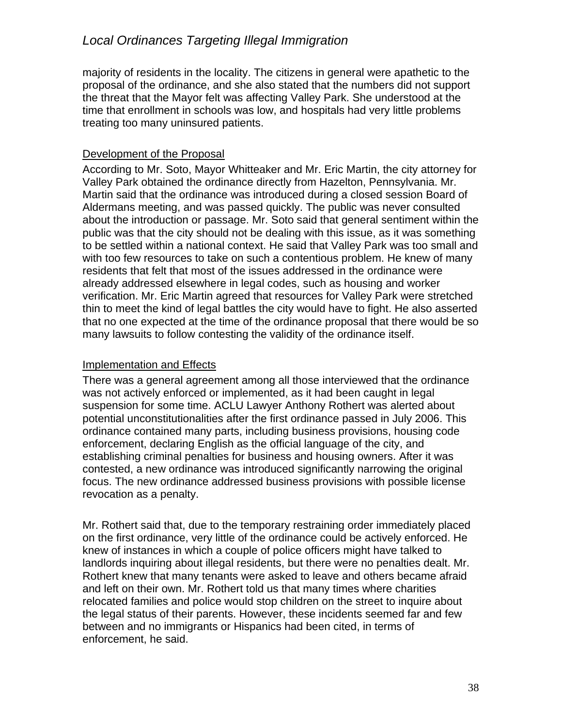majority of residents in the locality. The citizens in general were apathetic to the proposal of the ordinance, and she also stated that the numbers did not support the threat that the Mayor felt was affecting Valley Park. She understood at the time that enrollment in schools was low, and hospitals had very little problems treating too many uninsured patients.

<u>Development of the Proposal</u>

According to Mr. Soto, Mayor Whitteaker and Mr. Eric Martin, the city attorney for Valley Park obtained the ordinance directly from Hazelton, Pennsylvania. Mr. Martin said that the ordinance was introduced during a closed session Board of Aldermans meeting, and was passed quickly. The public was never consulted about the introduction or passage. Mr. Soto said that general sentiment within the public was that the city should not be dealing with this issue, as it was something to be settled within a national context. He said that Valley Park was too small and with too few resources to take on such a contentious problem. He knew of many residents that felt that most of the issues addressed in the ordinance were already addressed elsewhere in legal codes, such as housing and worker verification. Mr. Eric Martin agreed that resources for Valley Park were stretched thin to meet the kind of legal battles the city would have to fight. He also asserted that no one expected at the time of the ordinance proposal that there would be so many lawsuits to follow contesting the validity of the ordinance itself.

<u>Implementation and Effects</u>

There was a general agreement among all those interviewed that the ordinance was not actively enforced or implemented, as it had been caught in legal suspension for some time. ACLU Lawyer Anthony Rothert was alerted about potential unconstitutionalities after the first ordinance passed in July 2006. This ordinance contained many parts, including business provisions, housing code enforcement, declaring English as the official language of the city, and establishing criminal penalties for business and housing owners. After it was contested, a new ordinance was introduced significantly narrowing the original focus. The new ordinance addressed business provisions with possible license revocation as a penalty.

Mr. Rothert said that, due to the temporary restraining order immediately placed on the first ordinance, very little of the ordinance could be actively enforced. He knew of instances in which a couple of police officers might have talked to landlords inquiring about illegal residents, but there were no penalties dealt. Mr. Rothert knew that many tenants were asked to leave and others became afraid and left on their own. Mr. Rothert told us that many times where charities relocated families and police would stop children on the street to inquire about the legal status of their parents. However, these incidents seemed far and few between and no immigrants or Hispanics had been cited, in terms of enforcement, he said.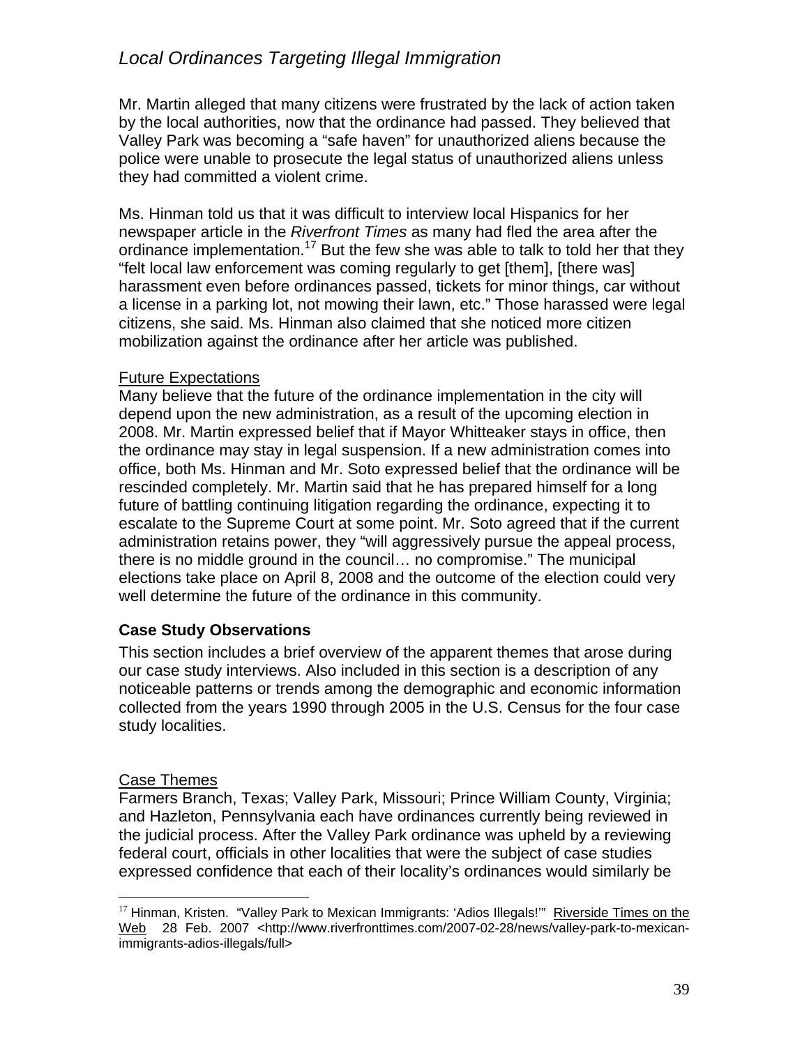Mr. Martin alleged that many citizens were frustrated by the lack of action taken by the local authorities, now that the ordinance had passed. They believed that Valley Park was becoming a "safe haven" for unauthorized aliens because the police were unable to prosecute the legal status of unauthorized aliens unless they had committed a violent crime.

Ms. Hinman told us that it was difficult to interview local Hispanics for her newspaper article in the *Riverfront Times* as many had fled the area after the ordinance implementation.[17] But the few she was able to talk to told her that they "felt local law enforcement was coming regularly to get [them], [there was] harassment even before ordinances passed, tickets for minor things, car without a license in a parking lot, not mowing their lawn, etc." Those harassed were legal citizens, she said. Ms. Hinman also claimed that she noticed more citizen mobilization against the ordinance after her article was published.

Future Expectations

Many believe that the future of the ordinance implementation in the city will depend upon the new administration, as a result of the upcoming election in 2008. Mr. Martin expressed belief that if Mayor Whitteaker stays in office, then the ordinance may stay in legal suspension. If a new administration comes into office, both Ms. Hinman and Mr. Soto expressed belief that the ordinance will be rescinded completely. Mr. Martin said that he has prepared himself for a long future of battling continuing litigation regarding the ordinance, expecting it to escalate to the Supreme Court at some point. Mr. Soto agreed that if the current administration retains power, they "will aggressively pursue the appeal process, there is no middle ground in the council… no compromise." The municipal elections take place on April 8, 2008 and the outcome of the election could very well determine the future of the ordinance in this community.

## Case Study Observations

This section includes a brief overview of the apparent themes that arose during our case study interviews. Also included in this section is a description of any noticeable patterns or trends among the demographic and economic information collected from the years 1990 through 2005 in the U.S. Census for the four case study localities.

Case Themes

Farmers Branch, Texas; Valley Park, Missouri; Prince William County, Virginia; and Hazleton, Pennsylvania each have ordinances currently being reviewed in the judicial process. After the Valley Park ordinance was upheld by a reviewing federal court, officials in other localities that were the subject of case studies expressed confidence that each of their locality's ordinances would similarly be

[17] Hinman, Kristen. "Valley Park to Mexican Immigrants: 'Adios Illegals!'" Riverside Times on the Web 28 Feb. 2007 <http://www.riverfronttimes.com/2007-02-28/news/valley-park-to-mexican-immigrants-adios-illegals/full>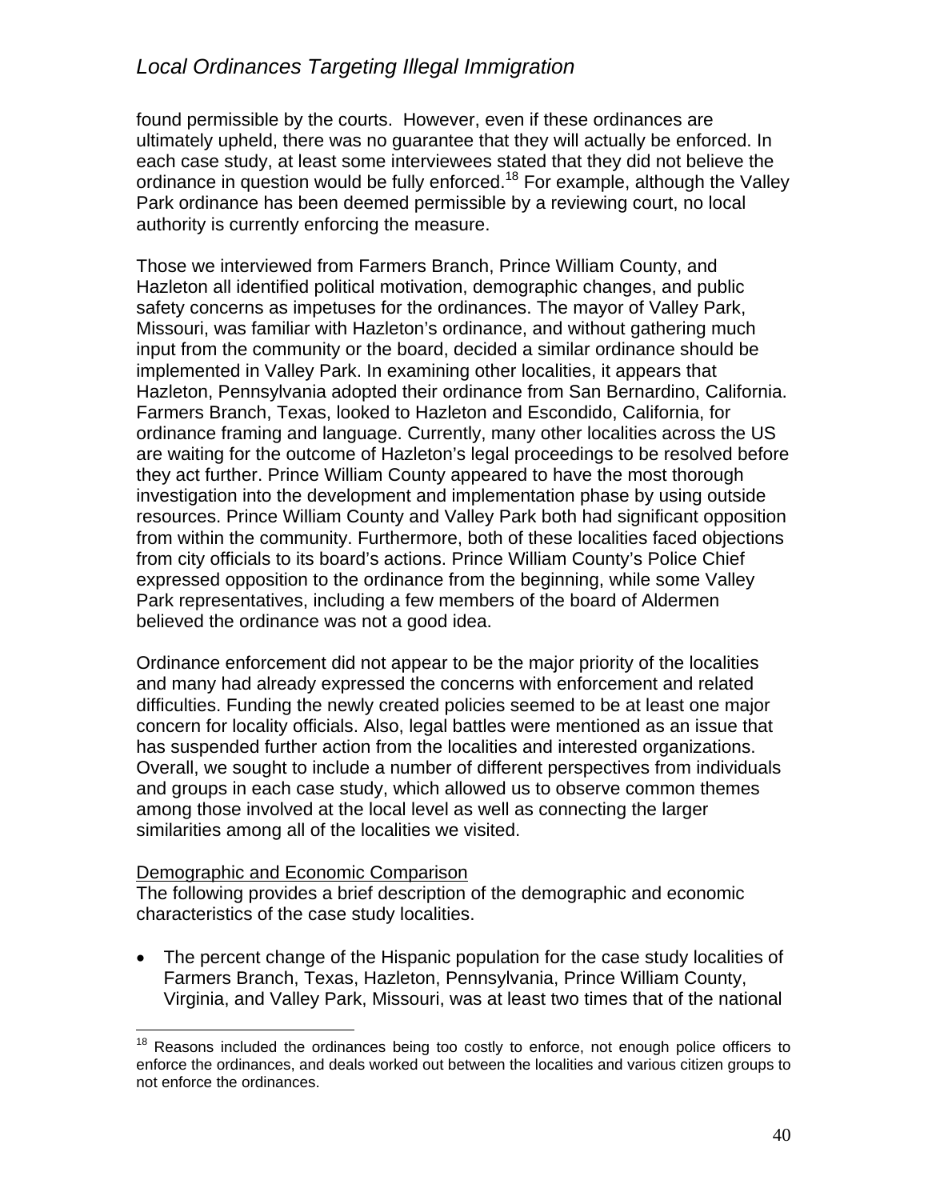found permissible by the courts. However, even if these ordinances are ultimately upheld, there was no guarantee that they will actually be enforced. In each case study, at least some interviewees stated that they did not believe the ordinance in question would be fully enforced.[18] For example, although the Valley Park ordinance has been deemed permissible by a reviewing court, no local authority is currently enforcing the measure.

Those we interviewed from Farmers Branch, Prince William County, and Hazleton all identified political motivation, demographic changes, and public safety concerns as impetuses for the ordinances. The mayor of Valley Park, Missouri, was familiar with Hazleton's ordinance, and without gathering much input from the community or the board, decided a similar ordinance should be implemented in Valley Park. In examining other localities, it appears that Hazleton, Pennsylvania adopted their ordinance from San Bernardino, California. Farmers Branch, Texas, looked to Hazleton and Escondido, California, for ordinance framing and language. Currently, many other localities across the US are waiting for the outcome of Hazleton's legal proceedings to be resolved before they act further. Prince William County appeared to have the most thorough investigation into the development and implementation phase by using outside resources. Prince William County and Valley Park both had significant opposition from within the community. Furthermore, both of these localities faced objections from city officials to its board's actions. Prince William County's Police Chief expressed opposition to the ordinance from the beginning, while some Valley Park representatives, including a few members of the board of Aldermen believed the ordinance was not a good idea.

Ordinance enforcement did not appear to be the major priority of the localities and many had already expressed the concerns with enforcement and related difficulties. Funding the newly created policies seemed to be at least one major concern for locality officials. Also, legal battles were mentioned as an issue that has suspended further action from the localities and interested organizations. Overall, we sought to include a number of different perspectives from individuals and groups in each case study, which allowed us to observe common themes among those involved at the local level as well as connecting the larger similarities among all of the localities we visited.

<u>Demographic and Economic Comparison</u>

The following provides a brief description of the demographic and economic characteristics of the case study localities.

- The percent change of the Hispanic population for the case study localities of Farmers Branch, Texas, Hazleton, Pennsylvania, Prince William County, Virginia, and Valley Park, Missouri, was at least two times that of the national

[18] Reasons included the ordinances being too costly to enforce, not enough police officers to enforce the ordinances, and deals worked out between the localities and various citizen groups to not enforce the ordinances.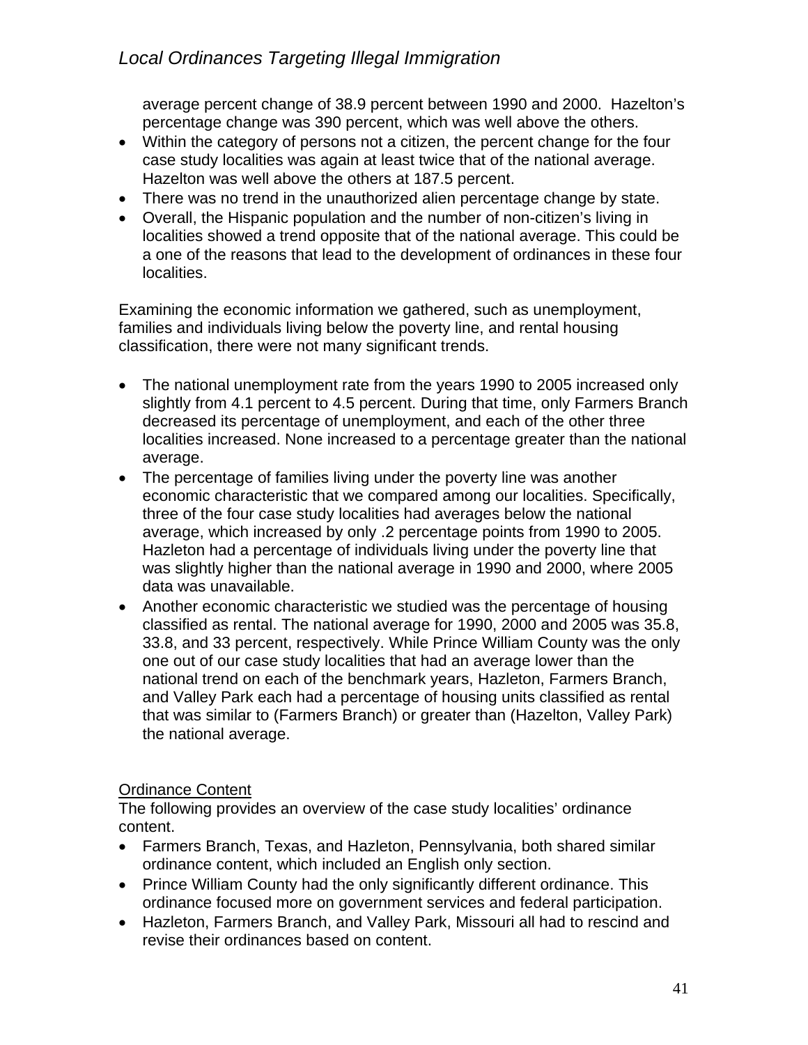average percent change of 38.9 percent between 1990 and 2000. Hazelton's percentage change was 390 percent, which was well above the others.
- Within the category of persons not a citizen, the percent change for the four case study localities was again at least twice that of the national average. Hazelton was well above the others at 187.5 percent.
- There was no trend in the unauthorized alien percentage change by state.
- Overall, the Hispanic population and the number of non-citizen's living in localities showed a trend opposite that of the national average. This could be a one of the reasons that lead to the development of ordinances in these four localities.

Examining the economic information we gathered, such as unemployment, families and individuals living below the poverty line, and rental housing classification, there were not many significant trends.

- The national unemployment rate from the years 1990 to 2005 increased only slightly from 4.1 percent to 4.5 percent. During that time, only Farmers Branch decreased its percentage of unemployment, and each of the other three localities increased. None increased to a percentage greater than the national average.
- The percentage of families living under the poverty line was another economic characteristic that we compared among our localities. Specifically, three of the four case study localities had averages below the national average, which increased by only .2 percentage points from 1990 to 2005. Hazleton had a percentage of individuals living under the poverty line that was slightly higher than the national average in 1990 and 2000, where 2005 data was unavailable.
- Another economic characteristic we studied was the percentage of housing classified as rental. The national average for 1990, 2000 and 2005 was 35.8, 33.8, and 33 percent, respectively. While Prince William County was the only one out of our case study localities that had an average lower than the national trend on each of the benchmark years, Hazelton, Farmers Branch, and Valley Park each had a percentage of housing units classified as rental that was similar to (Farmers Branch) or greater than (Hazelton, Valley Park) the national average.

Ordinance Content

The following provides an overview of the case study localities' ordinance content.

- Farmers Branch, Texas, and Hazleton, Pennsylvania, both shared similar ordinance content, which included an English only section.
- Prince William County had the only significantly different ordinance. This ordinance focused more on government services and federal participation.
- Hazleton, Farmers Branch, and Valley Park, Missouri all had to rescind and revise their ordinances based on content.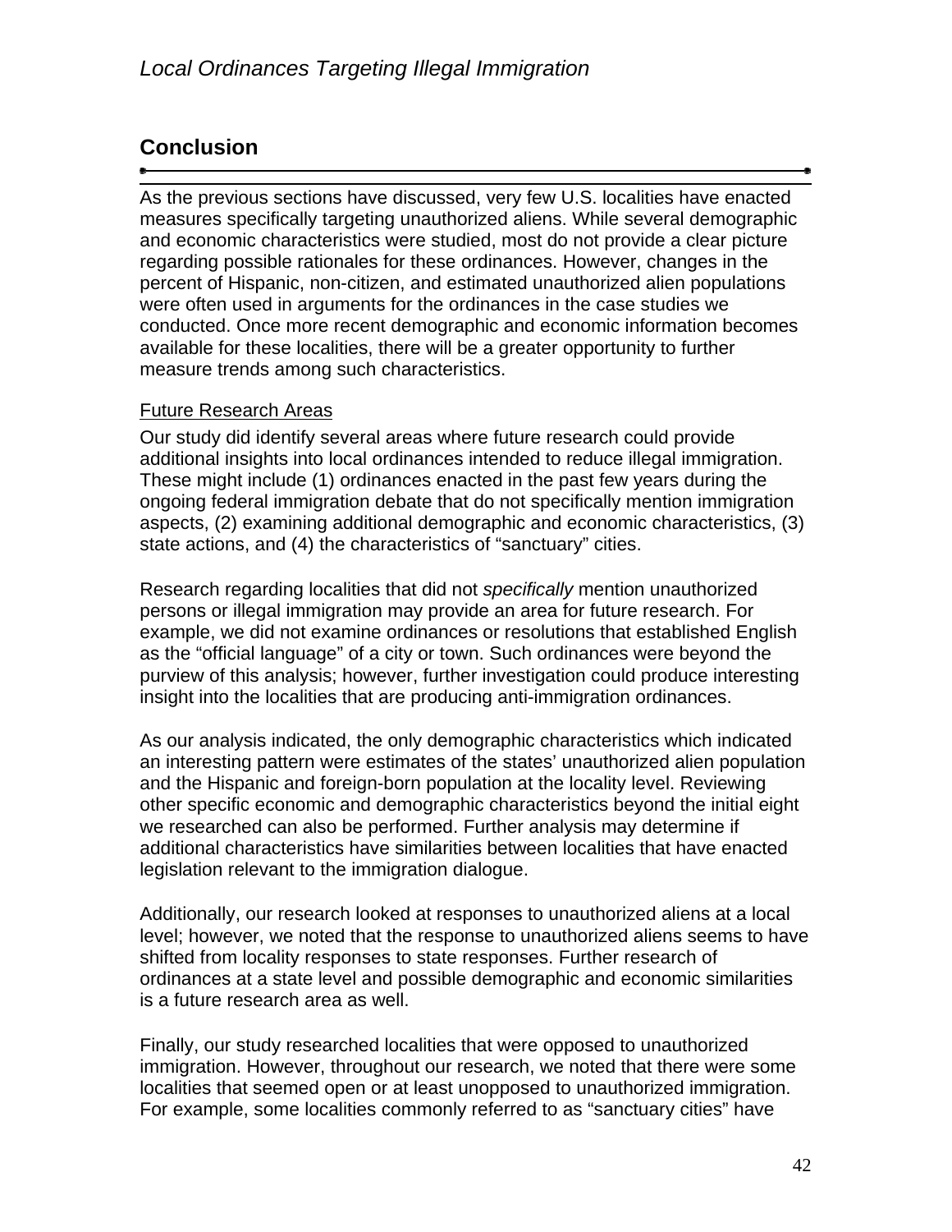## Conclusion

As the previous sections have discussed, very few U.S. localities have enacted measures specifically targeting unauthorized aliens. While several demographic and economic characteristics were studied, most do not provide a clear picture regarding possible rationales for these ordinances. However, changes in the percent of Hispanic, non-citizen, and estimated unauthorized alien populations were often used in arguments for the ordinances in the case studies we conducted. Once more recent demographic and economic information becomes available for these localities, there will be a greater opportunity to further measure trends among such characteristics.

### Future Research Areas

Our study did identify several areas where future research could provide additional insights into local ordinances intended to reduce illegal immigration. These might include (1) ordinances enacted in the past few years during the ongoing federal immigration debate that do not specifically mention immigration aspects, (2) examining additional demographic and economic characteristics, (3) state actions, and (4) the characteristics of "sanctuary" cities.

Research regarding localities that did not *specifically* mention unauthorized persons or illegal immigration may provide an area for future research. For example, we did not examine ordinances or resolutions that established English as the "official language" of a city or town. Such ordinances were beyond the purview of this analysis; however, further investigation could produce interesting insight into the localities that are producing anti-immigration ordinances.

As our analysis indicated, the only demographic characteristics which indicated an interesting pattern were estimates of the states' unauthorized alien population and the Hispanic and foreign-born population at the locality level. Reviewing other specific economic and demographic characteristics beyond the initial eight we researched can also be performed. Further analysis may determine if additional characteristics have similarities between localities that have enacted legislation relevant to the immigration dialogue.

Additionally, our research looked at responses to unauthorized aliens at a local level; however, we noted that the response to unauthorized aliens seems to have shifted from locality responses to state responses. Further research of ordinances at a state level and possible demographic and economic similarities is a future research area as well.

Finally, our study researched localities that were opposed to unauthorized immigration. However, throughout our research, we noted that there were some localities that seemed open or at least unopposed to unauthorized immigration. For example, some localities commonly referred to as "sanctuary cities" have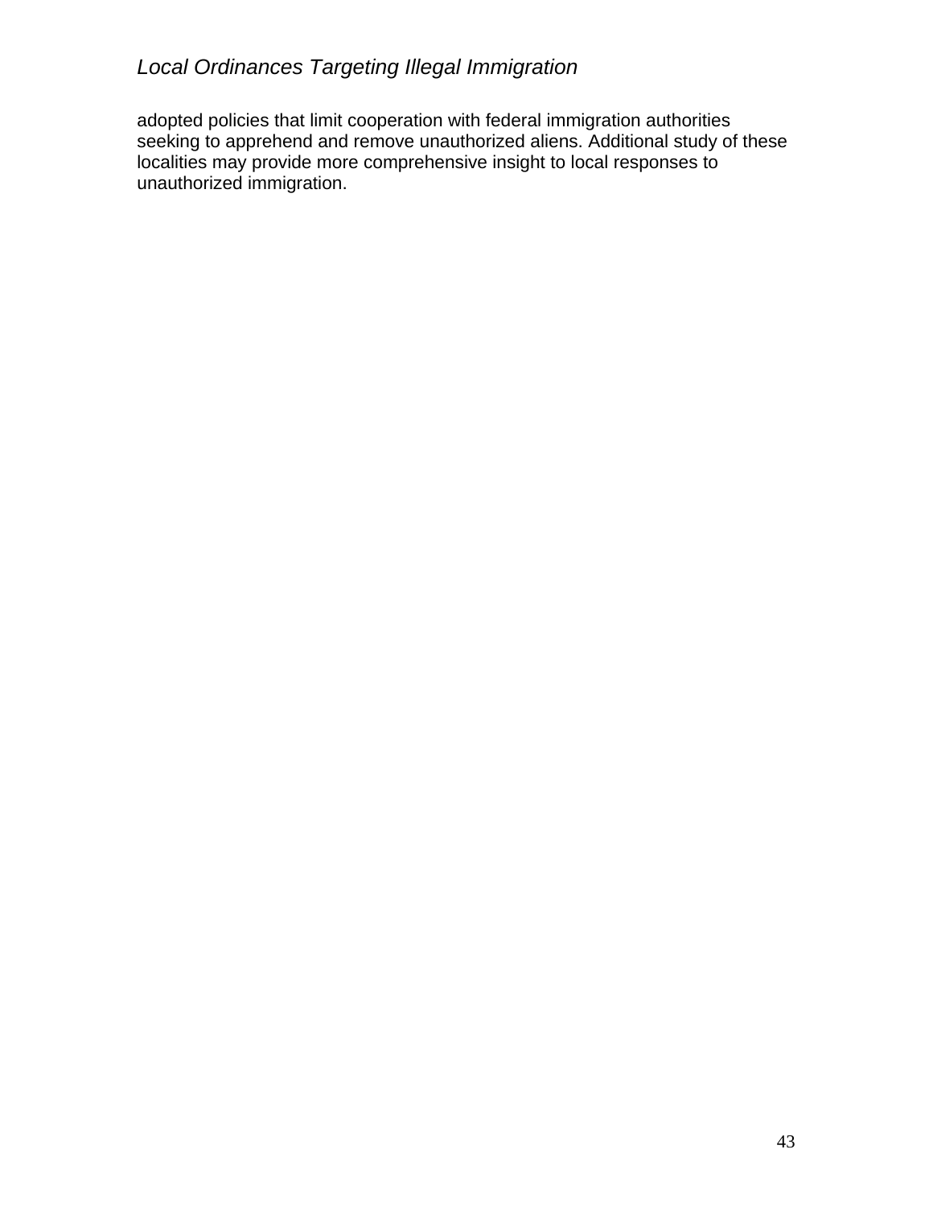adopted policies that limit cooperation with federal immigration authorities seeking to apprehend and remove unauthorized aliens. Additional study of these localities may provide more comprehensive insight to local responses to unauthorized immigration.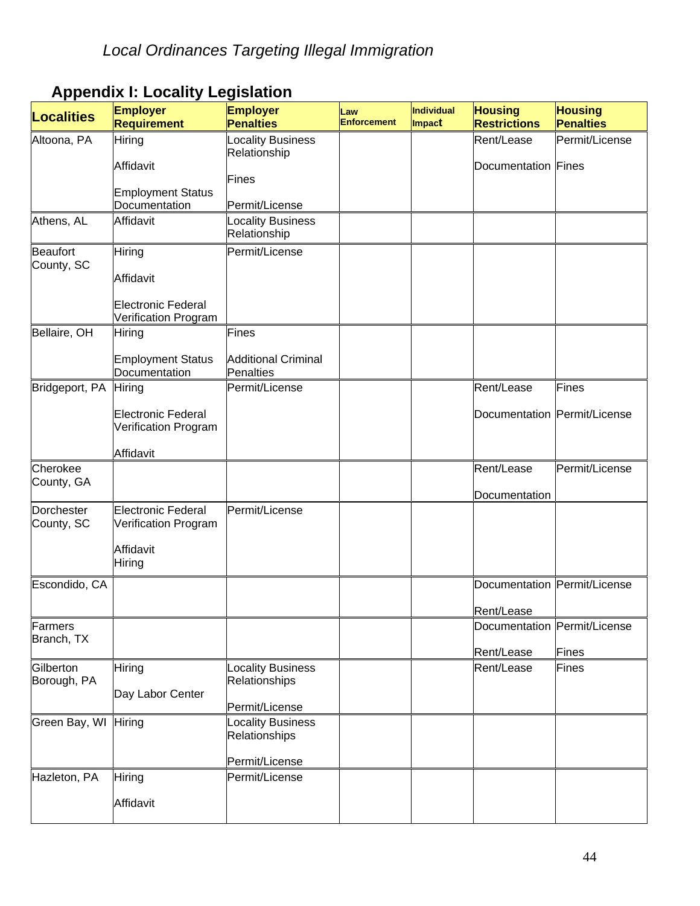*Local Ordinances Targeting Illegal Immigration*

## Appendix I: Locality Legislation

| Localities | Employer Requirement | Employer Penalties | Law Enforcement | Individual Impact | Housing Restrictions | Housing Penalties |
|---|---|---|---|---|---|---|
| Altoona, PA | Hiring<br><br>Affidavit<br><br>Employment Status Documentation | Locality Business Relationship<br><br>Fines<br><br>Permit/License | | | Rent/Lease<br><br>Documentation | Permit/License<br><br>Fines |
| Athens, AL | Affidavit | Locality Business Relationship | | | | |
| Beaufort County, SC | Hiring<br><br>Affidavit<br><br>Electronic Federal Verification Program | Permit/License | | | | |
| Bellaire, OH | Hiring<br><br>Employment Status Documentation | Fines<br><br>Additional Criminal Penalties | | | | |
| Bridgeport, PA | Hiring<br><br>Electronic Federal Verification Program<br><br>Affidavit | Permit/License | | | Rent/Lease<br><br>Documentation | Fines<br><br>Permit/License |
| Cherokee County, GA | | | | | Rent/Lease<br><br>Documentation | Permit/License |
| Dorchester County, SC | Electronic Federal Verification Program<br><br>Affidavit<br>Hiring | Permit/License | | | | |
| Escondido, CA | | | | | Documentation<br><br>Rent/Lease | Permit/License |
| Farmers Branch, TX | | | | | Documentation<br><br>Rent/Lease | Permit/License<br><br>Fines |
| Gilberton Borough, PA | Hiring<br><br>Day Labor Center | Locality Business Relationships<br><br>Permit/License | | | Rent/Lease | Fines |
| Green Bay, WI | Hiring | Locality Business Relationships<br><br>Permit/License | | | | |
| Hazleton, PA | Hiring<br><br>Affidavit | Permit/License | | | | |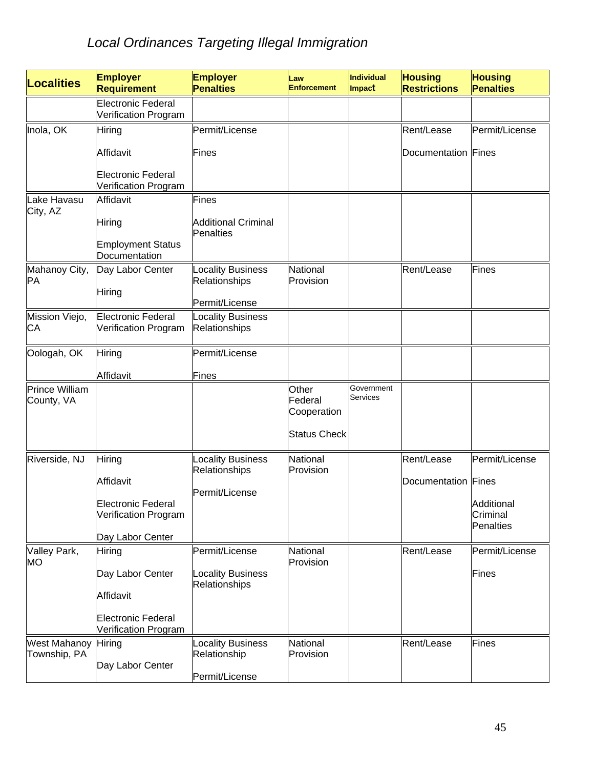*Local Ordinances Targeting Illegal Immigration*

| Localities | Employer Requirement | Employer Penalties | Law Enforcement | Individual Impact | Housing Restrictions | Housing Penalties |
|---|---|---|---|---|---|---|
| | Electronic Federal Verification Program | | | | | |
| Inola, OK | Hiring<br><br>Affidavit<br><br>Electronic Federal Verification Program | Permit/License<br><br>Fines | | | Rent/Lease<br><br>Documentation | Permit/License<br><br>Fines |
| Lake Havasu City, AZ | Affidavit<br><br>Hiring<br><br>Employment Status Documentation | Fines<br><br>Additional Criminal Penalties | | | | |
| Mahanoy City, PA | Day Labor Center<br><br>Hiring | Locality Business Relationships<br><br>Permit/License | National Provision | | Rent/Lease | Fines |
| Mission Viejo, CA | Electronic Federal Verification Program | Locality Business Relationships | | | | |
| Oologah, OK | Hiring<br><br>Affidavit | Permit/License<br><br>Fines | | | | |
| Prince William County, VA | | | Other Federal Cooperation<br><br>Status Check | Government Services | | |
| Riverside, NJ | Hiring<br><br>Affidavit<br><br>Electronic Federal Verification Program<br><br>Day Labor Center | Locality Business Relationships<br><br>Permit/License | National Provision | | Rent/Lease<br><br>Documentation | Permit/License<br><br>Fines<br><br>Additional Criminal Penalties |
| Valley Park, MO | Hiring<br><br>Day Labor Center<br><br>Affidavit<br><br>Electronic Federal Verification Program | Permit/License<br><br>Locality Business Relationships | National Provision | | Rent/Lease | Permit/License<br><br>Fines |
| West Mahanoy Township, PA | Hiring<br><br>Day Labor Center | Locality Business Relationship<br><br>Permit/License | National Provision | | Rent/Lease | Fines |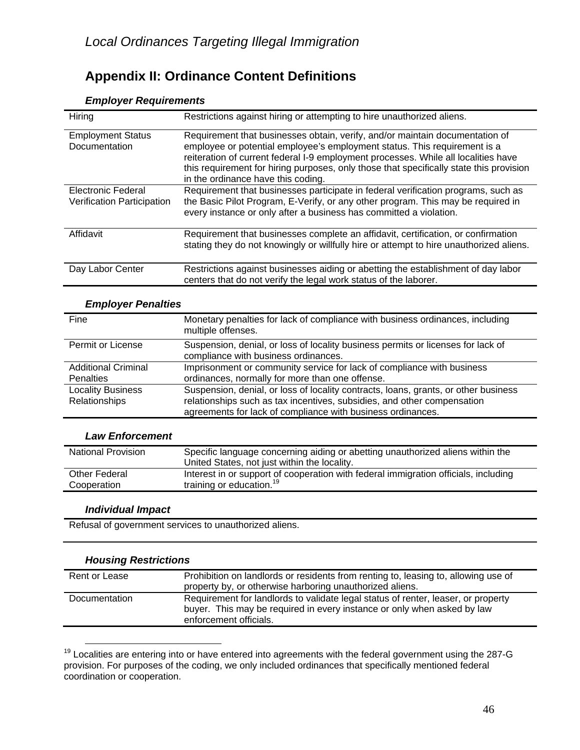## Appendix II: Ordinance Content Definitions

### *Employer Requirements*

| | |
|---|---|
| Hiring | Restrictions against hiring or attempting to hire unauthorized aliens. |
| Employment Status Documentation | Requirement that businesses obtain, verify, and/or maintain documentation of employee or potential employee's employment status. This requirement is a reiteration of current federal I-9 employment processes. While all localities have this requirement for hiring purposes, only those that specifically state this provision in the ordinance have this coding. |
| Electronic Federal Verification Participation | Requirement that businesses participate in federal verification programs, such as the Basic Pilot Program, E-Verify, or any other program. This may be required in every instance or only after a business has committed a violation. |
| Affidavit | Requirement that businesses complete an affidavit, certification, or confirmation stating they do not knowingly or willfully hire or attempt to hire unauthorized aliens. |
| Day Labor Center | Restrictions against businesses aiding or abetting the establishment of day labor centers that do not verify the legal work status of the laborer. |

### *Employer Penalties*

| | |
|---|---|
| Fine | Monetary penalties for lack of compliance with business ordinances, including multiple offenses. |
| Permit or License | Suspension, denial, or loss of locality business permits or licenses for lack of compliance with business ordinances. |
| Additional Criminal Penalties | Imprisonment or community service for lack of compliance with business ordinances, normally for more than one offense. |
| Locality Business Relationships | Suspension, denial, or loss of locality contracts, loans, grants, or other business relationships such as tax incentives, subsidies, and other compensation agreements for lack of compliance with business ordinances. |

### *Law Enforcement*

| | |
|---|---|
| National Provision | Specific language concerning aiding or abetting unauthorized aliens within the United States, not just within the locality. |
| Other Federal Cooperation | Interest in or support of cooperation with federal immigration officials, including training or education.[19] |

### *Individual Impact*

Refusal of government services to unauthorized aliens.

### *Housing Restrictions*

| | |
|---|---|
| Rent or Lease | Prohibition on landlords or residents from renting to, leasing to, allowing use of property by, or otherwise harboring unauthorized aliens. |
| Documentation | Requirement for landlords to validate legal status of renter, leaser, or property buyer. This may be required in every instance or only when asked by law enforcement officials. |

[19] Localities are entering into or have entered into agreements with the federal government using the 287-G provision. For purposes of the coding, we only included ordinances that specifically mentioned federal coordination or cooperation.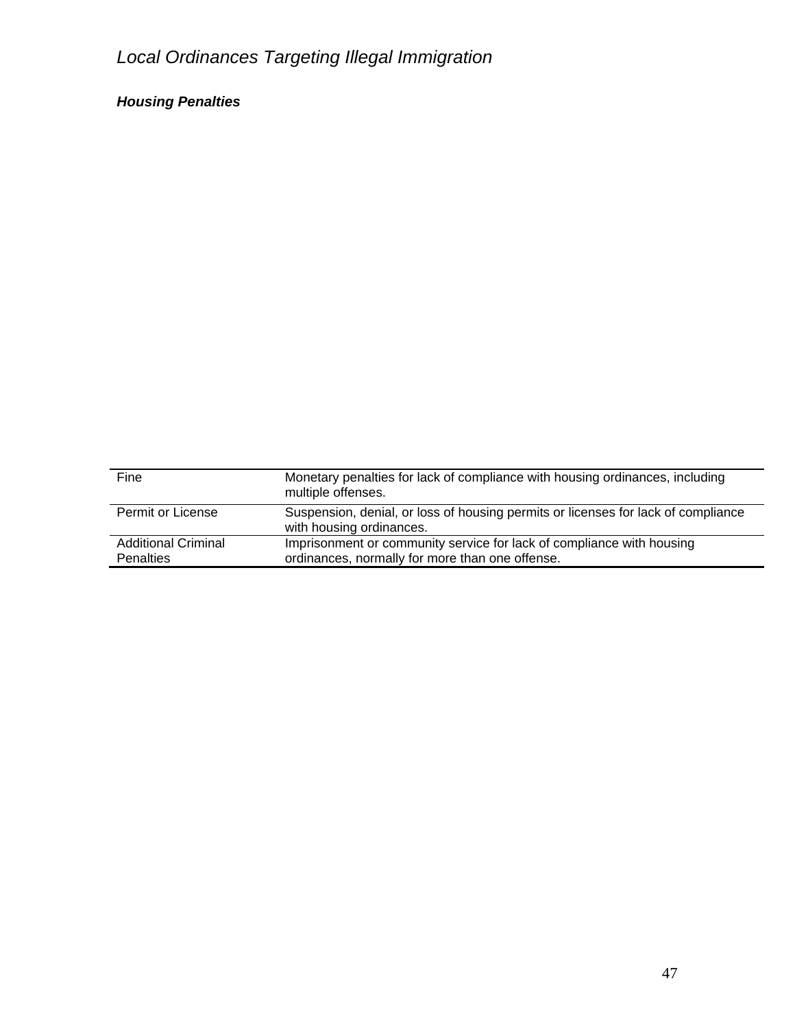*Local Ordinances Targeting Illegal Immigration*

***Housing Penalties***

| | |
|---|---|
| Fine | Monetary penalties for lack of compliance with housing ordinances, including multiple offenses. |
| Permit or License | Suspension, denial, or loss of housing permits or licenses for lack of compliance with housing ordinances. |
| Additional Criminal Penalties | Imprisonment or community service for lack of compliance with housing ordinances, normally for more than one offense. |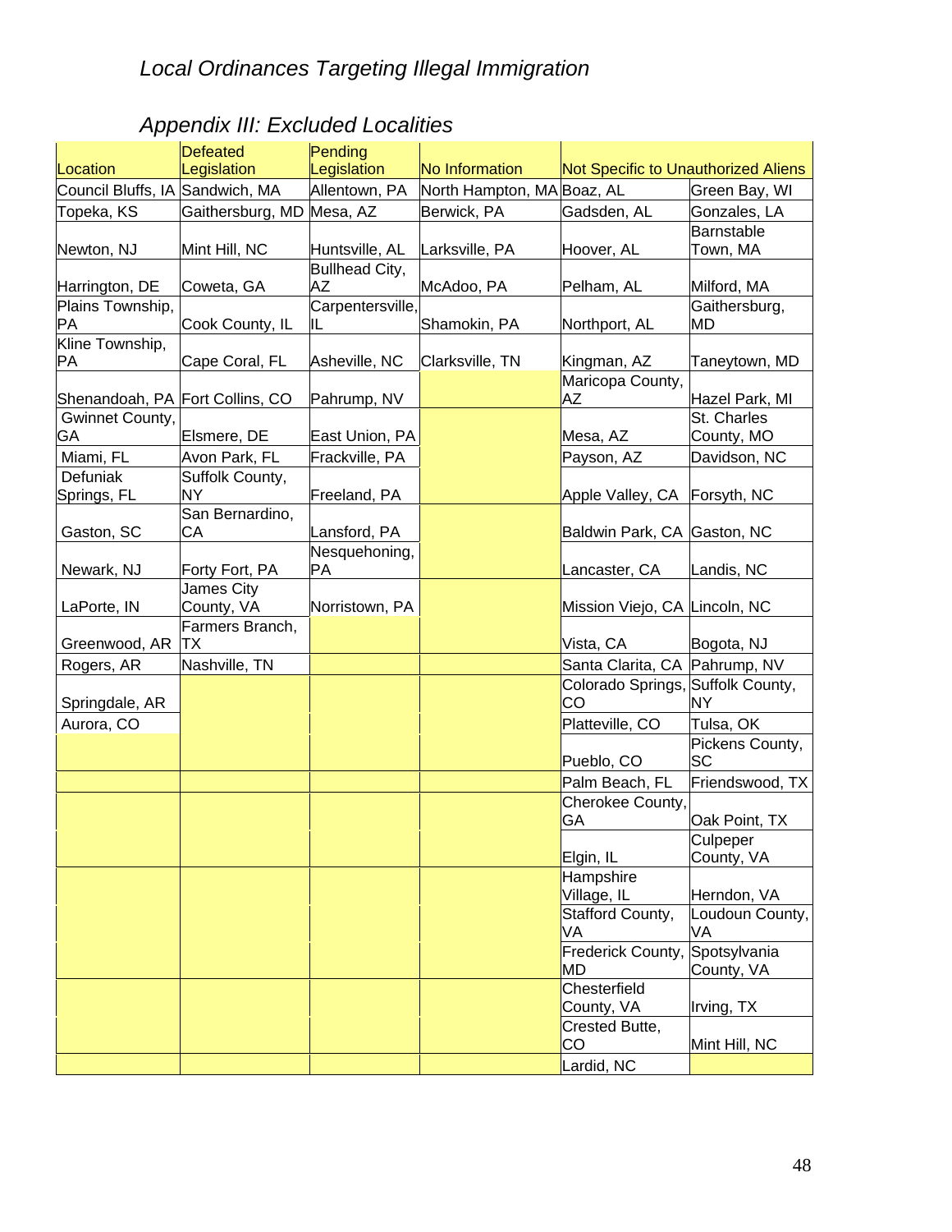*Local Ordinances Targeting Illegal Immigration*

## *Appendix III: Excluded Localities*

| Location | Defeated Legislation | Pending Legislation | No Information | Not Specific to Unauthorized Aliens | |
|---|---|---|---|---|---|
| Council Bluffs, IA | Sandwich, MA | Allentown, PA | North Hampton, MA | Boaz, AL | Green Bay, WI |
| Topeka, KS | Gaithersburg, MD | Mesa, AZ | Berwick, PA | Gadsden, AL | Gonzales, LA |
| Newton, NJ | Mint Hill, NC | Huntsville, AL | Larksville, PA | Hoover, AL | Barnstable Town, MA |
| Harrington, DE | Coweta, GA | Bullhead City, AZ | McAdoo, PA | Pelham, AL | Milford, MA |
| Plains Township, PA | Cook County, IL | Carpentersville, IL | Shamokin, PA | Northport, AL | Gaithersburg, MD |
| Kline Township, PA | Cape Coral, FL | Asheville, NC | Clarksville, TN | Kingman, AZ | Taneytown, MD |
| Shenandoah, PA | Fort Collins, CO | Pahrump, NV | | Maricopa County, AZ | Hazel Park, MI |
| Gwinnet County, GA | Elsmere, DE | East Union, PA | | Mesa, AZ | St. Charles County, MO |
| Miami, FL | Avon Park, FL | Frackville, PA | | Payson, AZ | Davidson, NC |
| Defuniak Springs, FL | Suffolk County, NY | Freeland, PA | | Apple Valley, CA | Forsyth, NC |
| Gaston, SC | San Bernardino, CA | Lansford, PA | | Baldwin Park, CA | Gaston, NC |
| Newark, NJ | Forty Fort, PA | Nesquehoning, PA | | Lancaster, CA | Landis, NC |
| LaPorte, IN | James City County, VA | Norristown, PA | | Mission Viejo, CA | Lincoln, NC |
| Greenwood, AR | Farmers Branch, TX | | | Vista, CA | Bogota, NJ |
| Rogers, AR | Nashville, TN | | | Santa Clarita, CA | Pahrump, NV |
| Springdale, AR | | | | Colorado Springs, CO | Suffolk County, NY |
| Aurora, CO | | | | Platteville, CO | Tulsa, OK |
| | | | | Pueblo, CO | Pickens County, SC |
| | | | | Palm Beach, FL | Friendswood, TX |
| | | | | Cherokee County, GA | Oak Point, TX |
| | | | | Elgin, IL | Culpeper County, VA |
| | | | | Hampshire Village, IL | Herndon, VA |
| | | | | Stafford County, VA | Loudoun County, VA |
| | | | | Frederick County, MD | Spotsylvania County, VA |
| | | | | Chesterfield County, VA | Irving, TX |
| | | | | Crested Butte, CO | Mint Hill, NC |
| | | | | Lardid, NC | |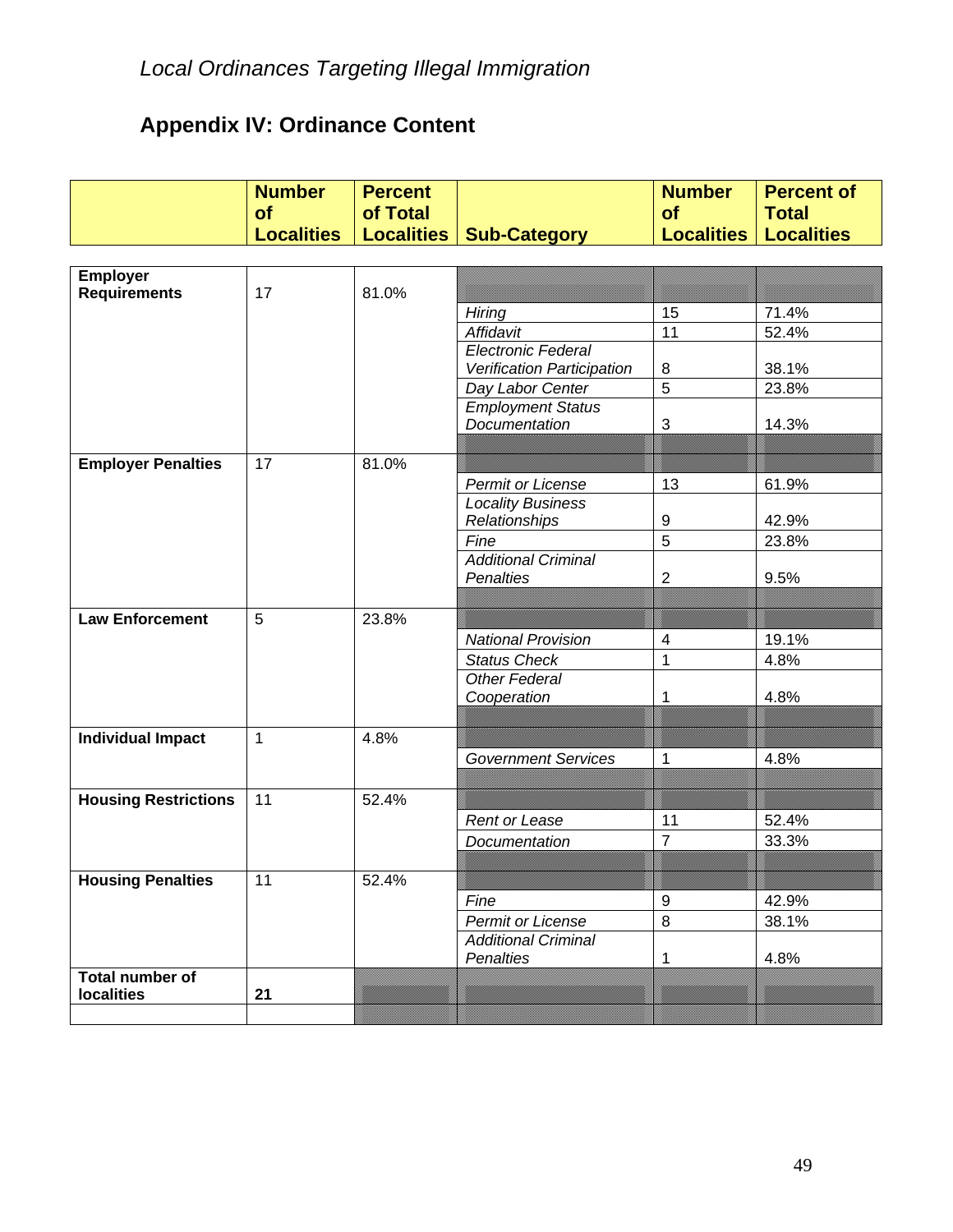## Appendix IV: Ordinance Content

| | Number of Localities | Percent of Total Localities | Sub-Category | Number of Localities | Percent of Total Localities |
|---|---|---|---|---|---|
| **Employer Requirements** | 17 | 81.0% | | | |
| | | | *Hiring* | 15 | 71.4% |
| | | | *Affidavit* | 11 | 52.4% |
| | | | *Electronic Federal Verification Participation* | 8 | 38.1% |
| | | | *Day Labor Center* | 5 | 23.8% |
| | | | *Employment Status Documentation* | 3 | 14.3% |
| **Employer Penalties** | 17 | 81.0% | | | |
| | | | *Permit or License* | 13 | 61.9% |
| | | | *Locality Business Relationships* | 9 | 42.9% |
| | | | *Fine* | 5 | 23.8% |
| | | | *Additional Criminal Penalties* | 2 | 9.5% |
| **Law Enforcement** | 5 | 23.8% | | | |
| | | | *National Provision* | 4 | 19.1% |
| | | | *Status Check* | 1 | 4.8% |
| | | | *Other Federal Cooperation* | 1 | 4.8% |
| **Individual Impact** | 1 | 4.8% | | | |
| | | | *Government Services* | 1 | 4.8% |
| **Housing Restrictions** | 11 | 52.4% | | | |
| | | | *Rent or Lease* | 11 | 52.4% |
| | | | *Documentation* | 7 | 33.3% |
| **Housing Penalties** | 11 | 52.4% | | | |
| | | | *Fine* | 9 | 42.9% |
| | | | *Permit or License* | 8 | 38.1% |
| | | | *Additional Criminal Penalties* | 1 | 4.8% |
| **Total number of localities** | **21** | | | | |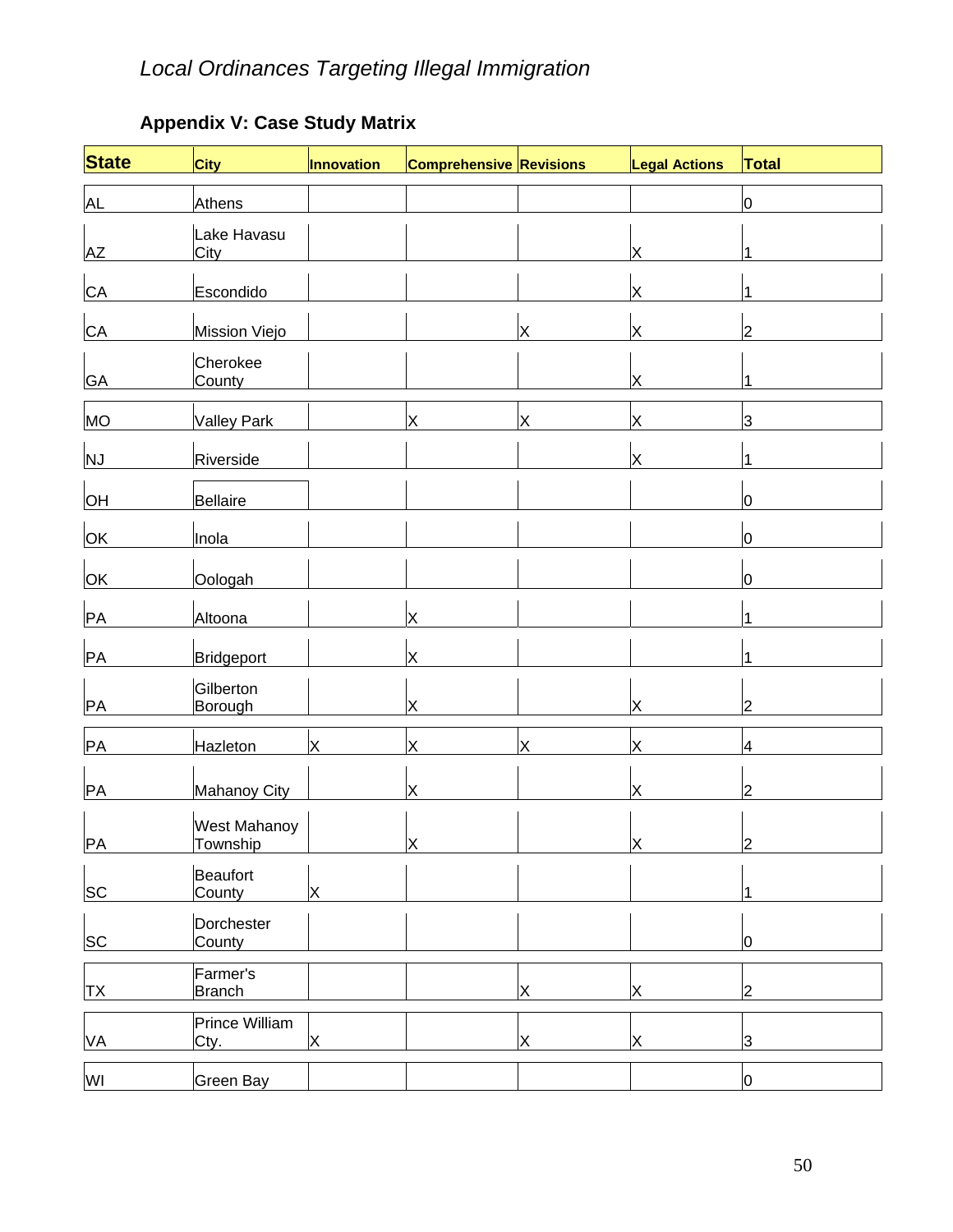*Local Ordinances Targeting Illegal Immigration*

**Appendix V: Case Study Matrix**

| State | City | Innovation | Comprehensive | Revisions | Legal Actions | Total |
|---|---|---|---|---|---|---|
| AL | Athens | | | | | 0 |
| AZ | Lake Havasu City | | | | X | 1 |
| CA | Escondido | | | | X | 1 |
| CA | Mission Viejo | | | X | X | 2 |
| GA | Cherokee County | | | | X | 1 |
| MO | Valley Park | | X | X | X | 3 |
| NJ | Riverside | | | | X | 1 |
| OH | Bellaire | | | | | 0 |
| OK | Inola | | | | | 0 |
| OK | Oologah | | | | | 0 |
| PA | Altoona | | X | | | 1 |
| PA | Bridgeport | | X | | | 1 |
| PA | Gilberton Borough | | X | | X | 2 |
| PA | Hazleton | X | X | X | X | 4 |
| PA | Mahanoy City | | X | | X | 2 |
| PA | West Mahanoy Township | | X | | X | 2 |
| SC | Beaufort County | X | | | | 1 |
| SC | Dorchester County | | | | | 0 |
| TX | Farmer's Branch | | | X | X | 2 |
| VA | Prince William Cty. | X | | X | X | 3 |
| WI | Green Bay | | | | | 0 |